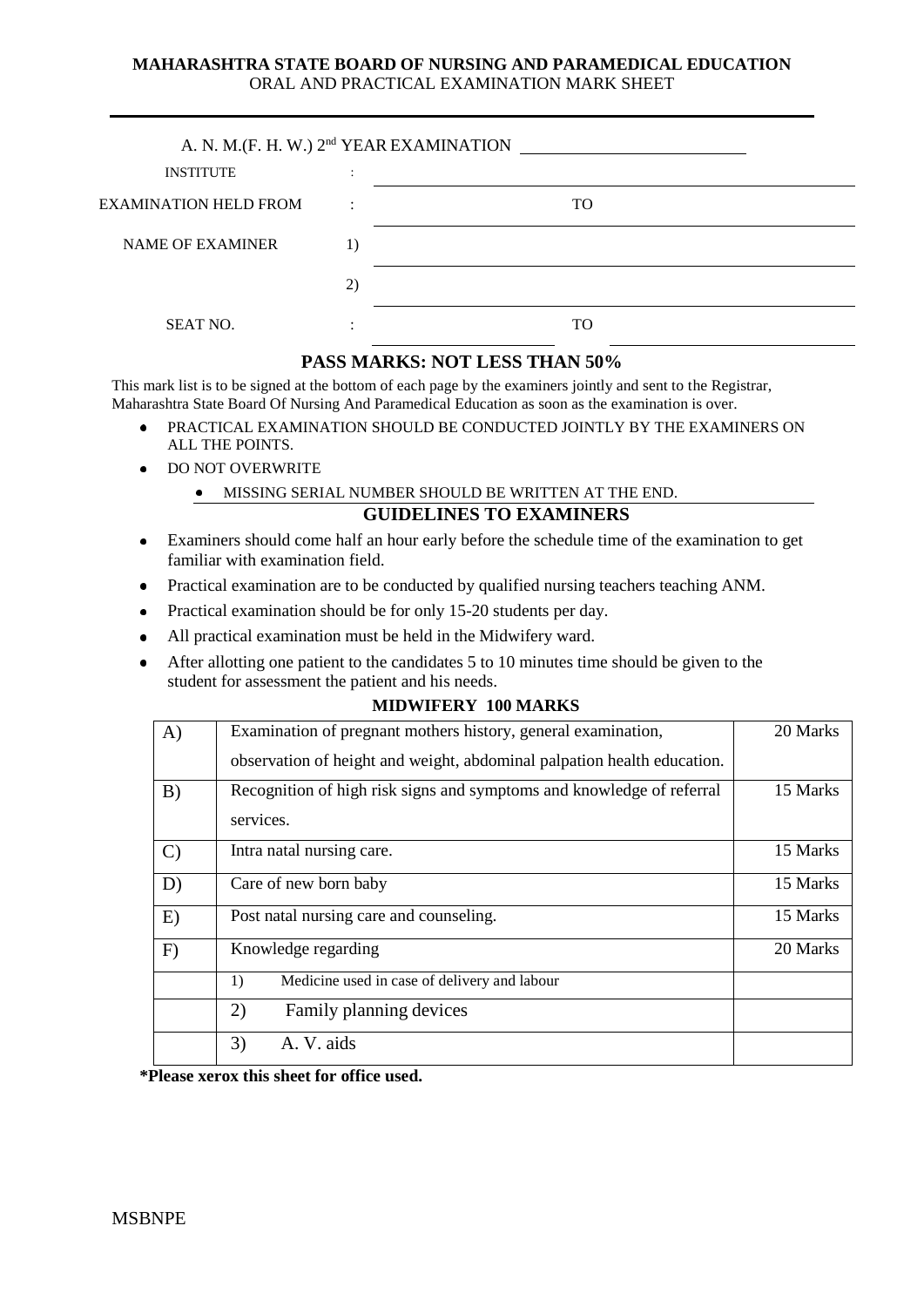**MAHARASHTRA STATE BOARD OF NURSING AND PARAMEDICAL EDUCATION**
ORAL AND PRACTICAL EXAMINATION MARK SHEET

---

A. N. M.(F. H. W.) 2nd YEAR EXAMINATION ______________________

INSTITUTE : ______________________

EXAMINATION HELD FROM : ______________ TO ______________

NAME OF EXAMINER 1) ______________________

2) ______________________

SEAT NO. : ______________ TO ______________

## PASS MARKS: NOT LESS THAN 50%

This mark list is to be signed at the bottom of each page by the examiners jointly and sent to the Registrar, Maharashtra State Board Of Nursing And Paramedical Education as soon as the examination is over.

- PRACTICAL EXAMINATION SHOULD BE CONDUCTED JOINTLY BY THE EXAMINERS ON ALL THE POINTS.
- DO NOT OVERWRITE
  - MISSING SERIAL NUMBER SHOULD BE WRITTEN AT THE END.

## GUIDELINES TO EXAMINERS

- Examiners should come half an hour early before the schedule time of the examination to get familiar with examination field.
- Practical examination are to be conducted by qualified nursing teachers teaching ANM.
- Practical examination should be for only 15-20 students per day.
- All practical examination must be held in the Midwifery ward.
- After allotting one patient to the candidates 5 to 10 minutes time should be given to the student for assessment the patient and his needs.

### MIDWIFERY 100 MARKS

| | | |
|---|---|---|
| A) | Examination of pregnant mothers history, general examination, observation of height and weight, abdominal palpation health education. | 20 Marks |
| B) | Recognition of high risk signs and symptoms and knowledge of referral services. | 15 Marks |
| C) | Intra natal nursing care. | 15 Marks |
| D) | Care of new born baby | 15 Marks |
| E) | Post natal nursing care and counseling. | 15 Marks |
| F) | Knowledge regarding | 20 Marks |
| | 1) Medicine used in case of delivery and labour | |
| | 2) Family planning devices | |
| | 3) A. V. aids | |

**\*Please xerox this sheet for office used.**

MSBNPE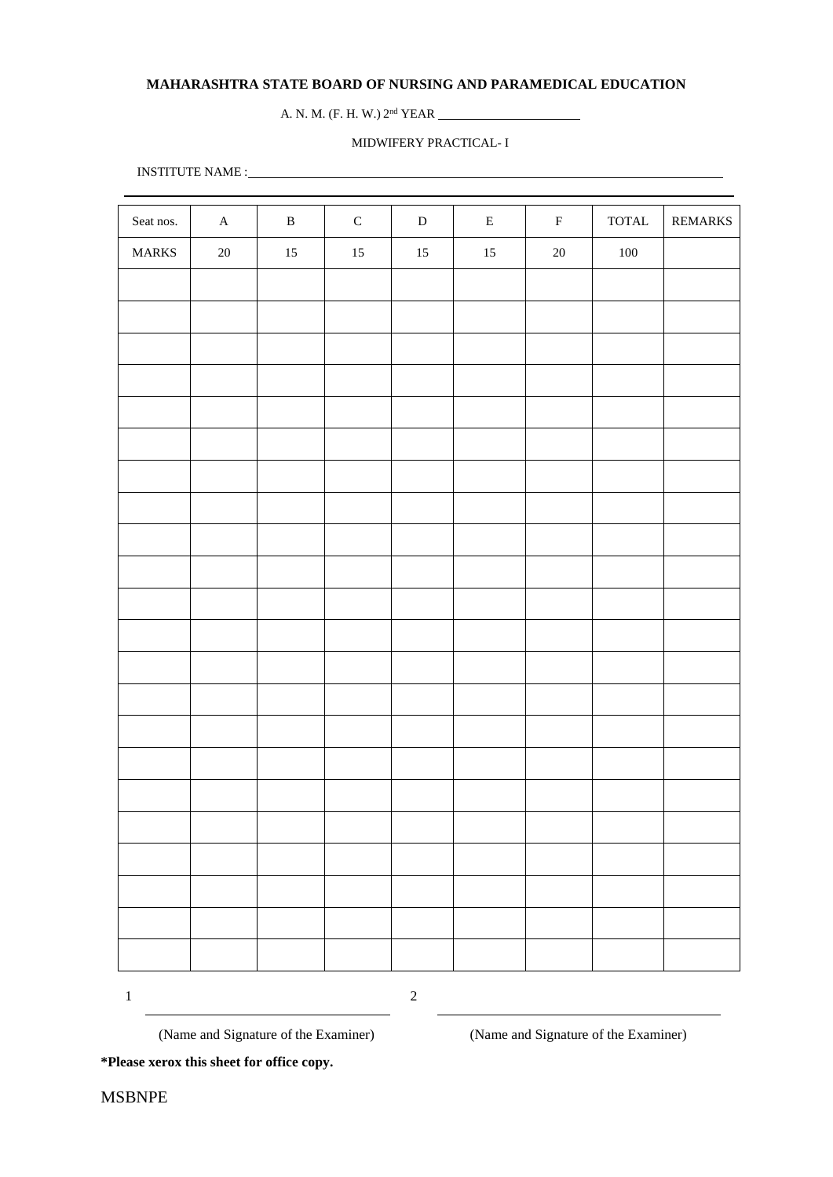**MAHARASHTRA STATE BOARD OF NURSING AND PARAMEDICAL EDUCATION**

A. N. M. (F. H. W.) 2nd YEAR \_\_\_\_\_\_\_\_\_\_\_\_\_\_\_\_\_\_\_\_\_\_

MIDWIFERY PRACTICAL- I

INSTITUTE NAME : \_\_\_\_\_\_\_\_\_\_\_\_\_\_\_\_\_\_\_\_\_\_\_\_\_\_\_\_\_\_\_\_\_\_\_\_\_\_\_\_\_\_\_\_\_\_\_\_\_\_\_\_\_\_\_\_\_\_\_\_\_\_\_\_

| Seat nos. | A | B | C | D | E | F | TOTAL | REMARKS |
|---|---|---|---|---|---|---|---|---|
| MARKS | 20 | 15 | 15 | 15 | 15 | 20 | 100 | |
| | | | | | | | | |
| | | | | | | | | |
| | | | | | | | | |
| | | | | | | | | |
| | | | | | | | | |
| | | | | | | | | |
| | | | | | | | | |
| | | | | | | | | |
| | | | | | | | | |
| | | | | | | | | |
| | | | | | | | | |
| | | | | | | | | |
| | | | | | | | | |
| | | | | | | | | |
| | | | | | | | | |
| | | | | | | | | |
| | | | | | | | | |
| | | | | | | | | |
| | | | | | | | | |
| | | | | | | | | |
| | | | | | | | | |
| | | | | | | | | |

1 \_\_\_\_\_\_\_\_\_\_\_\_\_\_\_\_\_\_\_\_\_\_\_\_\_\_\_\_\_\_ 2 \_\_\_\_\_\_\_\_\_\_\_\_\_\_\_\_\_\_\_\_\_\_\_\_\_\_\_\_\_\_

(Name and Signature of the Examiner) (Name and Signature of the Examiner)

***Please xerox this sheet for office copy.**

MSBNPE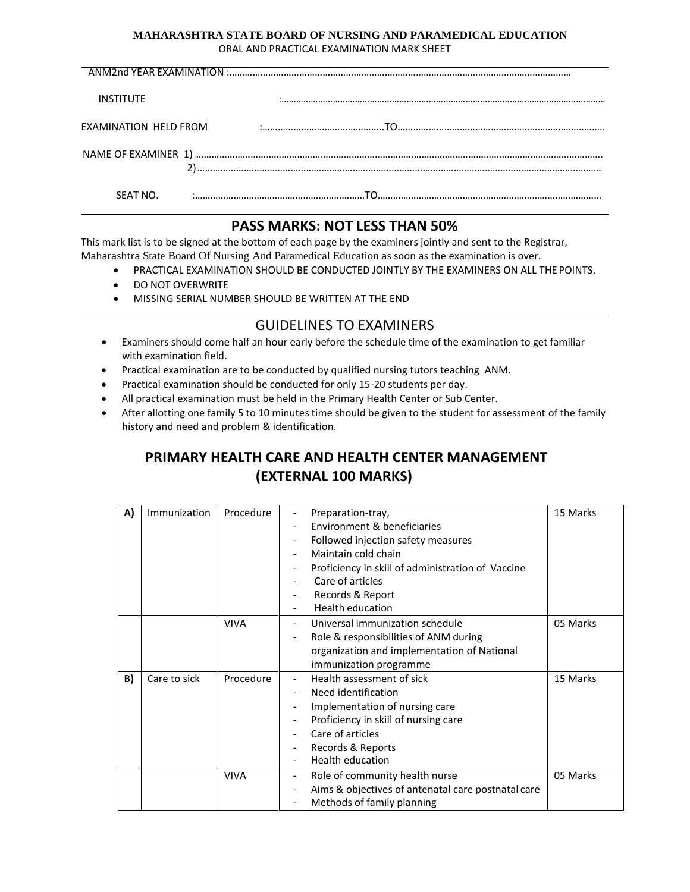**MAHARASHTRA STATE BOARD OF NURSING AND PARAMEDICAL EDUCATION**

ORAL AND PRACTICAL EXAMINATION MARK SHEET

ANM2nd YEAR EXAMINATION :……………………………………………………………………………………………………………

INSTITUTE :……………………………………………………………………………………………………………

EXAMINATION HELD FROM :………………………………………..TO……………………………………………………………………..

NAME OF EXAMINER 1) ……………………………………………………………………………………………………………………

2)……………………………………………………………………………………………………………………

SEAT NO. :…………………………………………………………TO……………………………………………………………………………

## PASS MARKS: NOT LESS THAN 50%

This mark list is to be signed at the bottom of each page by the examiners jointly and sent to the Registrar, Maharashtra State Board Of Nursing And Paramedical Education as soon as the examination is over.

- PRACTICAL EXAMINATION SHOULD BE CONDUCTED JOINTLY BY THE EXAMINERS ON ALL THE POINTS.
- DO NOT OVERWRITE
- MISSING SERIAL NUMBER SHOULD BE WRITTEN AT THE END

## GUIDELINES TO EXAMINERS

- Examiners should come half an hour early before the schedule time of the examination to get familiar with examination field.
- Practical examination are to be conducted by qualified nursing tutors teaching ANM.
- Practical examination should be conducted for only 15-20 students per day.
- All practical examination must be held in the Primary Health Center or Sub Center.
- After allotting one family 5 to 10 minutes time should be given to the student for assessment of the family history and need and problem & identification.

## PRIMARY HEALTH CARE AND HEALTH CENTER MANAGEMENT (EXTERNAL 100 MARKS)

| | | | | |
|---|---|---|---|---|
| **A)** | Immunization | Procedure | - Preparation-tray,<br>- Environment & beneficiaries<br>- Followed injection safety measures<br>- Maintain cold chain<br>- Proficiency in skill of administration of Vaccine<br>- Care of articles<br>- Records & Report<br>- Health education | 15 Marks |
| | | VIVA | - Universal immunization schedule<br>- Role & responsibilities of ANM during organization and implementation of National immunization programme | 05 Marks |
| **B)** | Care to sick | Procedure | - Health assessment of sick<br>- Need identification<br>- Implementation of nursing care<br>- Proficiency in skill of nursing care<br>- Care of articles<br>- Records & Reports<br>- Health education | 15 Marks |
| | | VIVA | - Role of community health nurse<br>- Aims & objectives of antenatal care postnatal care<br>- Methods of family planning | 05 Marks |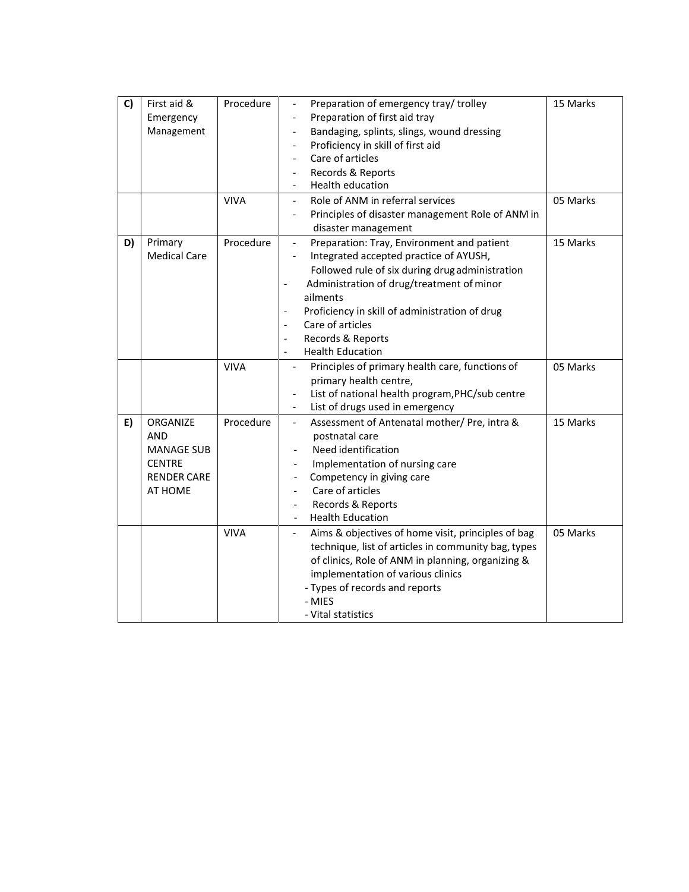| C) | First aid & Emergency Management | Procedure | - Preparation of emergency tray/ trolley<br>- Preparation of first aid tray<br>- Bandaging, splints, slings, wound dressing<br>- Proficiency in skill of first aid<br>- Care of articles<br>- Records & Reports<br>- Health education | 15 Marks |
|---|---|---|---|---|
| | | VIVA | - Role of ANM in referral services<br>- Principles of disaster management Role of ANM in disaster management | 05 Marks |
| D) | Primary Medical Care | Procedure | - Preparation: Tray, Environment and patient<br>- Integrated accepted practice of AYUSH, Followed rule of six during drug administration<br>- Administration of drug/treatment of minor ailments<br>- Proficiency in skill of administration of drug<br>- Care of articles<br>- Records & Reports<br>- Health Education | 15 Marks |
| | | VIVA | - Principles of primary health care, functions of primary health centre,<br>- List of national health program,PHC/sub centre<br>- List of drugs used in emergency | 05 Marks |
| E) | ORGANIZE AND MANAGE SUB CENTRE RENDER CARE AT HOME | Procedure | - Assessment of Antenatal mother/ Pre, intra & postnatal care<br>- Need identification<br>- Implementation of nursing care<br>- Competency in giving care<br>- Care of articles<br>- Records & Reports<br>- Health Education | 15 Marks |
| | | VIVA | - Aims & objectives of home visit, principles of bag technique, list of articles in community bag, types of clinics, Role of ANM in planning, organizing & implementation of various clinics<br>- Types of records and reports<br>- MIES<br>- Vital statistics | 05 Marks |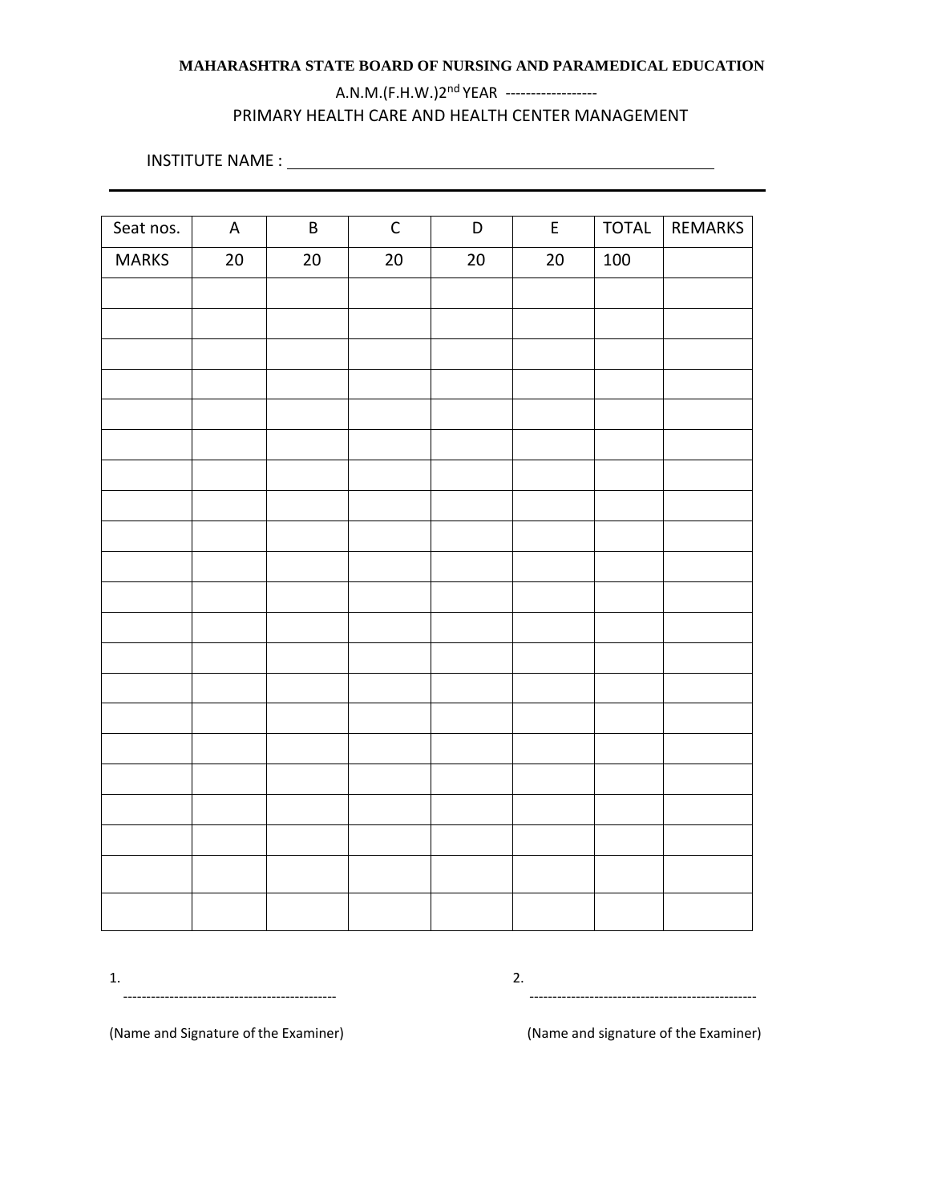**MAHARASHTRA STATE BOARD OF NURSING AND PARAMEDICAL EDUCATION**

A.N.M.(F.H.W.)2nd YEAR ------------------

PRIMARY HEALTH CARE AND HEALTH CENTER MANAGEMENT

INSTITUTE NAME : ______________________________________________

| Seat nos. | A | B | C | D | E | TOTAL | REMARKS |
|---|---|---|---|---|---|---|---|
| MARKS | 20 | 20 | 20 | 20 | 20 | 100 | |
| | | | | | | | |
| | | | | | | | |
| | | | | | | | |
| | | | | | | | |
| | | | | | | | |
| | | | | | | | |
| | | | | | | | |
| | | | | | | | |
| | | | | | | | |
| | | | | | | | |
| | | | | | | | |
| | | | | | | | |
| | | | | | | | |
| | | | | | | | |
| | | | | | | | |
| | | | | | | | |
| | | | | | | | |
| | | | | | | | |
| | | | | | | | |
| | | | | | | | |
| | | | | | | | |

1. ----------------------------------------------

(Name and Signature of the Examiner)

2. -------------------------------------------------

(Name and signature of the Examiner)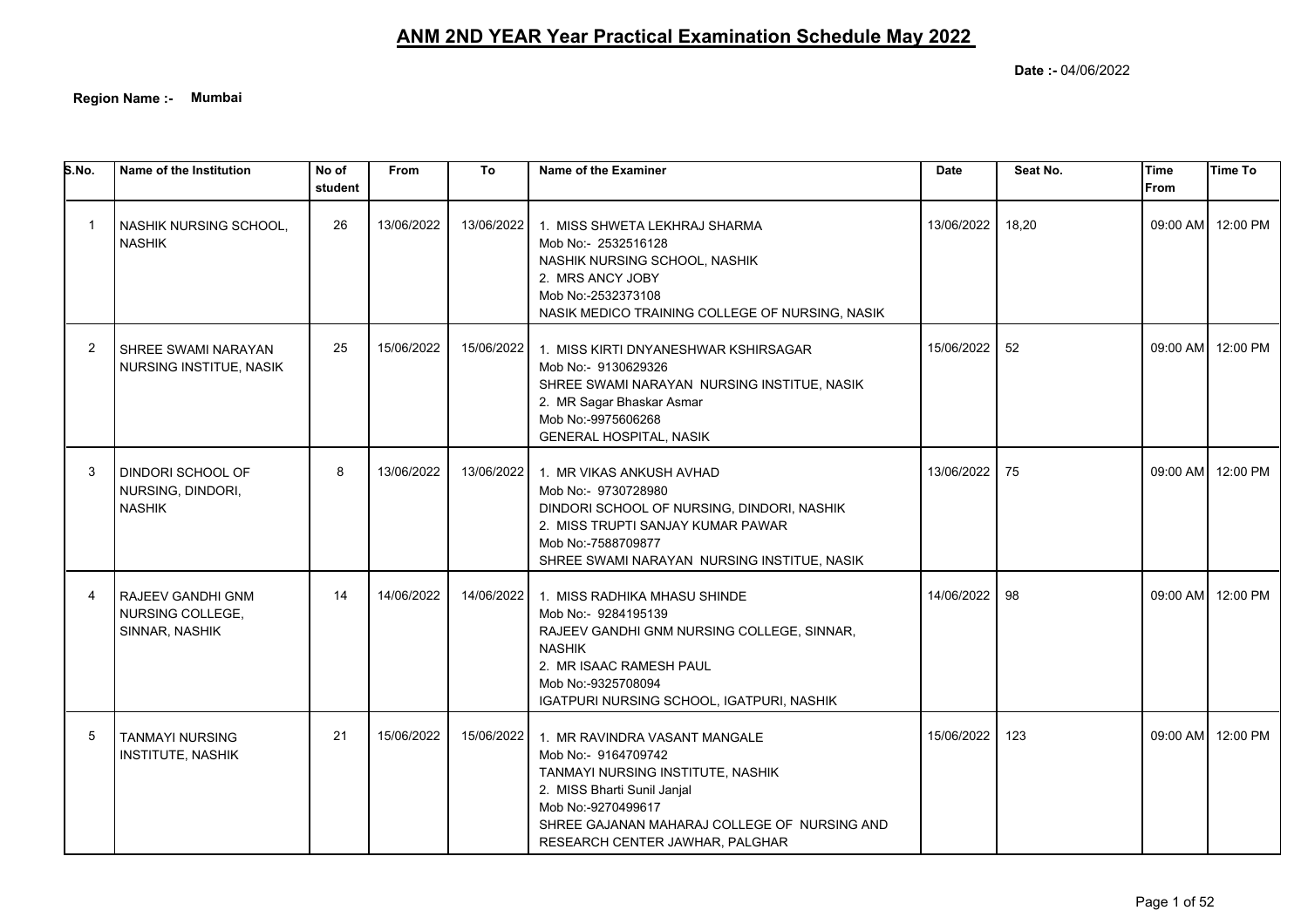# ANM 2ND YEAR Year Practical Examination Schedule May 2022

**Date :-** 04/06/2022

**Region Name :-** **Mumbai**

| S.No. | Name of the Institution | No of student | From | To | Name of the Examiner | Date | Seat No. | Time From | Time To |
|---|---|---|---|---|---|---|---|---|---|
| 1 | NASHIK NURSING SCHOOL, NASHIK | 26 | 13/06/2022 | 13/06/2022 | 1. MISS SHWETA LEKHRAJ SHARMA<br>Mob No:- 2532516128<br>NASHIK NURSING SCHOOL, NASHIK<br>2. MRS ANCY JOBY<br>Mob No:-2532373108<br>NASIK MEDICO TRAINING COLLEGE OF NURSING, NASIK | 13/06/2022 | 18,20 | 09:00 AM | 12:00 PM |
| 2 | SHREE SWAMI NARAYAN NURSING INSTITUE, NASIK | 25 | 15/06/2022 | 15/06/2022 | 1. MISS KIRTI DNYANESHWAR KSHIRSAGAR<br>Mob No:- 9130629326<br>SHREE SWAMI NARAYAN NURSING INSTITUE, NASIK<br>2. MR Sagar Bhaskar Asmar<br>Mob No:-9975606268<br>GENERAL HOSPITAL, NASIK | 15/06/2022 | 52 | 09:00 AM | 12:00 PM |
| 3 | DINDORI SCHOOL OF NURSING, DINDORI, NASHIK | 8 | 13/06/2022 | 13/06/2022 | 1. MR VIKAS ANKUSH AVHAD<br>Mob No:- 9730728980<br>DINDORI SCHOOL OF NURSING, DINDORI, NASHIK<br>2. MISS TRUPTI SANJAY KUMAR PAWAR<br>Mob No:-7588709877<br>SHREE SWAMI NARAYAN NURSING INSTITUE, NASIK | 13/06/2022 | 75 | 09:00 AM | 12:00 PM |
| 4 | RAJEEV GANDHI GNM NURSING COLLEGE, SINNAR, NASHIK | 14 | 14/06/2022 | 14/06/2022 | 1. MISS RADHIKA MHASU SHINDE<br>Mob No:- 9284195139<br>RAJEEV GANDHI GNM NURSING COLLEGE, SINNAR, NASHIK<br>2. MR ISAAC RAMESH PAUL<br>Mob No:-9325708094<br>IGATPURI NURSING SCHOOL, IGATPURI, NASHIK | 14/06/2022 | 98 | 09:00 AM | 12:00 PM |
| 5 | TANMAYI NURSING INSTITUTE, NASHIK | 21 | 15/06/2022 | 15/06/2022 | 1. MR RAVINDRA VASANT MANGALE<br>Mob No:- 9164709742<br>TANMAYI NURSING INSTITUTE, NASHIK<br>2. MISS Bharti Sunil Janjal<br>Mob No:-9270499617<br>SHREE GAJANAN MAHARAJ COLLEGE OF NURSING AND RESEARCH CENTER JAWHAR, PALGHAR | 15/06/2022 | 123 | 09:00 AM | 12:00 PM |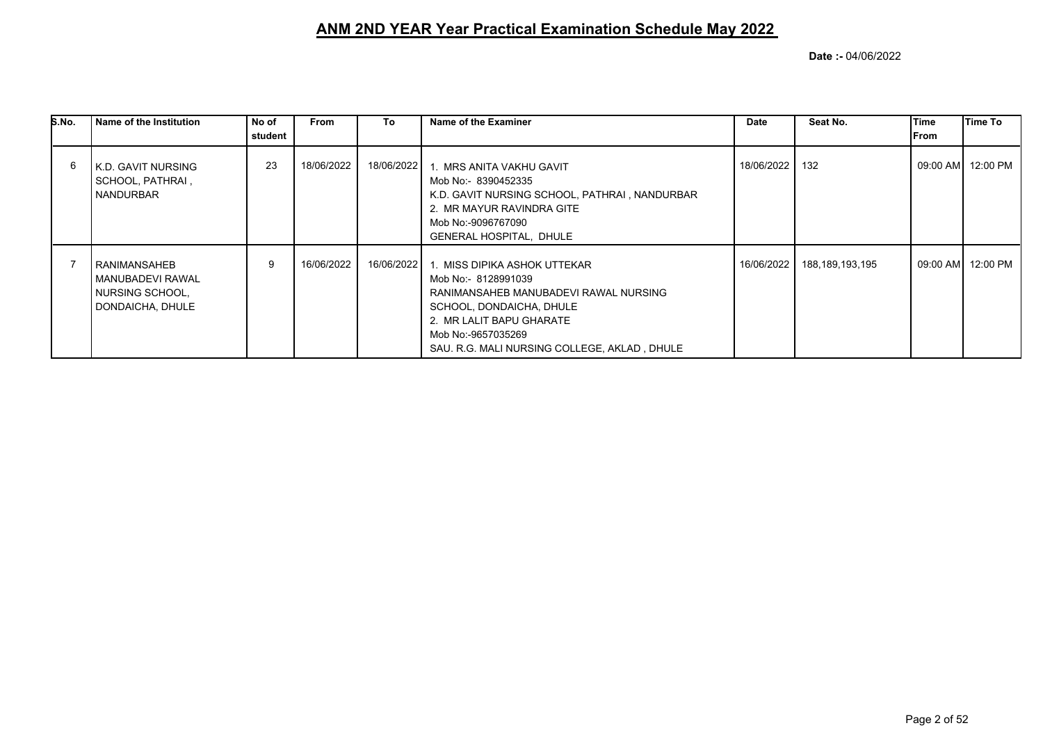# ANM 2ND YEAR Year Practical Examination Schedule May 2022

**Date :-** 04/06/2022

| S.No. | Name of the Institution | No of student | From | To | Name of the Examiner | Date | Seat No. | Time From | Time To |
|---|---|---|---|---|---|---|---|---|---|
| 6 | K.D. GAVIT NURSING SCHOOL, PATHRAI , NANDURBAR | 23 | 18/06/2022 | 18/06/2022 | 1. MRS ANITA VAKHU GAVIT<br>Mob No:- 8390452335<br>K.D. GAVIT NURSING SCHOOL, PATHRAI , NANDURBAR<br>2. MR MAYUR RAVINDRA GITE<br>Mob No:-9096767090<br>GENERAL HOSPITAL, DHULE | 18/06/2022 | 132 | 09:00 AM | 12:00 PM |
| 7 | RANIMANSAHEB MANUBADEVI RAWAL NURSING SCHOOL, DONDAICHA, DHULE | 9 | 16/06/2022 | 16/06/2022 | 1. MISS DIPIKA ASHOK UTTEKAR<br>Mob No:- 8128991039<br>RANIMANSAHEB MANUBADEVI RAWAL NURSING SCHOOL, DONDAICHA, DHULE<br>2. MR LALIT BAPU GHARATE<br>Mob No:-9657035269<br>SAU. R.G. MALI NURSING COLLEGE, AKLAD , DHULE | 16/06/2022 | 188,189,193,195 | 09:00 AM | 12:00 PM |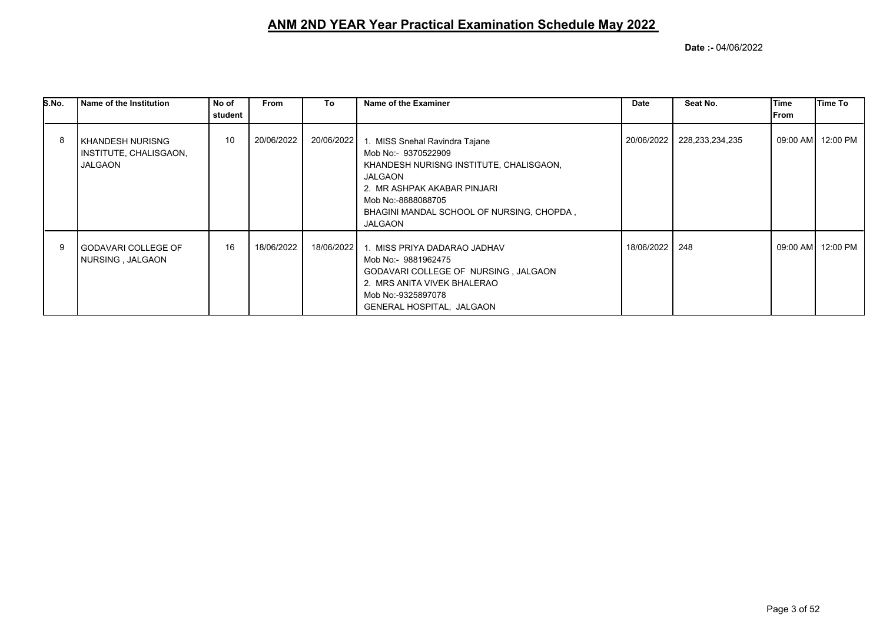# ANM 2ND YEAR Year Practical Examination Schedule May 2022

**Date :-** 04/06/2022

| S.No. | Name of the Institution | No of student | From | To | Name of the Examiner | Date | Seat No. | Time From | Time To |
|---|---|---|---|---|---|---|---|---|---|
| 8 | KHANDESH NURISNG INSTITUTE, CHALISGAON, JALGAON | 10 | 20/06/2022 | 20/06/2022 | 1. MISS Snehal Ravindra Tajane<br>Mob No:- 9370522909<br>KHANDESH NURISNG INSTITUTE, CHALISGAON, JALGAON<br>2. MR ASHPAK AKABAR PINJARI<br>Mob No:-8888088705<br>BHAGINI MANDAL SCHOOL OF NURSING, CHOPDA , JALGAON | 20/06/2022 | 228,233,234,235 | 09:00 AM | 12:00 PM |
| 9 | GODAVARI COLLEGE OF NURSING , JALGAON | 16 | 18/06/2022 | 18/06/2022 | 1. MISS PRIYA DADARAO JADHAV<br>Mob No:- 9881962475<br>GODAVARI COLLEGE OF NURSING , JALGAON<br>2. MRS ANITA VIVEK BHALERAO<br>Mob No:-9325897078<br>GENERAL HOSPITAL, JALGAON | 18/06/2022 | 248 | 09:00 AM | 12:00 PM |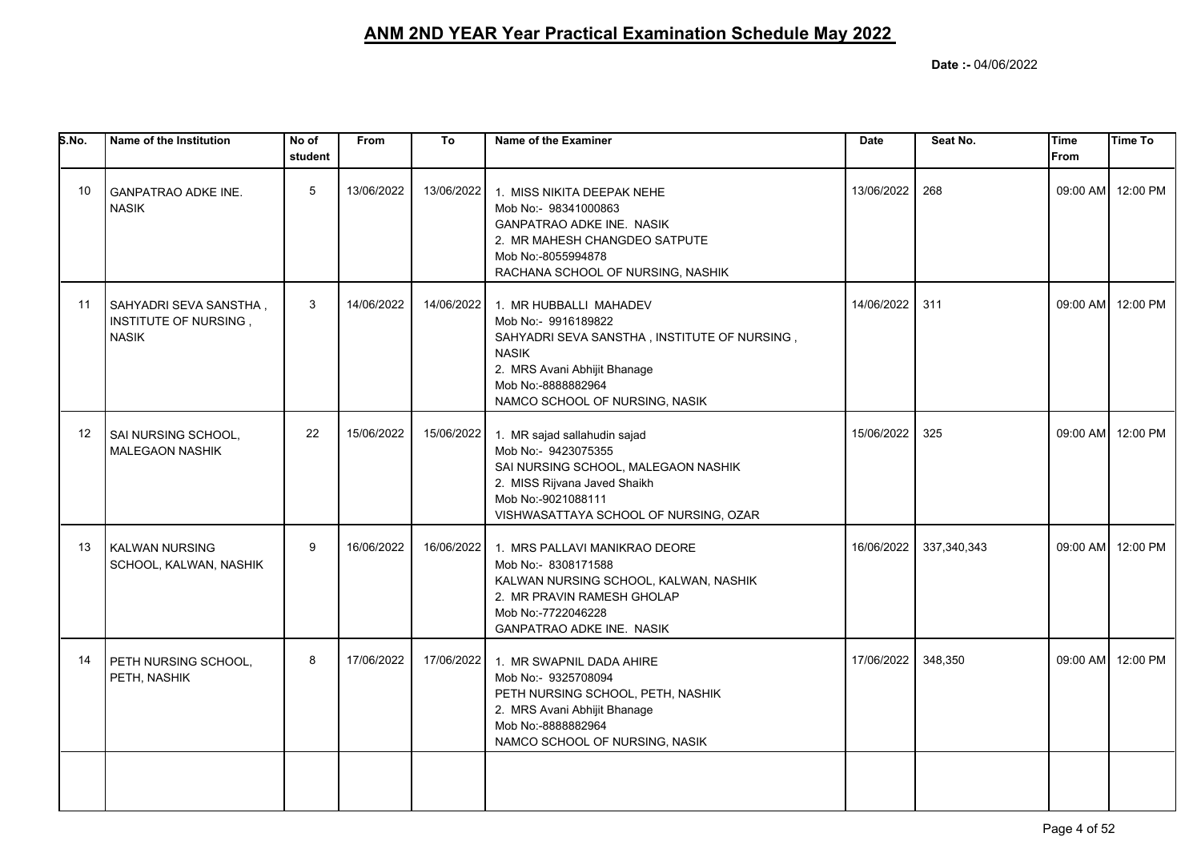# ANM 2ND YEAR Year Practical Examination Schedule May 2022

**Date :-** 04/06/2022

| S.No. | Name of the Institution | No of student | From | To | Name of the Examiner | Date | Seat No. | Time From | Time To |
|---|---|---|---|---|---|---|---|---|---|
| 10 | GANPATRAO ADKE INE. NASIK | 5 | 13/06/2022 | 13/06/2022 | 1. MISS NIKITA DEEPAK NEHE<br>Mob No:- 98341000863<br>GANPATRAO ADKE INE. NASIK<br>2. MR MAHESH CHANGDEO SATPUTE<br>Mob No:-8055994878<br>RACHANA SCHOOL OF NURSING, NASHIK | 13/06/2022 | 268 | 09:00 AM | 12:00 PM |
| 11 | SAHYADRI SEVA SANSTHA , INSTITUTE OF NURSING , NASIK | 3 | 14/06/2022 | 14/06/2022 | 1. MR HUBBALLI MAHADEV<br>Mob No:- 9916189822<br>SAHYADRI SEVA SANSTHA , INSTITUTE OF NURSING , NASIK<br>2. MRS Avani Abhijit Bhanage<br>Mob No:-8888882964<br>NAMCO SCHOOL OF NURSING, NASIK | 14/06/2022 | 311 | 09:00 AM | 12:00 PM |
| 12 | SAI NURSING SCHOOL, MALEGAON NASHIK | 22 | 15/06/2022 | 15/06/2022 | 1. MR sajad sallahudin sajad<br>Mob No:- 9423075355<br>SAI NURSING SCHOOL, MALEGAON NASHIK<br>2. MISS Rijvana Javed Shaikh<br>Mob No:-9021088111<br>VISHWASATTAYA SCHOOL OF NURSING, OZAR | 15/06/2022 | 325 | 09:00 AM | 12:00 PM |
| 13 | KALWAN NURSING SCHOOL, KALWAN, NASHIK | 9 | 16/06/2022 | 16/06/2022 | 1. MRS PALLAVI MANIKRAO DEORE<br>Mob No:- 8308171588<br>KALWAN NURSING SCHOOL, KALWAN, NASHIK<br>2. MR PRAVIN RAMESH GHOLAP<br>Mob No:-7722046228<br>GANPATRAO ADKE INE. NASIK | 16/06/2022 | 337,340,343 | 09:00 AM | 12:00 PM |
| 14 | PETH NURSING SCHOOL, PETH, NASHIK | 8 | 17/06/2022 | 17/06/2022 | 1. MR SWAPNIL DADA AHIRE<br>Mob No:- 9325708094<br>PETH NURSING SCHOOL, PETH, NASHIK<br>2. MRS Avani Abhijit Bhanage<br>Mob No:-8888882964<br>NAMCO SCHOOL OF NURSING, NASIK | 17/06/2022 | 348,350 | 09:00 AM | 12:00 PM |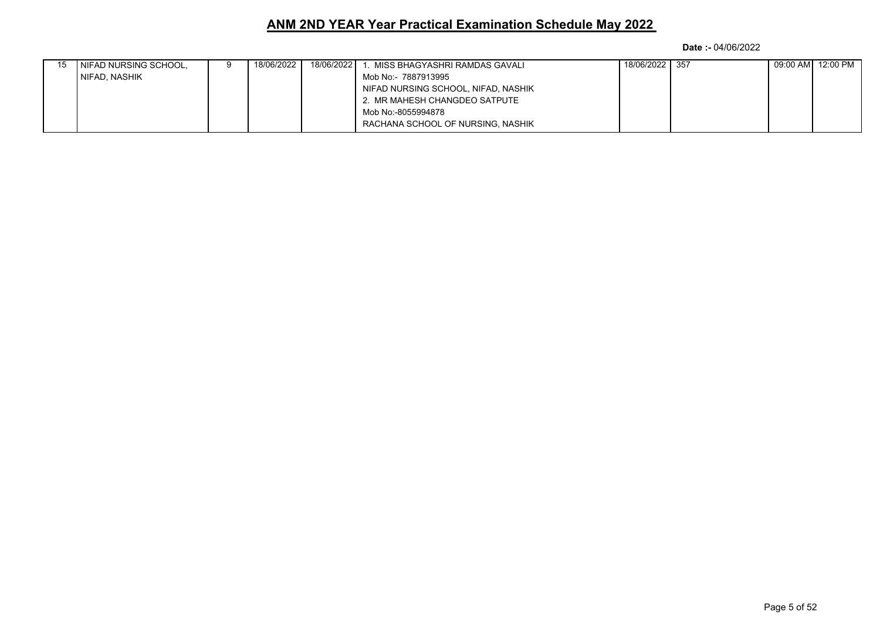# ANM 2ND YEAR Year Practical Examination Schedule May 2022

**Date :-** 04/06/2022

| | | | | | | | | | |
|---|---|---|---|---|---|---|---|---|---|
| 15 | NIFAD NURSING SCHOOL, NIFAD, NASHIK | 9 | 18/06/2022 | 18/06/2022 | 1. MISS BHAGYASHRI RAMDAS GAVALI<br>Mob No:- 7887913995<br>NIFAD NURSING SCHOOL, NIFAD, NASHIK<br>2. MR MAHESH CHANGDEO SATPUTE<br>Mob No:-8055994878<br>RACHANA SCHOOL OF NURSING, NASHIK | 18/06/2022 | 357 | 09:00 AM | 12:00 PM |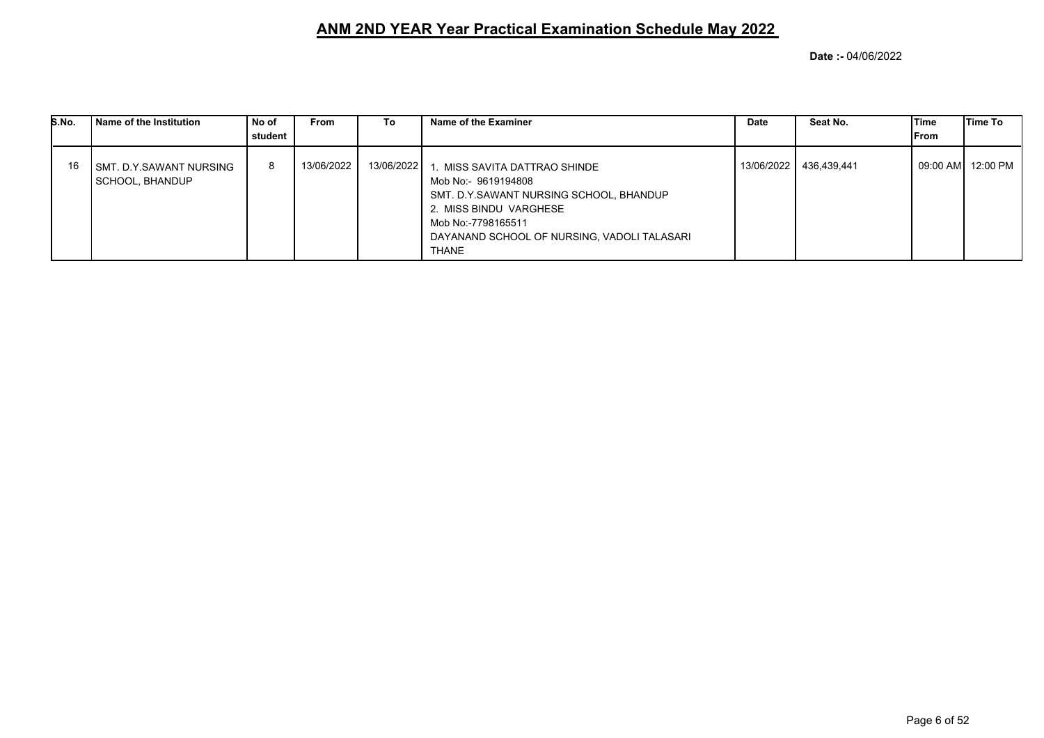# ANM 2ND YEAR Year Practical Examination Schedule May 2022

**Date :-** 04/06/2022

| S.No. | Name of the Institution | No of student | From | To | Name of the Examiner | Date | Seat No. | Time From | Time To |
|---|---|---|---|---|---|---|---|---|---|
| 16 | SMT. D.Y.SAWANT NURSING SCHOOL, BHANDUP | 8 | 13/06/2022 | 13/06/2022 | 1. MISS SAVITA DATTRAO SHINDE<br>Mob No:- 9619194808<br>SMT. D.Y.SAWANT NURSING SCHOOL, BHANDUP<br>2. MISS BINDU VARGHESE<br>Mob No:-7798165511<br>DAYANAND SCHOOL OF NURSING, VADOLI TALASARI THANE | 13/06/2022 | 436,439,441 | 09:00 AM | 12:00 PM |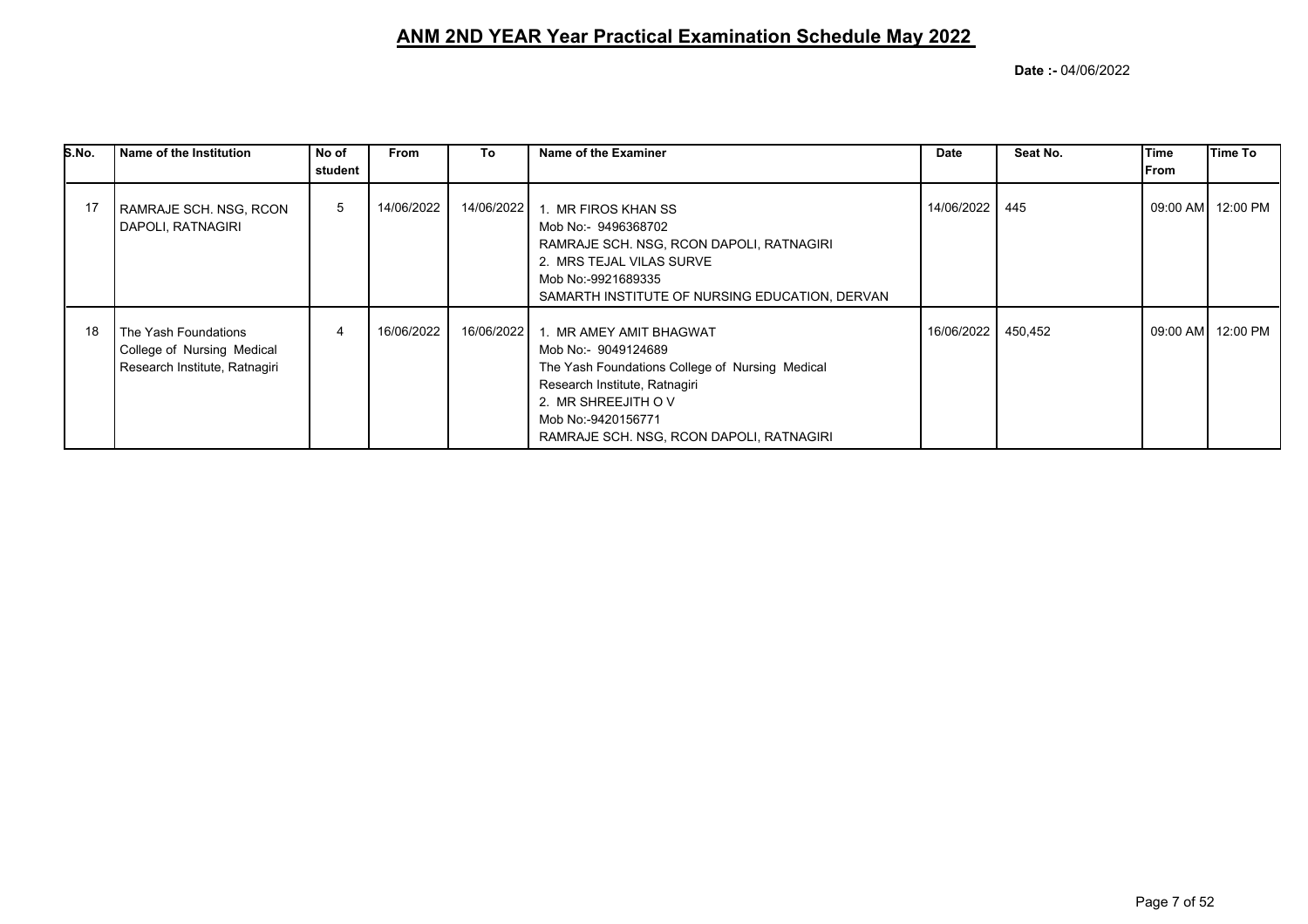# ANM 2ND YEAR Year Practical Examination Schedule May 2022

**Date :-** 04/06/2022

| S.No. | Name of the Institution | No of student | From | To | Name of the Examiner | Date | Seat No. | Time From | Time To |
|---|---|---|---|---|---|---|---|---|---|
| 17 | RAMRAJE SCH. NSG, RCON DAPOLI, RATNAGIRI | 5 | 14/06/2022 | 14/06/2022 | 1. MR FIROS KHAN SS<br>Mob No:- 9496368702<br>RAMRAJE SCH. NSG, RCON DAPOLI, RATNAGIRI<br>2. MRS TEJAL VILAS SURVE<br>Mob No:-9921689335<br>SAMARTH INSTITUTE OF NURSING EDUCATION, DERVAN | 14/06/2022 | 445 | 09:00 AM | 12:00 PM |
| 18 | The Yash Foundations College of Nursing Medical Research Institute, Ratnagiri | 4 | 16/06/2022 | 16/06/2022 | 1. MR AMEY AMIT BHAGWAT<br>Mob No:- 9049124689<br>The Yash Foundations College of Nursing Medical Research Institute, Ratnagiri<br>2. MR SHREEJITH O V<br>Mob No:-9420156771<br>RAMRAJE SCH. NSG, RCON DAPOLI, RATNAGIRI | 16/06/2022 | 450,452 | 09:00 AM | 12:00 PM |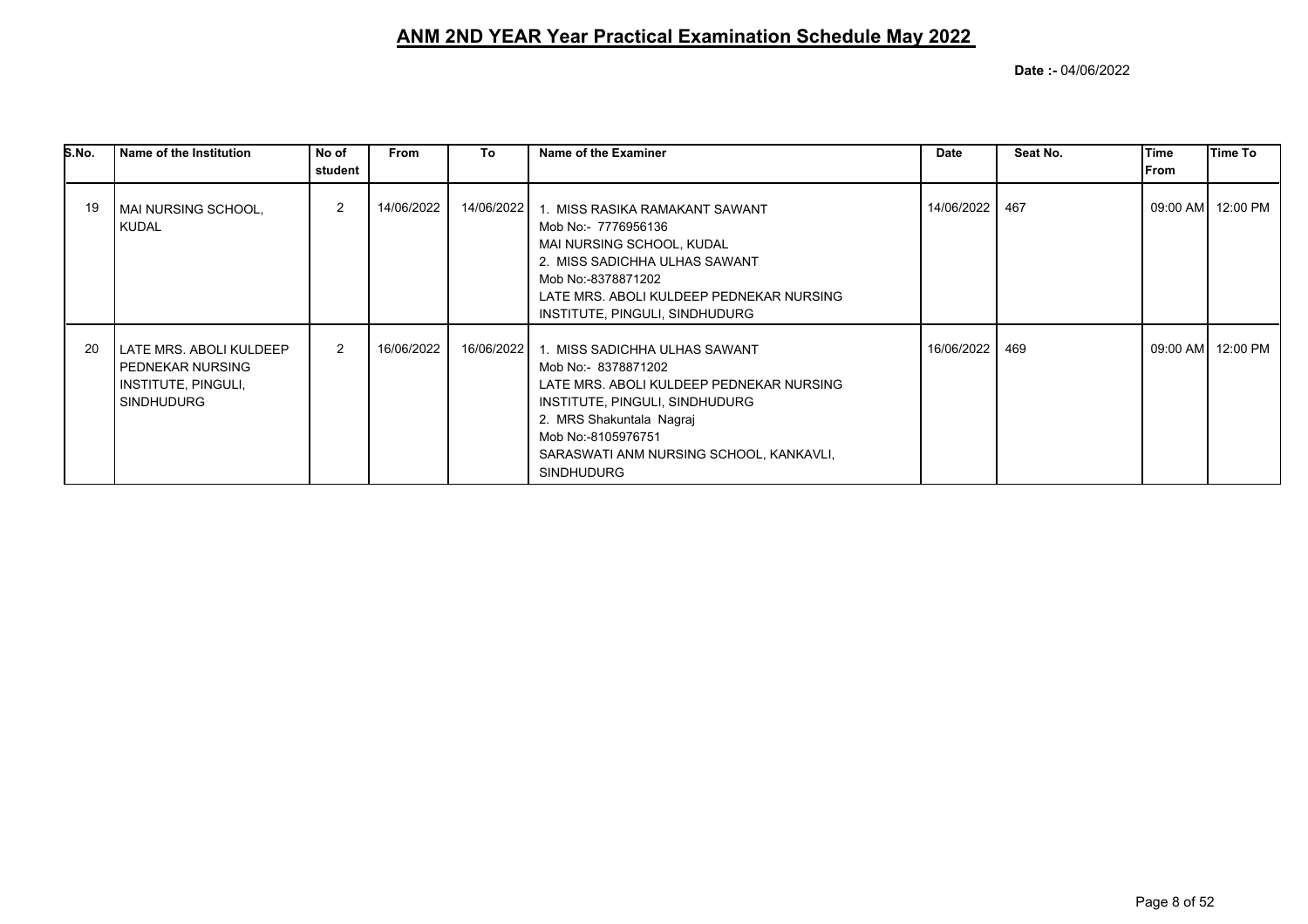# ANM 2ND YEAR Year Practical Examination Schedule May 2022

**Date :-** 04/06/2022

| S.No. | Name of the Institution | No of student | From | To | Name of the Examiner | Date | Seat No. | Time From | Time To |
|---|---|---|---|---|---|---|---|---|---|
| 19 | MAI NURSING SCHOOL, KUDAL | 2 | 14/06/2022 | 14/06/2022 | 1. MISS RASIKA RAMAKANT SAWANT<br>Mob No:- 7776956136<br>MAI NURSING SCHOOL, KUDAL<br>2. MISS SADICHHA ULHAS SAWANT<br>Mob No:-8378871202<br>LATE MRS. ABOLI KULDEEP PEDNEKAR NURSING INSTITUTE, PINGULI, SINDHUDURG | 14/06/2022 | 467 | 09:00 AM | 12:00 PM |
| 20 | LATE MRS. ABOLI KULDEEP PEDNEKAR NURSING INSTITUTE, PINGULI, SINDHUDURG | 2 | 16/06/2022 | 16/06/2022 | 1. MISS SADICHHA ULHAS SAWANT<br>Mob No:- 8378871202<br>LATE MRS. ABOLI KULDEEP PEDNEKAR NURSING INSTITUTE, PINGULI, SINDHUDURG<br>2. MRS Shakuntala Nagraj<br>Mob No:-8105976751<br>SARASWATI ANM NURSING SCHOOL, KANKAVLI, SINDHUDURG | 16/06/2022 | 469 | 09:00 AM | 12:00 PM |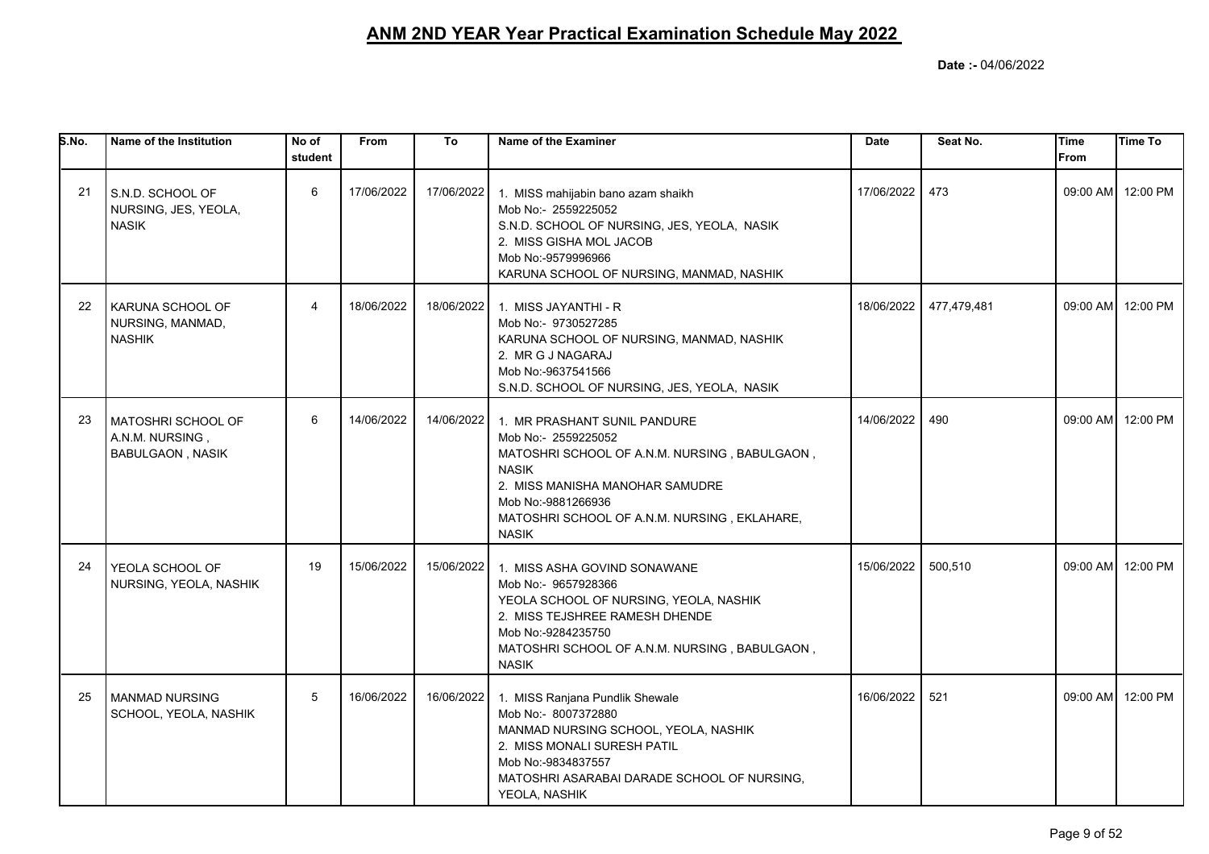# ANM 2ND YEAR Year Practical Examination Schedule May 2022

**Date :-** 04/06/2022

| S.No. | Name of the Institution | No of student | From | To | Name of the Examiner | Date | Seat No. | Time From | Time To |
|---|---|---|---|---|---|---|---|---|---|
| 21 | S.N.D. SCHOOL OF NURSING, JES, YEOLA, NASIK | 6 | 17/06/2022 | 17/06/2022 | 1. MISS mahijabin bano azam shaikh<br>Mob No:- 2559225052<br>S.N.D. SCHOOL OF NURSING, JES, YEOLA, NASIK<br>2. MISS GISHA MOL JACOB<br>Mob No:-9579996966<br>KARUNA SCHOOL OF NURSING, MANMAD, NASHIK | 17/06/2022 | 473 | 09:00 AM | 12:00 PM |
| 22 | KARUNA SCHOOL OF NURSING, MANMAD, NASHIK | 4 | 18/06/2022 | 18/06/2022 | 1. MISS JAYANTHI - R<br>Mob No:- 9730527285<br>KARUNA SCHOOL OF NURSING, MANMAD, NASHIK<br>2. MR G J NAGARAJ<br>Mob No:-9637541566<br>S.N.D. SCHOOL OF NURSING, JES, YEOLA, NASIK | 18/06/2022 | 477,479,481 | 09:00 AM | 12:00 PM |
| 23 | MATOSHRI SCHOOL OF A.N.M. NURSING , BABULGAON , NASIK | 6 | 14/06/2022 | 14/06/2022 | 1. MR PRASHANT SUNIL PANDURE<br>Mob No:- 2559225052<br>MATOSHRI SCHOOL OF A.N.M. NURSING , BABULGAON , NASIK<br>2. MISS MANISHA MANOHAR SAMUDRE<br>Mob No:-9881266936<br>MATOSHRI SCHOOL OF A.N.M. NURSING , EKLAHARE, NASIK | 14/06/2022 | 490 | 09:00 AM | 12:00 PM |
| 24 | YEOLA SCHOOL OF NURSING, YEOLA, NASHIK | 19 | 15/06/2022 | 15/06/2022 | 1. MISS ASHA GOVIND SONAWANE<br>Mob No:- 9657928366<br>YEOLA SCHOOL OF NURSING, YEOLA, NASHIK<br>2. MISS TEJSHREE RAMESH DHENDE<br>Mob No:-9284235750<br>MATOSHRI SCHOOL OF A.N.M. NURSING , BABULGAON , NASIK | 15/06/2022 | 500,510 | 09:00 AM | 12:00 PM |
| 25 | MANMAD NURSING SCHOOL, YEOLA, NASHIK | 5 | 16/06/2022 | 16/06/2022 | 1. MISS Ranjana Pundlik Shewale<br>Mob No:- 8007372880<br>MANMAD NURSING SCHOOL, YEOLA, NASHIK<br>2. MISS MONALI SURESH PATIL<br>Mob No:-9834837557<br>MATOSHRI ASARABAI DARADE SCHOOL OF NURSING, YEOLA, NASHIK | 16/06/2022 | 521 | 09:00 AM | 12:00 PM |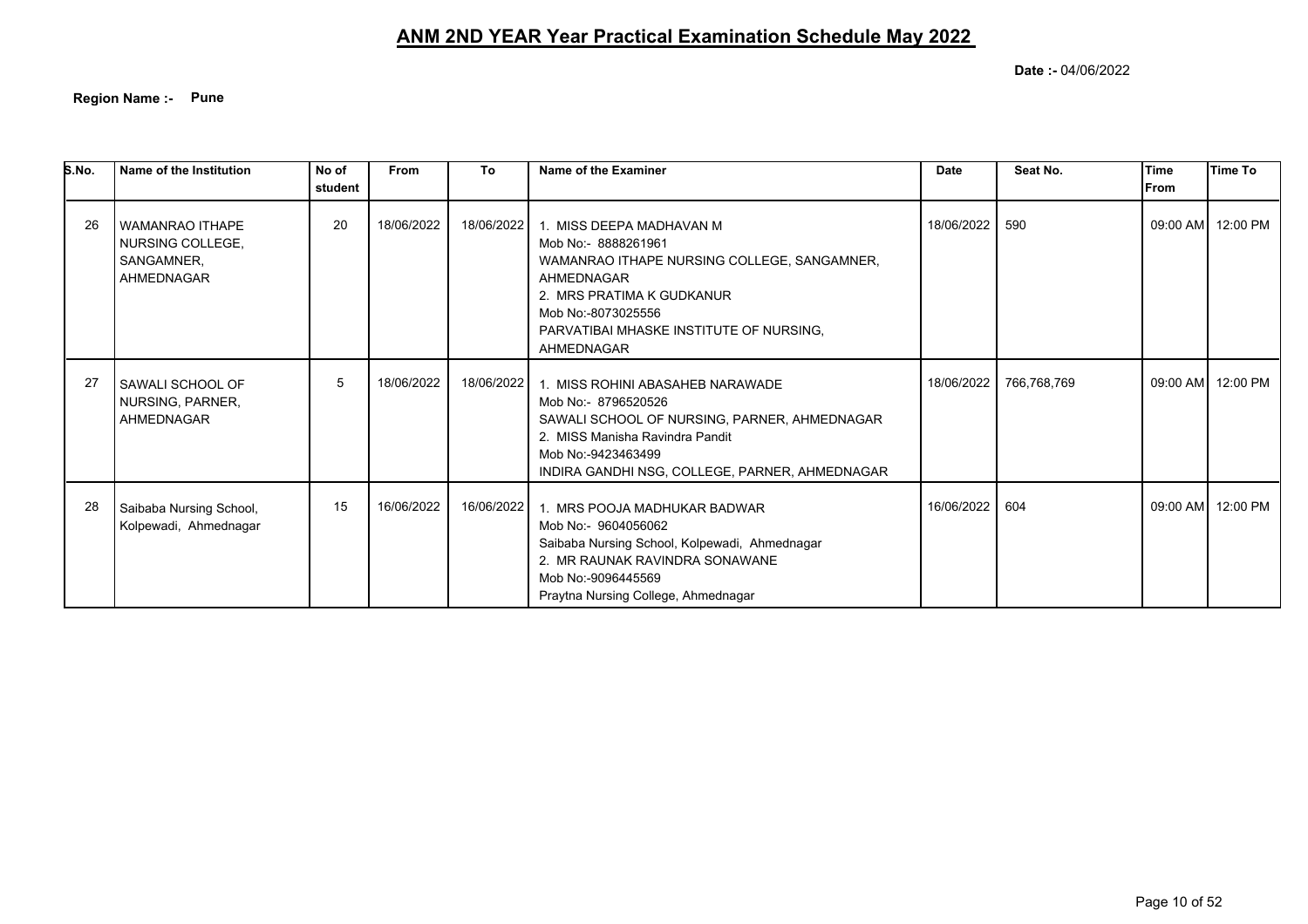# ANM 2ND YEAR Year Practical Examination Schedule May 2022

**Date :-** 04/06/2022

**Region Name :- Pune**

| S.No. | Name of the Institution | No of student | From | To | Name of the Examiner | Date | Seat No. | Time From | Time To |
|---|---|---|---|---|---|---|---|---|---|
| 26 | WAMANRAO ITHAPE NURSING COLLEGE, SANGAMNER, AHMEDNAGAR | 20 | 18/06/2022 | 18/06/2022 | 1. MISS DEEPA MADHAVAN M<br>Mob No:- 8888261961<br>WAMANRAO ITHAPE NURSING COLLEGE, SANGAMNER, AHMEDNAGAR<br>2. MRS PRATIMA K GUDKANUR<br>Mob No:-8073025556<br>PARVATIBAI MHASKE INSTITUTE OF NURSING, AHMEDNAGAR | 18/06/2022 | 590 | 09:00 AM | 12:00 PM |
| 27 | SAWALI SCHOOL OF NURSING, PARNER, AHMEDNAGAR | 5 | 18/06/2022 | 18/06/2022 | 1. MISS ROHINI ABASAHEB NARAWADE<br>Mob No:- 8796520526<br>SAWALI SCHOOL OF NURSING, PARNER, AHMEDNAGAR<br>2. MISS Manisha Ravindra Pandit<br>Mob No:-9423463499<br>INDIRA GANDHI NSG, COLLEGE, PARNER, AHMEDNAGAR | 18/06/2022 | 766,768,769 | 09:00 AM | 12:00 PM |
| 28 | Saibaba Nursing School, Kolpewadi, Ahmednagar | 15 | 16/06/2022 | 16/06/2022 | 1. MRS POOJA MADHUKAR BADWAR<br>Mob No:- 9604056062<br>Saibaba Nursing School, Kolpewadi, Ahmednagar<br>2. MR RAUNAK RAVINDRA SONAWANE<br>Mob No:-9096445569<br>Praytna Nursing College, Ahmednagar | 16/06/2022 | 604 | 09:00 AM | 12:00 PM |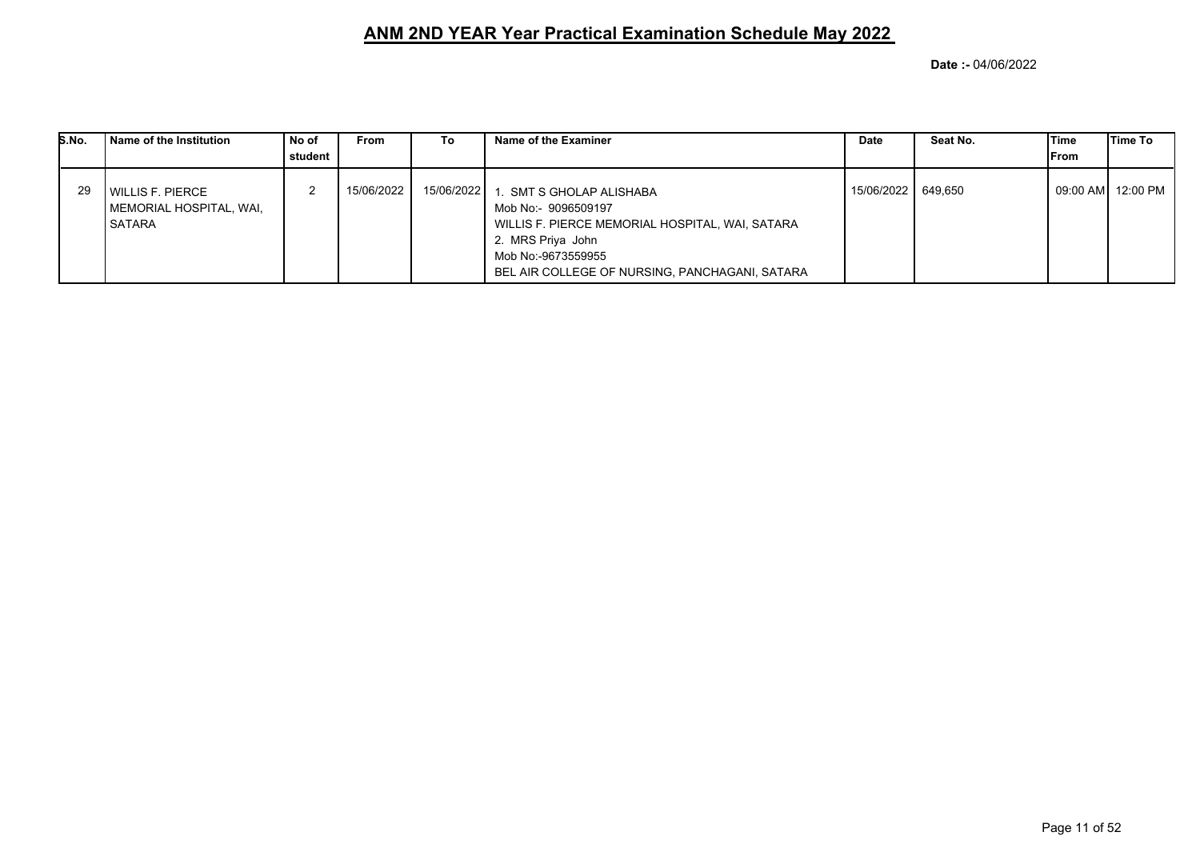# ANM 2ND YEAR Year Practical Examination Schedule May 2022

**Date :-** 04/06/2022

| S.No. | Name of the Institution | No of student | From | To | Name of the Examiner | Date | Seat No. | Time From | Time To |
|---|---|---|---|---|---|---|---|---|---|
| 29 | WILLIS F. PIERCE MEMORIAL HOSPITAL, WAI, SATARA | 2 | 15/06/2022 | 15/06/2022 | 1. SMT S GHOLAP ALISHABA<br>Mob No:- 9096509197<br>WILLIS F. PIERCE MEMORIAL HOSPITAL, WAI, SATARA<br>2. MRS Priya John<br>Mob No:-9673559955<br>BEL AIR COLLEGE OF NURSING, PANCHAGANI, SATARA | 15/06/2022 | 649,650 | 09:00 AM | 12:00 PM |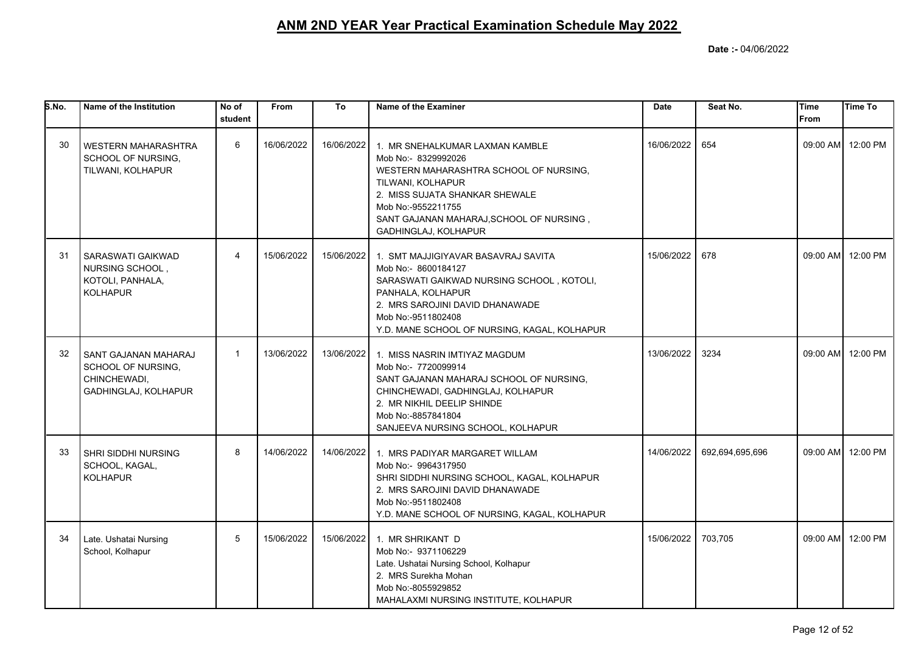# ANM 2ND YEAR Year Practical Examination Schedule May 2022

**Date :-** 04/06/2022

| S.No. | Name of the Institution | No of student | From | To | Name of the Examiner | Date | Seat No. | Time From | Time To |
|---|---|---|---|---|---|---|---|---|---|
| 30 | WESTERN MAHARASHTRA SCHOOL OF NURSING, TILWANI, KOLHAPUR | 6 | 16/06/2022 | 16/06/2022 | 1. MR SNEHALKUMAR LAXMAN KAMBLE Mob No:- 8329992026 WESTERN MAHARASHTRA SCHOOL OF NURSING, TILWANI, KOLHAPUR 2. MISS SUJATA SHANKAR SHEWALE Mob No:-9552211755 SANT GAJANAN MAHARAJ,SCHOOL OF NURSING , GADHINGLAJ, KOLHAPUR | 16/06/2022 | 654 | 09:00 AM | 12:00 PM |
| 31 | SARASWATI GAIKWAD NURSING SCHOOL , KOTOLI, PANHALA, KOLHAPUR | 4 | 15/06/2022 | 15/06/2022 | 1. SMT MAJJIGIYAVAR BASAVRAJ SAVITA Mob No:- 8600184127 SARASWATI GAIKWAD NURSING SCHOOL , KOTOLI, PANHALA, KOLHAPUR 2. MRS SAROJINI DAVID DHANAWADE Mob No:-9511802408 Y.D. MANE SCHOOL OF NURSING, KAGAL, KOLHAPUR | 15/06/2022 | 678 | 09:00 AM | 12:00 PM |
| 32 | SANT GAJANAN MAHARAJ SCHOOL OF NURSING, CHINCHEWADI, GADHINGLAJ, KOLHAPUR | 1 | 13/06/2022 | 13/06/2022 | 1. MISS NASRIN IMTIYAZ MAGDUM Mob No:- 7720099914 SANT GAJANAN MAHARAJ SCHOOL OF NURSING, CHINCHEWADI, GADHINGLAJ, KOLHAPUR 2. MR NIKHIL DEELIP SHINDE Mob No:-8857841804 SANJEEVA NURSING SCHOOL, KOLHAPUR | 13/06/2022 | 3234 | 09:00 AM | 12:00 PM |
| 33 | SHRI SIDDHI NURSING SCHOOL, KAGAL, KOLHAPUR | 8 | 14/06/2022 | 14/06/2022 | 1. MRS PADIYAR MARGARET WILLAM Mob No:- 9964317950 SHRI SIDDHI NURSING SCHOOL, KAGAL, KOLHAPUR 2. MRS SAROJINI DAVID DHANAWADE Mob No:-9511802408 Y.D. MANE SCHOOL OF NURSING, KAGAL, KOLHAPUR | 14/06/2022 | 692,694,695,696 | 09:00 AM | 12:00 PM |
| 34 | Late. Ushatai Nursing School, Kolhapur | 5 | 15/06/2022 | 15/06/2022 | 1. MR SHRIKANT D Mob No:- 9371106229 Late. Ushatai Nursing School, Kolhapur 2. MRS Surekha Mohan Mob No:-8055929852 MAHALAXMI NURSING INSTITUTE, KOLHAPUR | 15/06/2022 | 703,705 | 09:00 AM | 12:00 PM |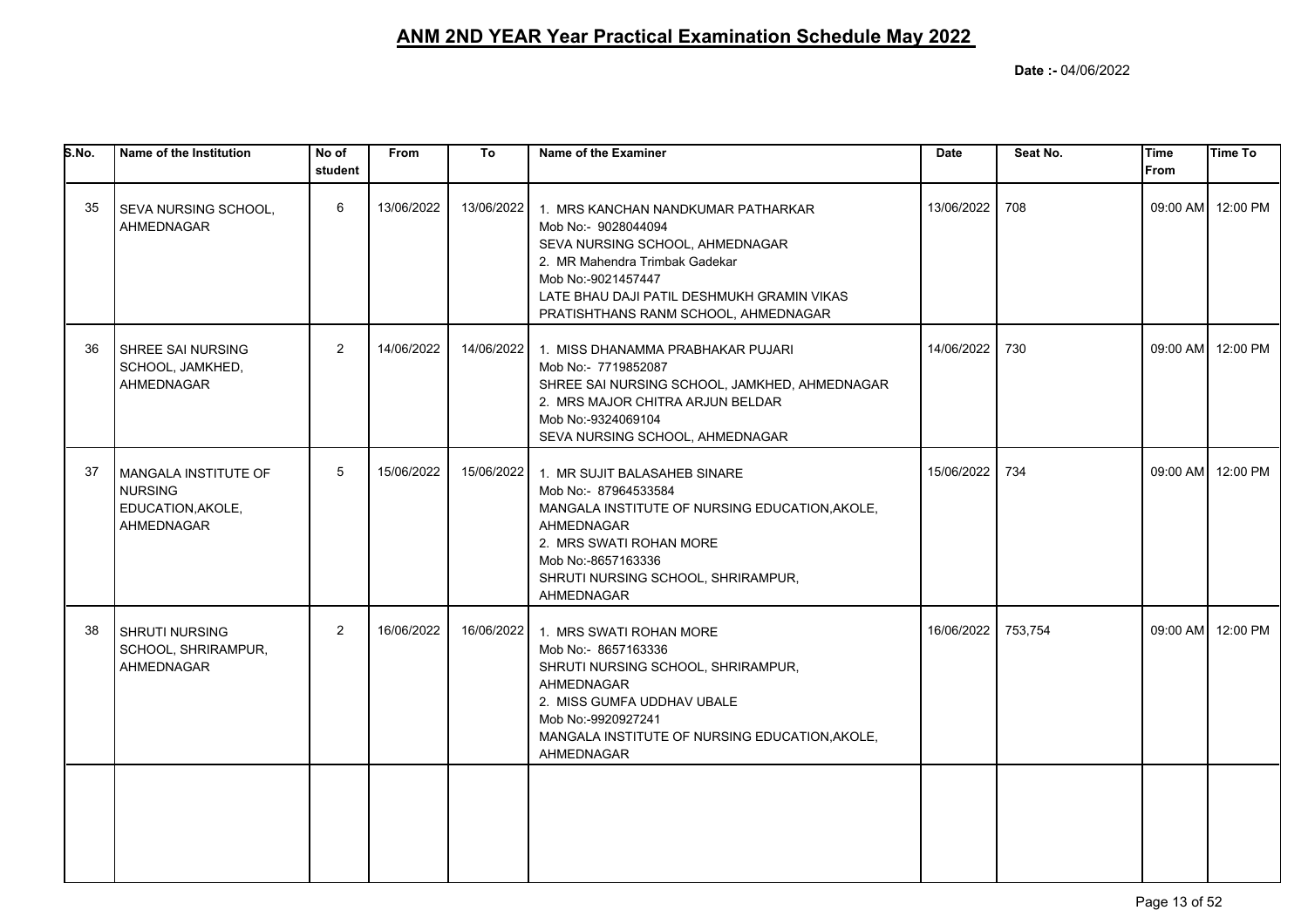# ANM 2ND YEAR Year Practical Examination Schedule May 2022

**Date :-** 04/06/2022

| S.No. | Name of the Institution | No of student | From | To | Name of the Examiner | Date | Seat No. | Time From | Time To |
|---|---|---|---|---|---|---|---|---|---|
| 35 | SEVA NURSING SCHOOL, AHMEDNAGAR | 6 | 13/06/2022 | 13/06/2022 | 1. MRS KANCHAN NANDKUMAR PATHARKAR<br>Mob No:- 9028044094<br>SEVA NURSING SCHOOL, AHMEDNAGAR<br>2. MR Mahendra Trimbak Gadekar<br>Mob No:-9021457447<br>LATE BHAU DAJI PATIL DESHMUKH GRAMIN VIKAS PRATISHTHANS RANM SCHOOL, AHMEDNAGAR | 13/06/2022 | 708 | 09:00 AM | 12:00 PM |
| 36 | SHREE SAI NURSING SCHOOL, JAMKHED, AHMEDNAGAR | 2 | 14/06/2022 | 14/06/2022 | 1. MISS DHANAMMA PRABHAKAR PUJARI<br>Mob No:- 7719852087<br>SHREE SAI NURSING SCHOOL, JAMKHED, AHMEDNAGAR<br>2. MRS MAJOR CHITRA ARJUN BELDAR<br>Mob No:-9324069104<br>SEVA NURSING SCHOOL, AHMEDNAGAR | 14/06/2022 | 730 | 09:00 AM | 12:00 PM |
| 37 | MANGALA INSTITUTE OF NURSING EDUCATION,AKOLE, AHMEDNAGAR | 5 | 15/06/2022 | 15/06/2022 | 1. MR SUJIT BALASAHEB SINARE<br>Mob No:- 87964533584<br>MANGALA INSTITUTE OF NURSING EDUCATION,AKOLE, AHMEDNAGAR<br>2. MRS SWATI ROHAN MORE<br>Mob No:-8657163336<br>SHRUTI NURSING SCHOOL, SHRIRAMPUR, AHMEDNAGAR | 15/06/2022 | 734 | 09:00 AM | 12:00 PM |
| 38 | SHRUTI NURSING SCHOOL, SHRIRAMPUR, AHMEDNAGAR | 2 | 16/06/2022 | 16/06/2022 | 1. MRS SWATI ROHAN MORE<br>Mob No:- 8657163336<br>SHRUTI NURSING SCHOOL, SHRIRAMPUR, AHMEDNAGAR<br>2. MISS GUMFA UDDHAV UBALE<br>Mob No:-9920927241<br>MANGALA INSTITUTE OF NURSING EDUCATION,AKOLE, AHMEDNAGAR | 16/06/2022 | 753,754 | 09:00 AM | 12:00 PM |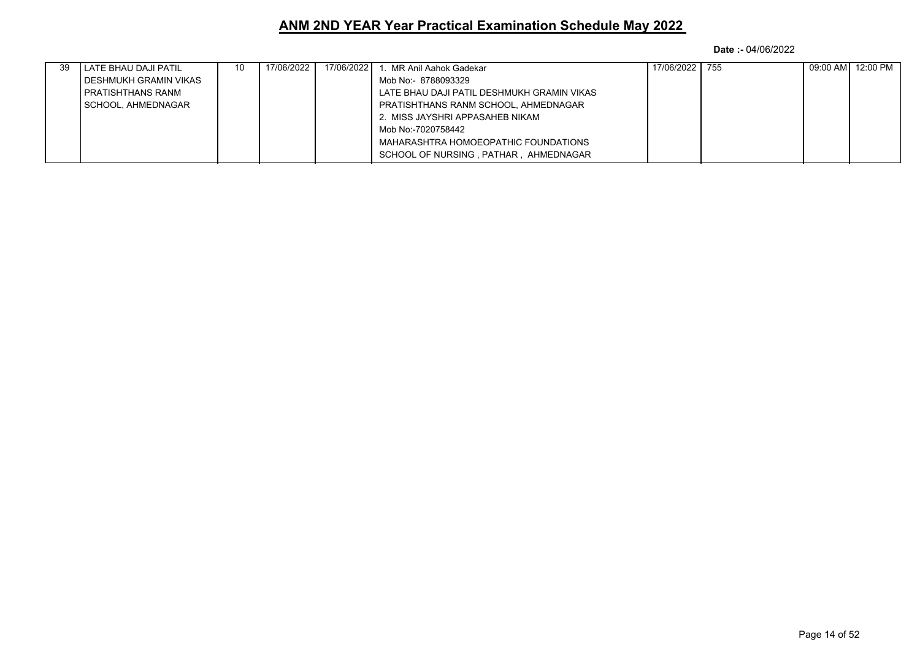# ANM 2ND YEAR Year Practical Examination Schedule May 2022

**Date :-** 04/06/2022

| | | | | | | | | | |
|---|---|---|---|---|---|---|---|---|---|
| 39 | LATE BHAU DAJI PATIL DESHMUKH GRAMIN VIKAS PRATISHTHANS RANM SCHOOL, AHMEDNAGAR | 10 | 17/06/2022 | 17/06/2022 | 1. MR Anil Aahok Gadekar<br>Mob No:- 8788093329<br>LATE BHAU DAJI PATIL DESHMUKH GRAMIN VIKAS PRATISHTHANS RANM SCHOOL, AHMEDNAGAR<br>2. MISS JAYSHRI APPASAHEB NIKAM<br>Mob No:-7020758442<br>MAHARASHTRA HOMOEOPATHIC FOUNDATIONS SCHOOL OF NURSING , PATHAR , AHMEDNAGAR | 17/06/2022 | 755 | 09:00 AM | 12:00 PM |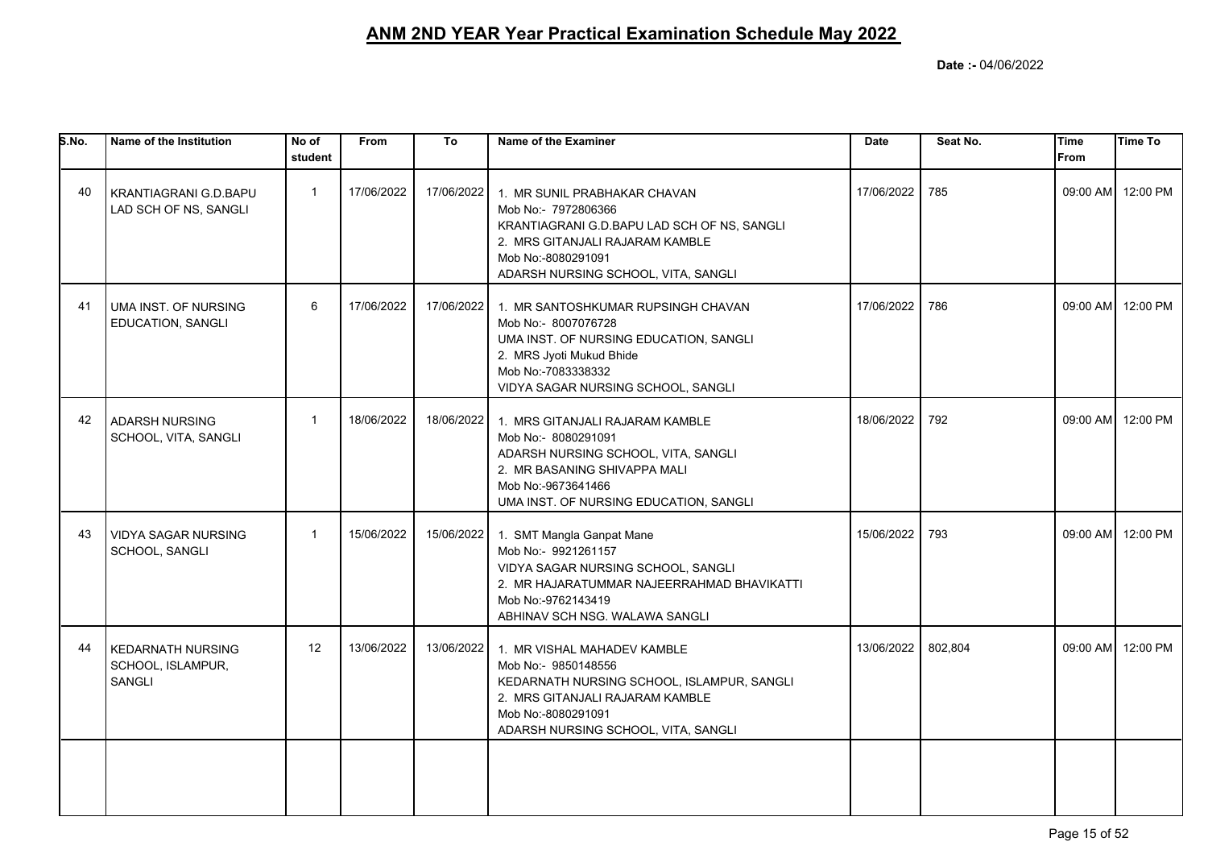# ANM 2ND YEAR Year Practical Examination Schedule May 2022

**Date :-** 04/06/2022

| S.No. | Name of the Institution | No of student | From | To | Name of the Examiner | Date | Seat No. | Time From | Time To |
|---|---|---|---|---|---|---|---|---|---|
| 40 | KRANTIAGRANI G.D.BAPU LAD SCH OF NS, SANGLI | 1 | 17/06/2022 | 17/06/2022 | 1. MR SUNIL PRABHAKAR CHAVAN<br>Mob No:- 7972806366<br>KRANTIAGRANI G.D.BAPU LAD SCH OF NS, SANGLI<br>2. MRS GITANJALI RAJARAM KAMBLE<br>Mob No:-8080291091<br>ADARSH NURSING SCHOOL, VITA, SANGLI | 17/06/2022 | 785 | 09:00 AM | 12:00 PM |
| 41 | UMA INST. OF NURSING EDUCATION, SANGLI | 6 | 17/06/2022 | 17/06/2022 | 1. MR SANTOSHKUMAR RUPSINGH CHAVAN<br>Mob No:- 8007076728<br>UMA INST. OF NURSING EDUCATION, SANGLI<br>2. MRS Jyoti Mukud Bhide<br>Mob No:-7083338332<br>VIDYA SAGAR NURSING SCHOOL, SANGLI | 17/06/2022 | 786 | 09:00 AM | 12:00 PM |
| 42 | ADARSH NURSING SCHOOL, VITA, SANGLI | 1 | 18/06/2022 | 18/06/2022 | 1. MRS GITANJALI RAJARAM KAMBLE<br>Mob No:- 8080291091<br>ADARSH NURSING SCHOOL, VITA, SANGLI<br>2. MR BASANING SHIVAPPA MALI<br>Mob No:-9673641466<br>UMA INST. OF NURSING EDUCATION, SANGLI | 18/06/2022 | 792 | 09:00 AM | 12:00 PM |
| 43 | VIDYA SAGAR NURSING SCHOOL, SANGLI | 1 | 15/06/2022 | 15/06/2022 | 1. SMT Mangla Ganpat Mane<br>Mob No:- 9921261157<br>VIDYA SAGAR NURSING SCHOOL, SANGLI<br>2. MR HAJARATUMMAR NAJEERRAHMAD BHAVIKATTI<br>Mob No:-9762143419<br>ABHINAV SCH NSG. WALAWA SANGLI | 15/06/2022 | 793 | 09:00 AM | 12:00 PM |
| 44 | KEDARNATH NURSING SCHOOL, ISLAMPUR, SANGLI | 12 | 13/06/2022 | 13/06/2022 | 1. MR VISHAL MAHADEV KAMBLE<br>Mob No:- 9850148556<br>KEDARNATH NURSING SCHOOL, ISLAMPUR, SANGLI<br>2. MRS GITANJALI RAJARAM KAMBLE<br>Mob No:-8080291091<br>ADARSH NURSING SCHOOL, VITA, SANGLI | 13/06/2022 | 802,804 | 09:00 AM | 12:00 PM |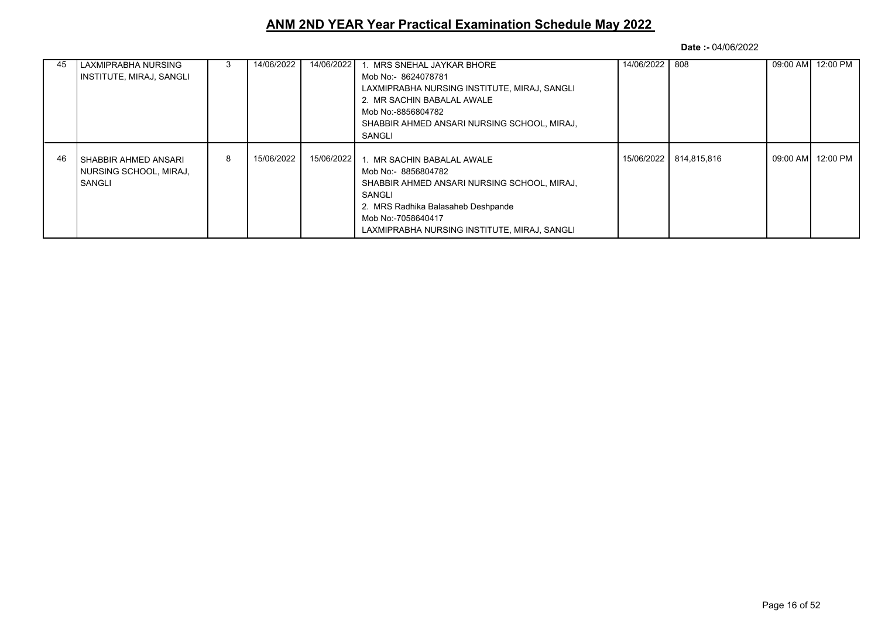# ANM 2ND YEAR Year Practical Examination Schedule May 2022

**Date :-** 04/06/2022

| | | | | | | | | | |
|---|---|---|---|---|---|---|---|---|---|
| 45 | LAXMIPRABHA NURSING INSTITUTE, MIRAJ, SANGLI | 3 | 14/06/2022 | 14/06/2022 | 1. MRS SNEHAL JAYKAR BHORE<br>Mob No:- 8624078781<br>LAXMIPRABHA NURSING INSTITUTE, MIRAJ, SANGLI<br>2. MR SACHIN BABALAL AWALE<br>Mob No:-8856804782<br>SHABBIR AHMED ANSARI NURSING SCHOOL, MIRAJ, SANGLI | 14/06/2022 | 808 | 09:00 AM | 12:00 PM |
| 46 | SHABBIR AHMED ANSARI NURSING SCHOOL, MIRAJ, SANGLI | 8 | 15/06/2022 | 15/06/2022 | 1. MR SACHIN BABALAL AWALE<br>Mob No:- 8856804782<br>SHABBIR AHMED ANSARI NURSING SCHOOL, MIRAJ, SANGLI<br>2. MRS Radhika Balasaheb Deshpande<br>Mob No:-7058640417<br>LAXMIPRABHA NURSING INSTITUTE, MIRAJ, SANGLI | 15/06/2022 | 814,815,816 | 09:00 AM | 12:00 PM |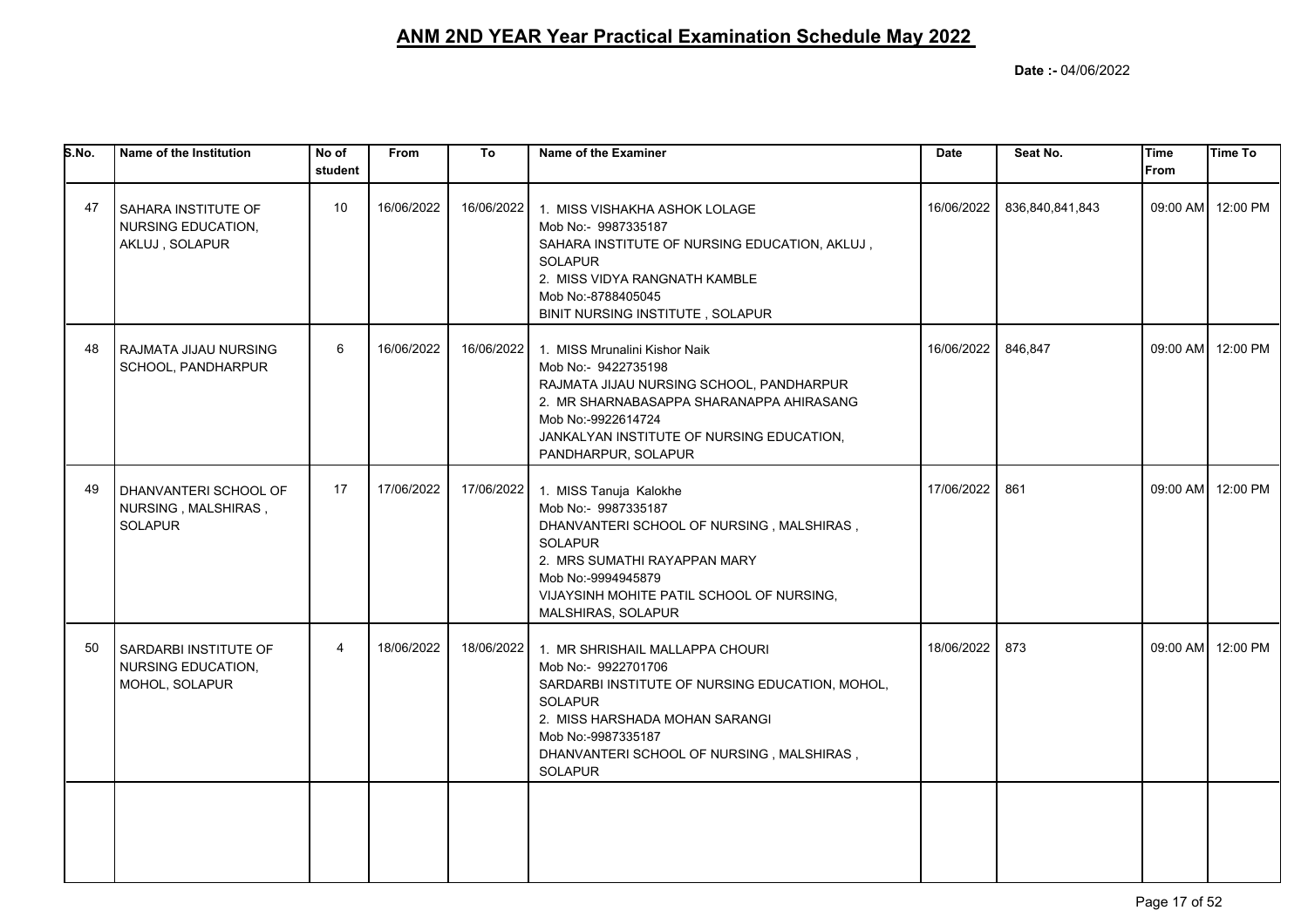# ANM 2ND YEAR Year Practical Examination Schedule May 2022

**Date :-** 04/06/2022

| S.No. | Name of the Institution | No of student | From | To | Name of the Examiner | Date | Seat No. | Time From | Time To |
|---|---|---|---|---|---|---|---|---|---|
| 47 | SAHARA INSTITUTE OF NURSING EDUCATION, AKLUJ , SOLAPUR | 10 | 16/06/2022 | 16/06/2022 | 1. MISS VISHAKHA ASHOK LOLAGE<br>Mob No:- 9987335187<br>SAHARA INSTITUTE OF NURSING EDUCATION, AKLUJ , SOLAPUR<br>2. MISS VIDYA RANGNATH KAMBLE<br>Mob No:-8788405045<br>BINIT NURSING INSTITUTE , SOLAPUR | 16/06/2022 | 836,840,841,843 | 09:00 AM | 12:00 PM |
| 48 | RAJMATA JIJAU NURSING SCHOOL, PANDHARPUR | 6 | 16/06/2022 | 16/06/2022 | 1. MISS Mrunalini Kishor Naik<br>Mob No:- 9422735198<br>RAJMATA JIJAU NURSING SCHOOL, PANDHARPUR<br>2. MR SHARNABASAPPA SHARANAPPA AHIRASANG<br>Mob No:-9922614724<br>JANKALYAN INSTITUTE OF NURSING EDUCATION, PANDHARPUR, SOLAPUR | 16/06/2022 | 846,847 | 09:00 AM | 12:00 PM |
| 49 | DHANVANTERI SCHOOL OF NURSING , MALSHIRAS , SOLAPUR | 17 | 17/06/2022 | 17/06/2022 | 1. MISS Tanuja Kalokhe<br>Mob No:- 9987335187<br>DHANVANTERI SCHOOL OF NURSING , MALSHIRAS , SOLAPUR<br>2. MRS SUMATHI RAYAPPAN MARY<br>Mob No:-9994945879<br>VIJAYSINH MOHITE PATIL SCHOOL OF NURSING, MALSHIRAS, SOLAPUR | 17/06/2022 | 861 | 09:00 AM | 12:00 PM |
| 50 | SARDARBI INSTITUTE OF NURSING EDUCATION, MOHOL, SOLAPUR | 4 | 18/06/2022 | 18/06/2022 | 1. MR SHRISHAIL MALLAPPA CHOURI<br>Mob No:- 9922701706<br>SARDARBI INSTITUTE OF NURSING EDUCATION, MOHOL, SOLAPUR<br>2. MISS HARSHADA MOHAN SARANGI<br>Mob No:-9987335187<br>DHANVANTERI SCHOOL OF NURSING , MALSHIRAS , SOLAPUR | 18/06/2022 | 873 | 09:00 AM | 12:00 PM |
| | | | | | | | | | |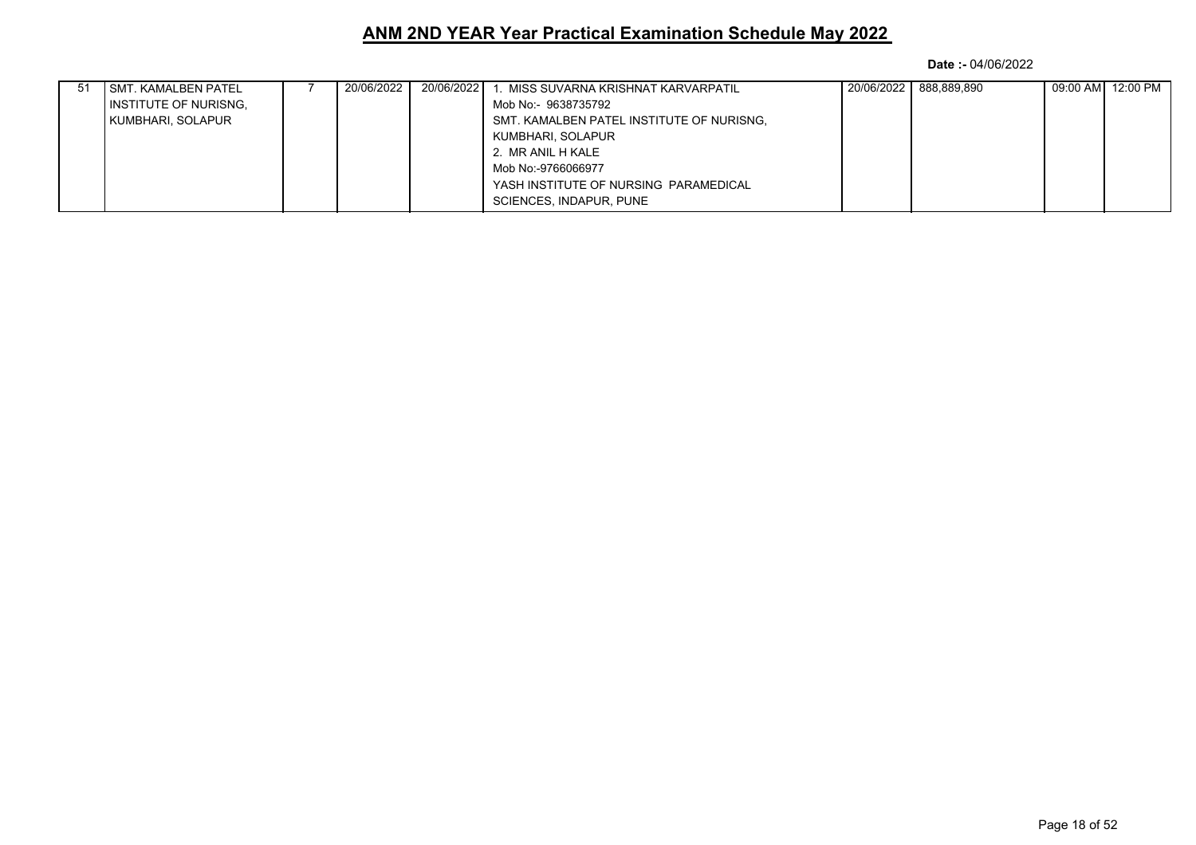# ANM 2ND YEAR Year Practical Examination Schedule May 2022

**Date :-** 04/06/2022

| | | | | | | | | | |
|---|---|---|---|---|---|---|---|---|---|
| 51 | SMT. KAMALBEN PATEL INSTITUTE OF NURISNG, KUMBHARI, SOLAPUR | 7 | 20/06/2022 | 20/06/2022 | 1. MISS SUVARNA KRISHNAT KARVARPATIL<br>Mob No:- 9638735792<br>SMT. KAMALBEN PATEL INSTITUTE OF NURISNG, KUMBHARI, SOLAPUR<br>2. MR ANIL H KALE<br>Mob No:-9766066977<br>YASH INSTITUTE OF NURSING PARAMEDICAL SCIENCES, INDAPUR, PUNE | 20/06/2022 | 888,889,890 | 09:00 AM | 12:00 PM |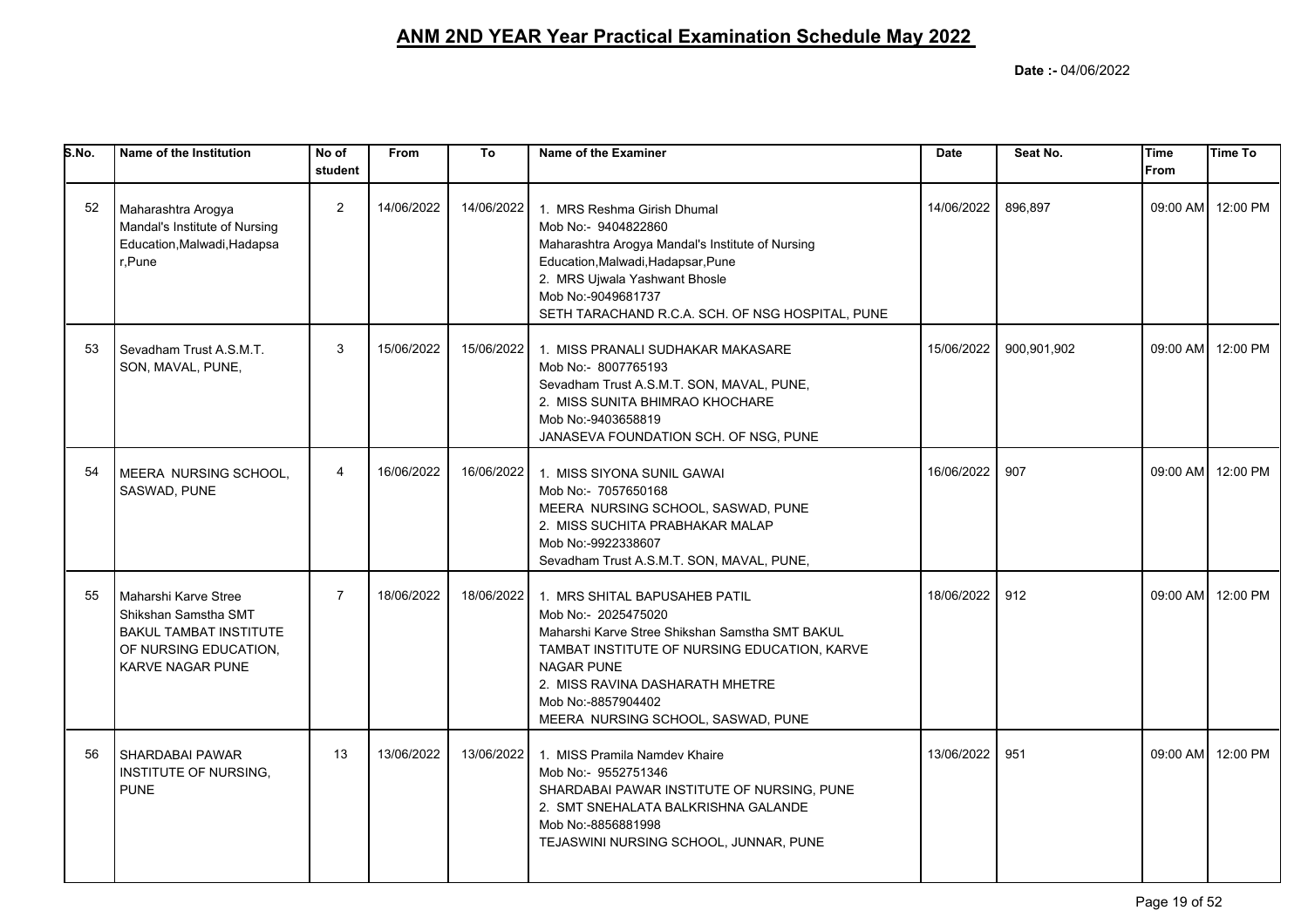# ANM 2ND YEAR Year Practical Examination Schedule May 2022

**Date :-** 04/06/2022

| S.No. | Name of the Institution | No of student | From | To | Name of the Examiner | Date | Seat No. | Time From | Time To |
|---|---|---|---|---|---|---|---|---|---|
| 52 | Maharashtra Arogya Mandal's Institute of Nursing Education,Malwadi,Hadapsar,Pune | 2 | 14/06/2022 | 14/06/2022 | 1. MRS Reshma Girish Dhumal<br>Mob No:- 9404822860<br>Maharashtra Arogya Mandal's Institute of Nursing Education,Malwadi,Hadapsar,Pune<br>2. MRS Ujwala Yashwant Bhosle<br>Mob No:-9049681737<br>SETH TARACHAND R.C.A. SCH. OF NSG HOSPITAL, PUNE | 14/06/2022 | 896,897 | 09:00 AM | 12:00 PM |
| 53 | Sevadham Trust A.S.M.T. SON, MAVAL, PUNE, | 3 | 15/06/2022 | 15/06/2022 | 1. MISS PRANALI SUDHAKAR MAKASARE<br>Mob No:- 8007765193<br>Sevadham Trust A.S.M.T. SON, MAVAL, PUNE,<br>2. MISS SUNITA BHIMRAO KHOCHARE<br>Mob No:-9403658819<br>JANASEVA FOUNDATION SCH. OF NSG, PUNE | 15/06/2022 | 900,901,902 | 09:00 AM | 12:00 PM |
| 54 | MEERA NURSING SCHOOL, SASWAD, PUNE | 4 | 16/06/2022 | 16/06/2022 | 1. MISS SIYONA SUNIL GAWAI<br>Mob No:- 7057650168<br>MEERA NURSING SCHOOL, SASWAD, PUNE<br>2. MISS SUCHITA PRABHAKAR MALAP<br>Mob No:-9922338607<br>Sevadham Trust A.S.M.T. SON, MAVAL, PUNE, | 16/06/2022 | 907 | 09:00 AM | 12:00 PM |
| 55 | Maharshi Karve Stree Shikshan Samstha SMT BAKUL TAMBAT INSTITUTE OF NURSING EDUCATION, KARVE NAGAR PUNE | 7 | 18/06/2022 | 18/06/2022 | 1. MRS SHITAL BAPUSAHEB PATIL<br>Mob No:- 2025475020<br>Maharshi Karve Stree Shikshan Samstha SMT BAKUL TAMBAT INSTITUTE OF NURSING EDUCATION, KARVE NAGAR PUNE<br>2. MISS RAVINA DASHARATH MHETRE<br>Mob No:-8857904402<br>MEERA NURSING SCHOOL, SASWAD, PUNE | 18/06/2022 | 912 | 09:00 AM | 12:00 PM |
| 56 | SHARDABAI PAWAR INSTITUTE OF NURSING, PUNE | 13 | 13/06/2022 | 13/06/2022 | 1. MISS Pramila Namdev Khaire<br>Mob No:- 9552751346<br>SHARDABAI PAWAR INSTITUTE OF NURSING, PUNE<br>2. SMT SNEHALATA BALKRISHNA GALANDE<br>Mob No:-8856881998<br>TEJASWINI NURSING SCHOOL, JUNNAR, PUNE | 13/06/2022 | 951 | 09:00 AM | 12:00 PM |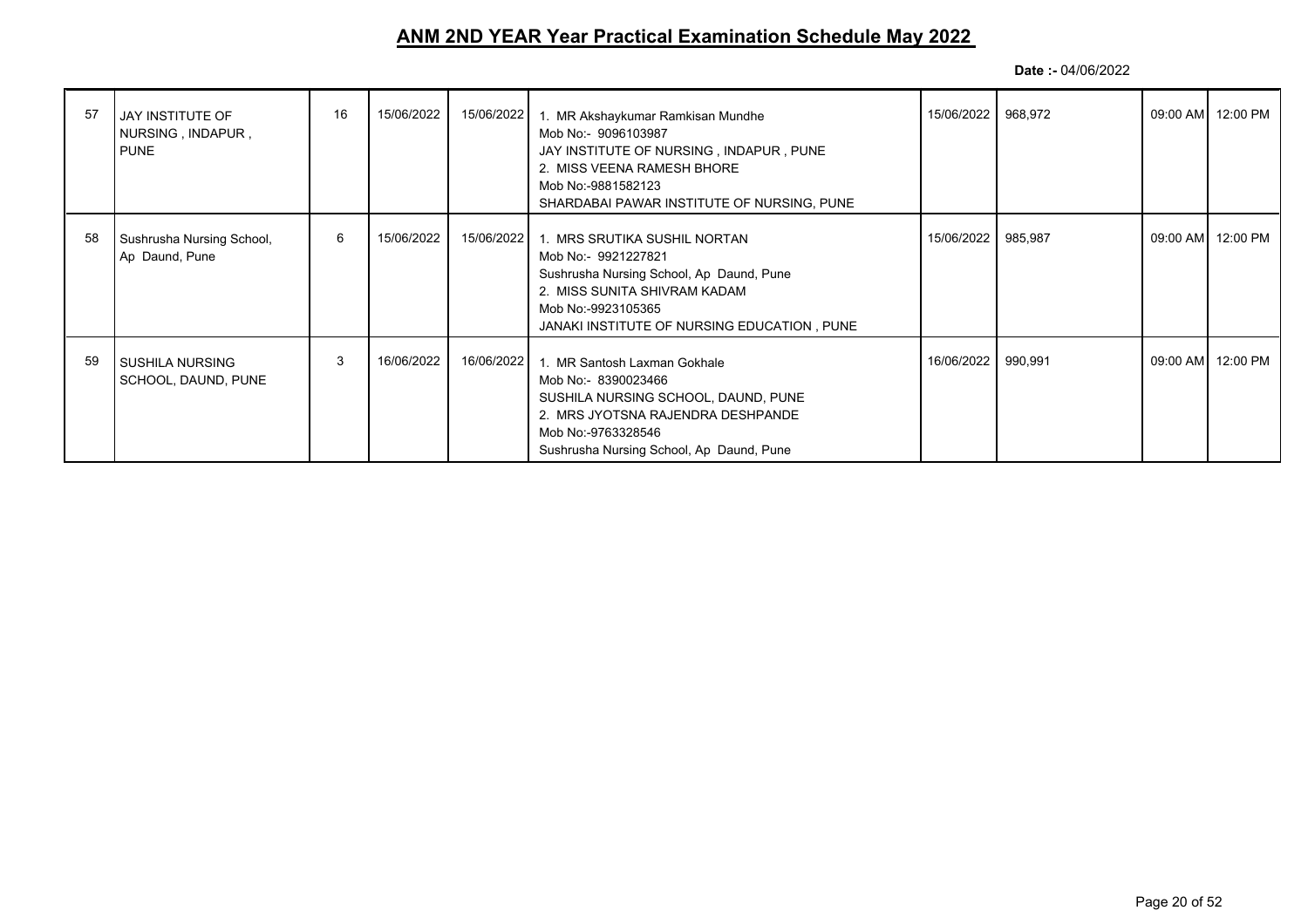# ANM 2ND YEAR Year Practical Examination Schedule May 2022

**Date :-** 04/06/2022

| | | | | | | | | | |
|---|---|---|---|---|---|---|---|---|---|
| 57 | JAY INSTITUTE OF NURSING , INDAPUR , PUNE | 16 | 15/06/2022 | 15/06/2022 | 1. MR Akshaykumar Ramkisan Mundhe<br>Mob No:- 9096103987<br>JAY INSTITUTE OF NURSING , INDAPUR , PUNE<br>2. MISS VEENA RAMESH BHORE<br>Mob No:-9881582123<br>SHARDABAI PAWAR INSTITUTE OF NURSING, PUNE | 15/06/2022 | 968,972 | 09:00 AM | 12:00 PM |
| 58 | Sushrusha Nursing School, Ap Daund, Pune | 6 | 15/06/2022 | 15/06/2022 | 1. MRS SRUTIKA SUSHIL NORTAN<br>Mob No:- 9921227821<br>Sushrusha Nursing School, Ap Daund, Pune<br>2. MISS SUNITA SHIVRAM KADAM<br>Mob No:-9923105365<br>JANAKI INSTITUTE OF NURSING EDUCATION , PUNE | 15/06/2022 | 985,987 | 09:00 AM | 12:00 PM |
| 59 | SUSHILA NURSING SCHOOL, DAUND, PUNE | 3 | 16/06/2022 | 16/06/2022 | 1. MR Santosh Laxman Gokhale<br>Mob No:- 8390023466<br>SUSHILA NURSING SCHOOL, DAUND, PUNE<br>2. MRS JYOTSNA RAJENDRA DESHPANDE<br>Mob No:-9763328546<br>Sushrusha Nursing School, Ap Daund, Pune | 16/06/2022 | 990,991 | 09:00 AM | 12:00 PM |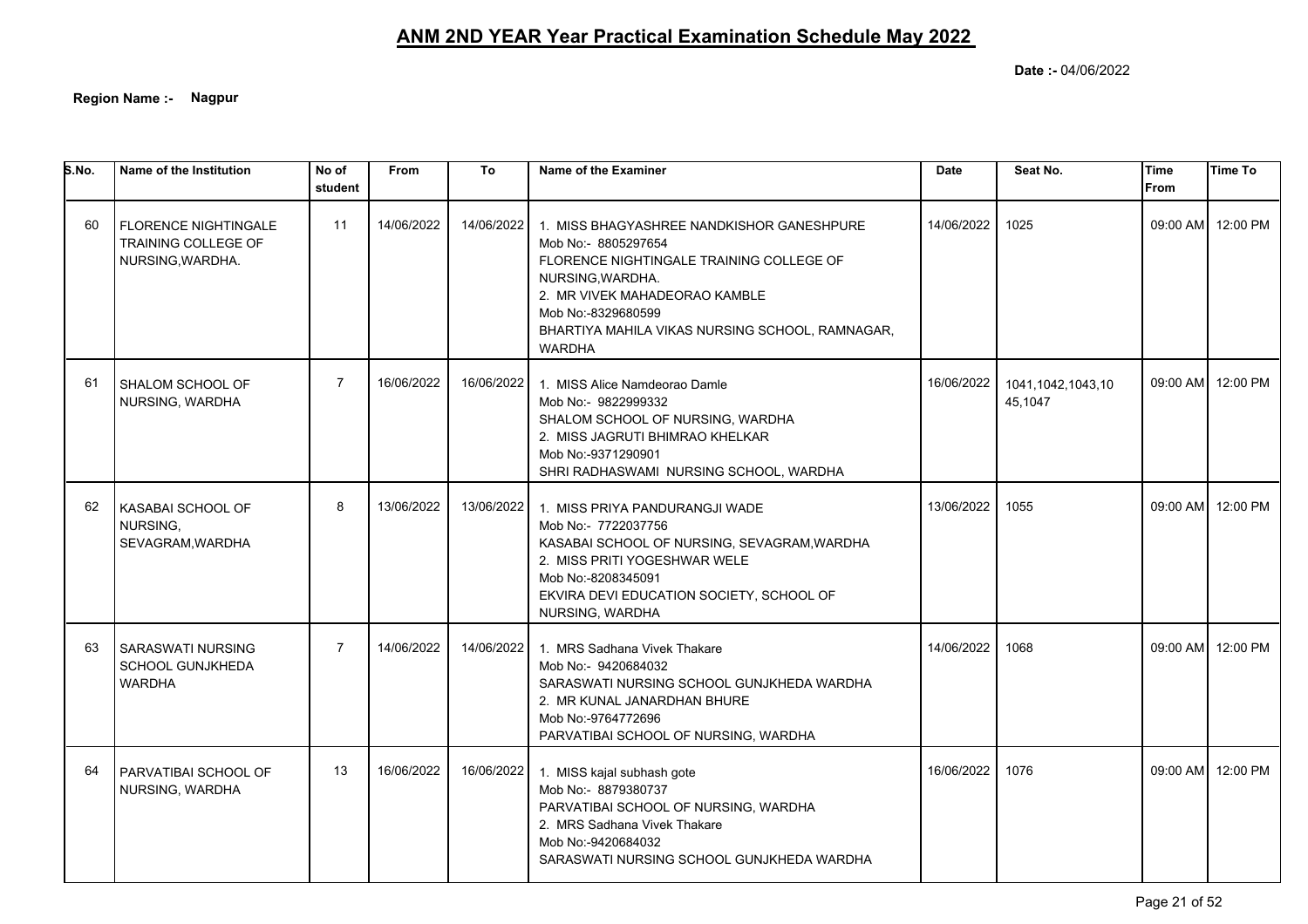# ANM 2ND YEAR Year Practical Examination Schedule May 2022

**Date :-** 04/06/2022

**Region Name :-** **Nagpur**

| S.No. | Name of the Institution | No of student | From | To | Name of the Examiner | Date | Seat No. | Time From | Time To |
|---|---|---|---|---|---|---|---|---|---|
| 60 | FLORENCE NIGHTINGALE TRAINING COLLEGE OF NURSING,WARDHA. | 11 | 14/06/2022 | 14/06/2022 | 1. MISS BHAGYASHREE NANDKISHOR GANESHPURE<br>Mob No:- 8805297654<br>FLORENCE NIGHTINGALE TRAINING COLLEGE OF NURSING,WARDHA.<br>2. MR VIVEK MAHADEORAO KAMBLE<br>Mob No:-8329680599<br>BHARTIYA MAHILA VIKAS NURSING SCHOOL, RAMNAGAR, WARDHA | 14/06/2022 | 1025 | 09:00 AM | 12:00 PM |
| 61 | SHALOM SCHOOL OF NURSING, WARDHA | 7 | 16/06/2022 | 16/06/2022 | 1. MISS Alice Namdeorao Damle<br>Mob No:- 9822999332<br>SHALOM SCHOOL OF NURSING, WARDHA<br>2. MISS JAGRUTI BHIMRAO KHELKAR<br>Mob No:-9371290901<br>SHRI RADHASWAMI NURSING SCHOOL, WARDHA | 16/06/2022 | 1041,1042,1043,1045,1047 | 09:00 AM | 12:00 PM |
| 62 | KASABAI SCHOOL OF NURSING, SEVAGRAM,WARDHA | 8 | 13/06/2022 | 13/06/2022 | 1. MISS PRIYA PANDURANGJI WADE<br>Mob No:- 7722037756<br>KASABAI SCHOOL OF NURSING, SEVAGRAM,WARDHA<br>2. MISS PRITI YOGESHWAR WELE<br>Mob No:-8208345091<br>EKVIRA DEVI EDUCATION SOCIETY, SCHOOL OF NURSING, WARDHA | 13/06/2022 | 1055 | 09:00 AM | 12:00 PM |
| 63 | SARASWATI NURSING SCHOOL GUNJKHEDA WARDHA | 7 | 14/06/2022 | 14/06/2022 | 1. MRS Sadhana Vivek Thakare<br>Mob No:- 9420684032<br>SARASWATI NURSING SCHOOL GUNJKHEDA WARDHA<br>2. MR KUNAL JANARDHAN BHURE<br>Mob No:-9764772696<br>PARVATIBAI SCHOOL OF NURSING, WARDHA | 14/06/2022 | 1068 | 09:00 AM | 12:00 PM |
| 64 | PARVATIBAI SCHOOL OF NURSING, WARDHA | 13 | 16/06/2022 | 16/06/2022 | 1. MISS kajal subhash gote<br>Mob No:- 8879380737<br>PARVATIBAI SCHOOL OF NURSING, WARDHA<br>2. MRS Sadhana Vivek Thakare<br>Mob No:-9420684032<br>SARASWATI NURSING SCHOOL GUNJKHEDA WARDHA | 16/06/2022 | 1076 | 09:00 AM | 12:00 PM |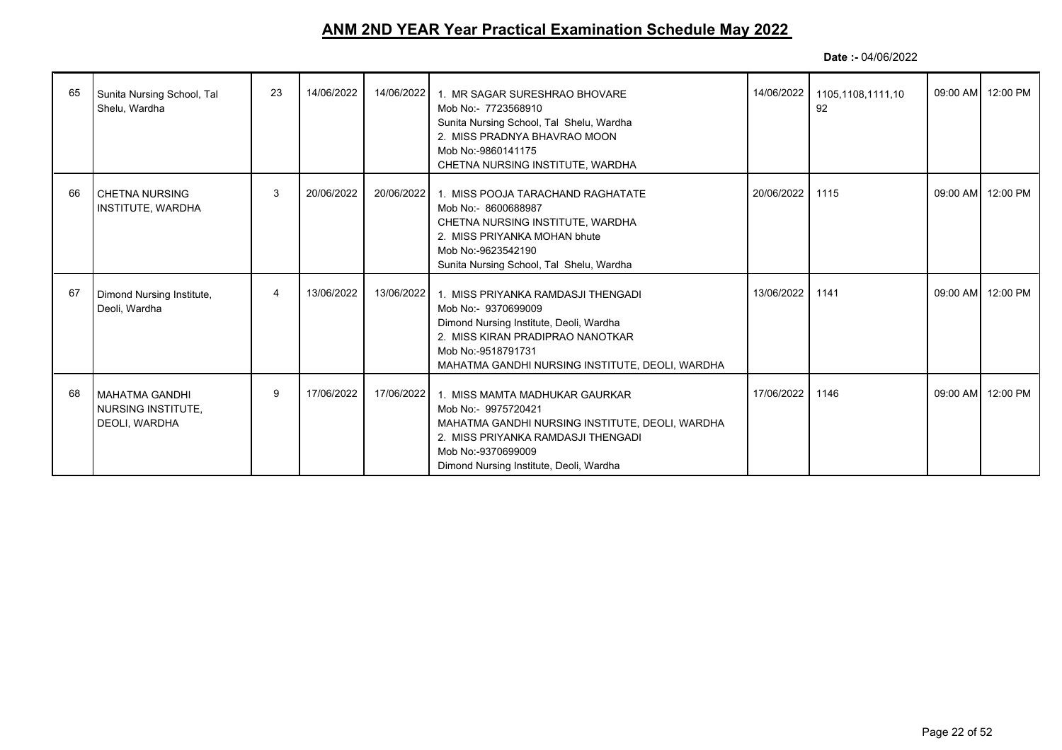## ANM 2ND YEAR Year Practical Examination Schedule May 2022

**Date :-** 04/06/2022

| | | | | | | | | | |
|---|---|---|---|---|---|---|---|---|---|
| 65 | Sunita Nursing School, Tal Shelu, Wardha | 23 | 14/06/2022 | 14/06/2022 | 1. MR SAGAR SURESHRAO BHOVARE<br>Mob No:- 7723568910<br>Sunita Nursing School, Tal Shelu, Wardha<br>2. MISS PRADNYA BHAVRAO MOON<br>Mob No:-9860141175<br>CHETNA NURSING INSTITUTE, WARDHA | 14/06/2022 | 1105,1108,1111,1092 | 09:00 AM | 12:00 PM |
| 66 | CHETNA NURSING INSTITUTE, WARDHA | 3 | 20/06/2022 | 20/06/2022 | 1. MISS POOJA TARACHAND RAGHATATE<br>Mob No:- 8600688987<br>CHETNA NURSING INSTITUTE, WARDHA<br>2. MISS PRIYANKA MOHAN bhute<br>Mob No:-9623542190<br>Sunita Nursing School, Tal Shelu, Wardha | 20/06/2022 | 1115 | 09:00 AM | 12:00 PM |
| 67 | Dimond Nursing Institute, Deoli, Wardha | 4 | 13/06/2022 | 13/06/2022 | 1. MISS PRIYANKA RAMDASJI THENGADI<br>Mob No:- 9370699009<br>Dimond Nursing Institute, Deoli, Wardha<br>2. MISS KIRAN PRADIPRAO NANOTKAR<br>Mob No:-9518791731<br>MAHATMA GANDHI NURSING INSTITUTE, DEOLI, WARDHA | 13/06/2022 | 1141 | 09:00 AM | 12:00 PM |
| 68 | MAHATMA GANDHI NURSING INSTITUTE, DEOLI, WARDHA | 9 | 17/06/2022 | 17/06/2022 | 1. MISS MAMTA MADHUKAR GAURKAR<br>Mob No:- 9975720421<br>MAHATMA GANDHI NURSING INSTITUTE, DEOLI, WARDHA<br>2. MISS PRIYANKA RAMDASJI THENGADI<br>Mob No:-9370699009<br>Dimond Nursing Institute, Deoli, Wardha | 17/06/2022 | 1146 | 09:00 AM | 12:00 PM |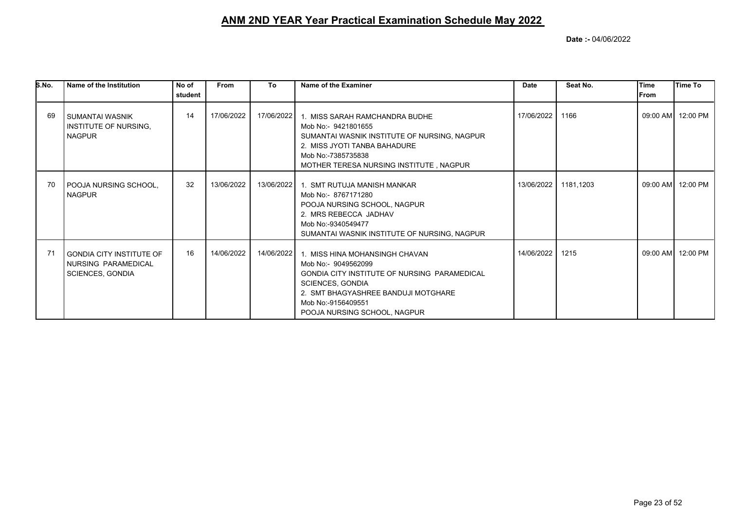# ANM 2ND YEAR Year Practical Examination Schedule May 2022

**Date :-** 04/06/2022

| S.No. | Name of the Institution | No of student | From | To | Name of the Examiner | Date | Seat No. | Time From | Time To |
|---|---|---|---|---|---|---|---|---|---|
| 69 | SUMANTAI WASNIK INSTITUTE OF NURSING, NAGPUR | 14 | 17/06/2022 | 17/06/2022 | 1. MISS SARAH RAMCHANDRA BUDHE<br>Mob No:- 9421801655<br>SUMANTAI WASNIK INSTITUTE OF NURSING, NAGPUR<br>2. MISS JYOTI TANBA BAHADURE<br>Mob No:-7385735838<br>MOTHER TERESA NURSING INSTITUTE , NAGPUR | 17/06/2022 | 1166 | 09:00 AM | 12:00 PM |
| 70 | POOJA NURSING SCHOOL, NAGPUR | 32 | 13/06/2022 | 13/06/2022 | 1. SMT RUTUJA MANISH MANKAR<br>Mob No:- 8767171280<br>POOJA NURSING SCHOOL, NAGPUR<br>2. MRS REBECCA JADHAV<br>Mob No:-9340549477<br>SUMANTAI WASNIK INSTITUTE OF NURSING, NAGPUR | 13/06/2022 | 1181,1203 | 09:00 AM | 12:00 PM |
| 71 | GONDIA CITY INSTITUTE OF NURSING PARAMEDICAL SCIENCES, GONDIA | 16 | 14/06/2022 | 14/06/2022 | 1. MISS HINA MOHANSINGH CHAVAN<br>Mob No:- 9049562099<br>GONDIA CITY INSTITUTE OF NURSING PARAMEDICAL SCIENCES, GONDIA<br>2. SMT BHAGYASHREE BANDUJI MOTGHARE<br>Mob No:-9156409551<br>POOJA NURSING SCHOOL, NAGPUR | 14/06/2022 | 1215 | 09:00 AM | 12:00 PM |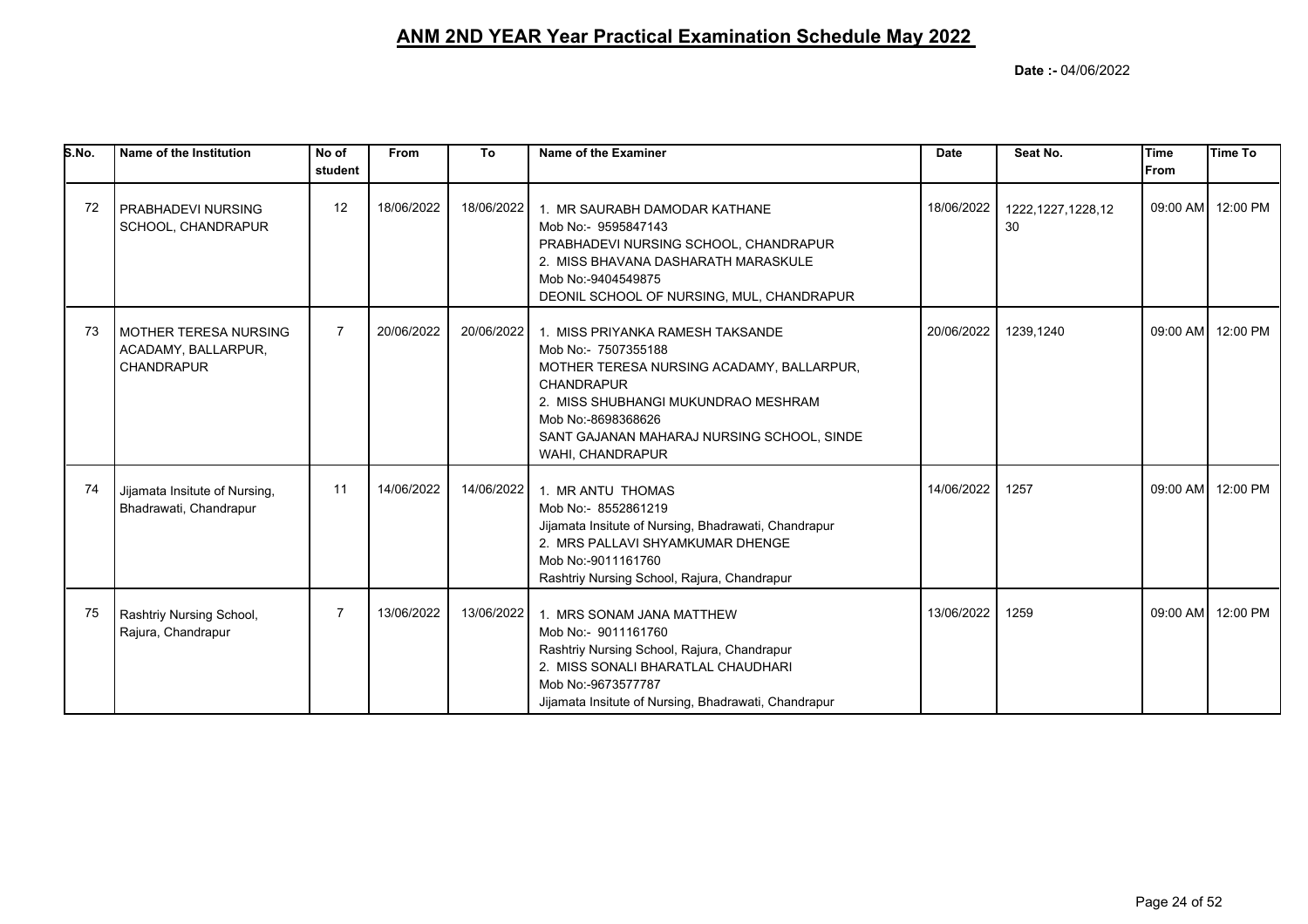## ANM 2ND YEAR Year Practical Examination Schedule May 2022

**Date :-** 04/06/2022

| S.No. | Name of the Institution | No of student | From | To | Name of the Examiner | Date | Seat No. | Time From | Time To |
|---|---|---|---|---|---|---|---|---|---|
| 72 | PRABHADEVI NURSING SCHOOL, CHANDRAPUR | 12 | 18/06/2022 | 18/06/2022 | 1. MR SAURABH DAMODAR KATHANE<br>Mob No:- 9595847143<br>PRABHADEVI NURSING SCHOOL, CHANDRAPUR<br>2. MISS BHAVANA DASHARATH MARASKULE<br>Mob No:-9404549875<br>DEONIL SCHOOL OF NURSING, MUL, CHANDRAPUR | 18/06/2022 | 1222,1227,1228,1230 | 09:00 AM | 12:00 PM |
| 73 | MOTHER TERESA NURSING ACADAMY, BALLARPUR, CHANDRAPUR | 7 | 20/06/2022 | 20/06/2022 | 1. MISS PRIYANKA RAMESH TAKSANDE<br>Mob No:- 7507355188<br>MOTHER TERESA NURSING ACADAMY, BALLARPUR, CHANDRAPUR<br>2. MISS SHUBHANGI MUKUNDRAO MESHRAM<br>Mob No:-8698368626<br>SANT GAJANAN MAHARAJ NURSING SCHOOL, SINDE WAHI, CHANDRAPUR | 20/06/2022 | 1239,1240 | 09:00 AM | 12:00 PM |
| 74 | Jijamata Insitute of Nursing, Bhadrawati, Chandrapur | 11 | 14/06/2022 | 14/06/2022 | 1. MR ANTU THOMAS<br>Mob No:- 8552861219<br>Jijamata Insitute of Nursing, Bhadrawati, Chandrapur<br>2. MRS PALLAVI SHYAMKUMAR DHENGE<br>Mob No:-9011161760<br>Rashtriy Nursing School, Rajura, Chandrapur | 14/06/2022 | 1257 | 09:00 AM | 12:00 PM |
| 75 | Rashtriy Nursing School, Rajura, Chandrapur | 7 | 13/06/2022 | 13/06/2022 | 1. MRS SONAM JANA MATTHEW<br>Mob No:- 9011161760<br>Rashtriy Nursing School, Rajura, Chandrapur<br>2. MISS SONALI BHARATLAL CHAUDHARI<br>Mob No:-9673577787<br>Jijamata Insitute of Nursing, Bhadrawati, Chandrapur | 13/06/2022 | 1259 | 09:00 AM | 12:00 PM |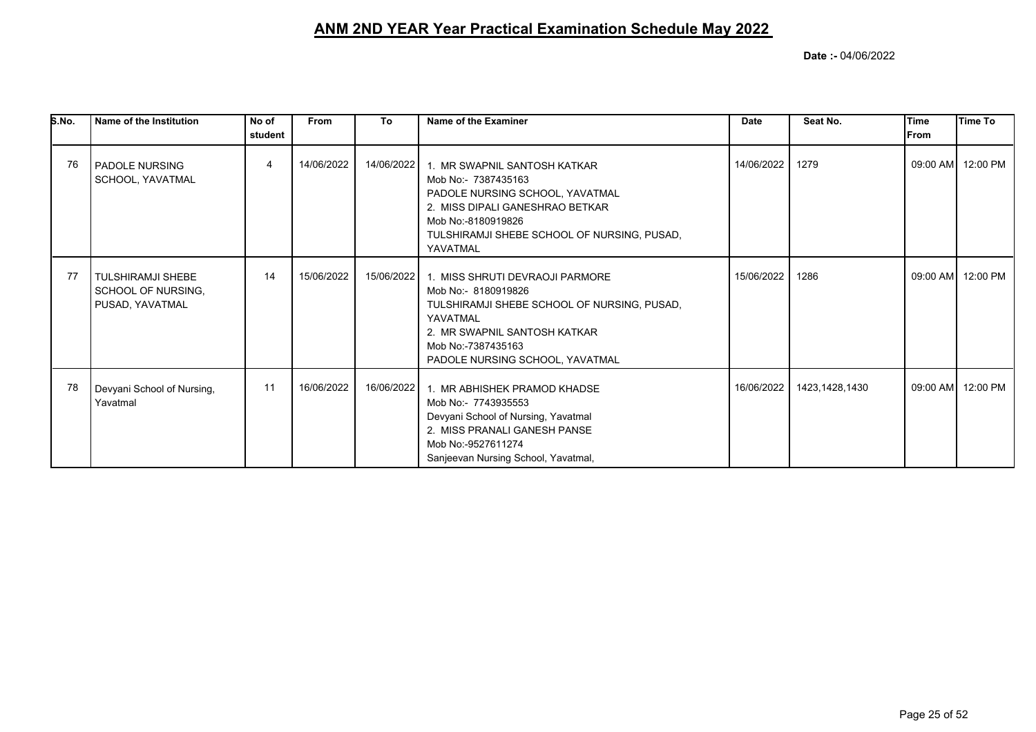## ANM 2ND YEAR Year Practical Examination Schedule May 2022

**Date :-** 04/06/2022

| S.No. | Name of the Institution | No of student | From | To | Name of the Examiner | Date | Seat No. | Time From | Time To |
|---|---|---|---|---|---|---|---|---|---|
| 76 | PADOLE NURSING SCHOOL, YAVATMAL | 4 | 14/06/2022 | 14/06/2022 | 1. MR SWAPNIL SANTOSH KATKAR<br>Mob No:- 7387435163<br>PADOLE NURSING SCHOOL, YAVATMAL<br>2. MISS DIPALI GANESHRAO BETKAR<br>Mob No:-8180919826<br>TULSHIRAMJI SHEBE SCHOOL OF NURSING, PUSAD, YAVATMAL | 14/06/2022 | 1279 | 09:00 AM | 12:00 PM |
| 77 | TULSHIRAMJI SHEBE SCHOOL OF NURSING, PUSAD, YAVATMAL | 14 | 15/06/2022 | 15/06/2022 | 1. MISS SHRUTI DEVRAOJI PARMORE<br>Mob No:- 8180919826<br>TULSHIRAMJI SHEBE SCHOOL OF NURSING, PUSAD, YAVATMAL<br>2. MR SWAPNIL SANTOSH KATKAR<br>Mob No:-7387435163<br>PADOLE NURSING SCHOOL, YAVATMAL | 15/06/2022 | 1286 | 09:00 AM | 12:00 PM |
| 78 | Devyani School of Nursing, Yavatmal | 11 | 16/06/2022 | 16/06/2022 | 1. MR ABHISHEK PRAMOD KHADSE<br>Mob No:- 7743935553<br>Devyani School of Nursing, Yavatmal<br>2. MISS PRANALI GANESH PANSE<br>Mob No:-9527611274<br>Sanjeevan Nursing School, Yavatmal, | 16/06/2022 | 1423,1428,1430 | 09:00 AM | 12:00 PM |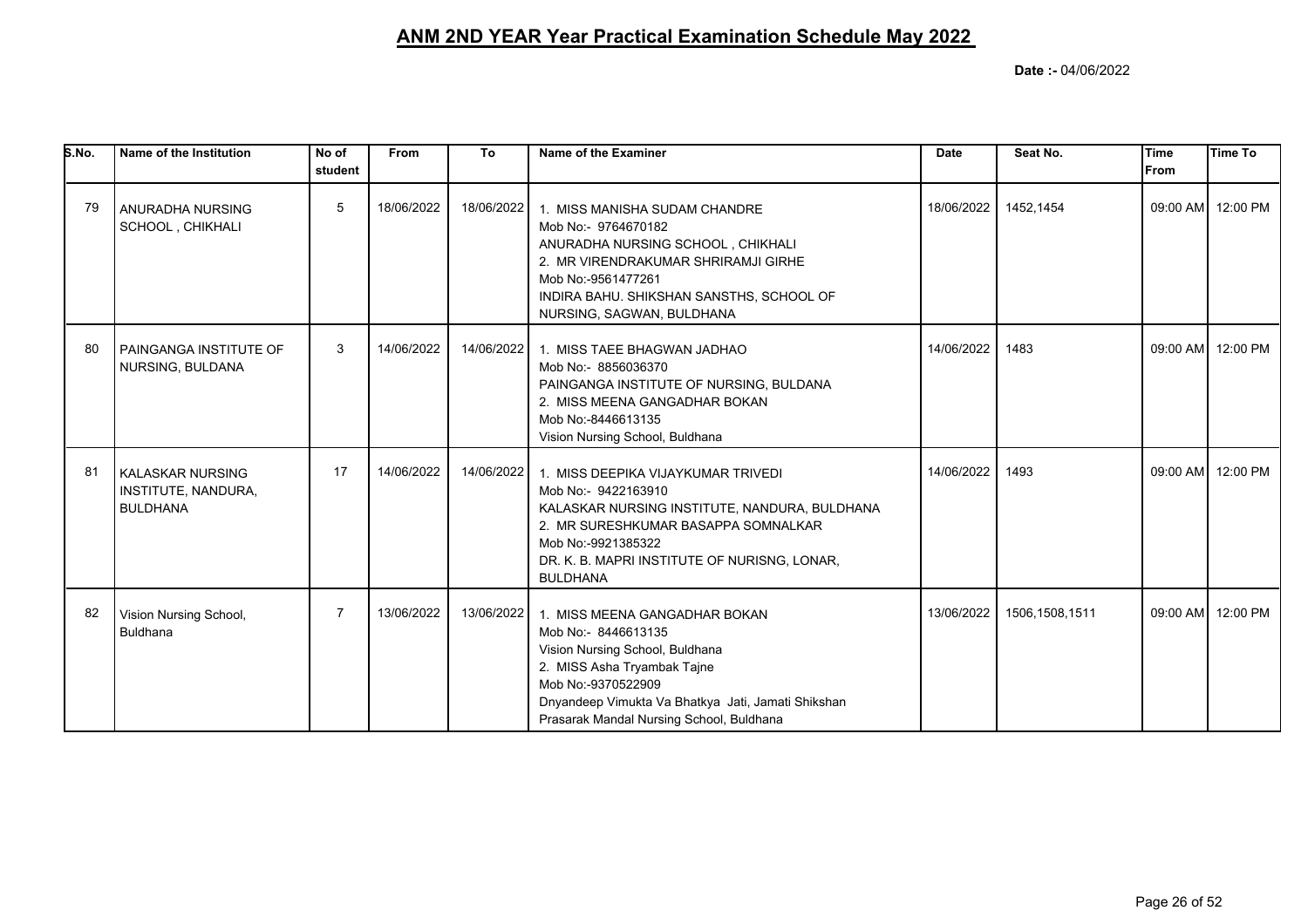# ANM 2ND YEAR Year Practical Examination Schedule May 2022

**Date :-** 04/06/2022

| S.No. | Name of the Institution | No of student | From | To | Name of the Examiner | Date | Seat No. | Time From | Time To |
|---|---|---|---|---|---|---|---|---|---|
| 79 | ANURADHA NURSING SCHOOL , CHIKHALI | 5 | 18/06/2022 | 18/06/2022 | 1. MISS MANISHA SUDAM CHANDRE<br>Mob No:- 9764670182<br>ANURADHA NURSING SCHOOL , CHIKHALI<br>2. MR VIRENDRAKUMAR SHRIRAMJI GIRHE<br>Mob No:-9561477261<br>INDIRA BAHU. SHIKSHAN SANSTHS, SCHOOL OF NURSING, SAGWAN, BULDHANA | 18/06/2022 | 1452,1454 | 09:00 AM | 12:00 PM |
| 80 | PAINGANGA INSTITUTE OF NURSING, BULDANA | 3 | 14/06/2022 | 14/06/2022 | 1. MISS TAEE BHAGWAN JADHAO<br>Mob No:- 8856036370<br>PAINGANGA INSTITUTE OF NURSING, BULDANA<br>2. MISS MEENA GANGADHAR BOKAN<br>Mob No:-8446613135<br>Vision Nursing School, Buldhana | 14/06/2022 | 1483 | 09:00 AM | 12:00 PM |
| 81 | KALASKAR NURSING INSTITUTE, NANDURA, BULDHANA | 17 | 14/06/2022 | 14/06/2022 | 1. MISS DEEPIKA VIJAYKUMAR TRIVEDI<br>Mob No:- 9422163910<br>KALASKAR NURSING INSTITUTE, NANDURA, BULDHANA<br>2. MR SURESHKUMAR BASAPPA SOMNALKAR<br>Mob No:-9921385322<br>DR. K. B. MAPRI INSTITUTE OF NURISNG, LONAR, BULDHANA | 14/06/2022 | 1493 | 09:00 AM | 12:00 PM |
| 82 | Vision Nursing School, Buldhana | 7 | 13/06/2022 | 13/06/2022 | 1. MISS MEENA GANGADHAR BOKAN<br>Mob No:- 8446613135<br>Vision Nursing School, Buldhana<br>2. MISS Asha Tryambak Tajne<br>Mob No:-9370522909<br>Dnyandeep Vimukta Va Bhatkya Jati, Jamati Shikshan Prasarak Mandal Nursing School, Buldhana | 13/06/2022 | 1506,1508,1511 | 09:00 AM | 12:00 PM |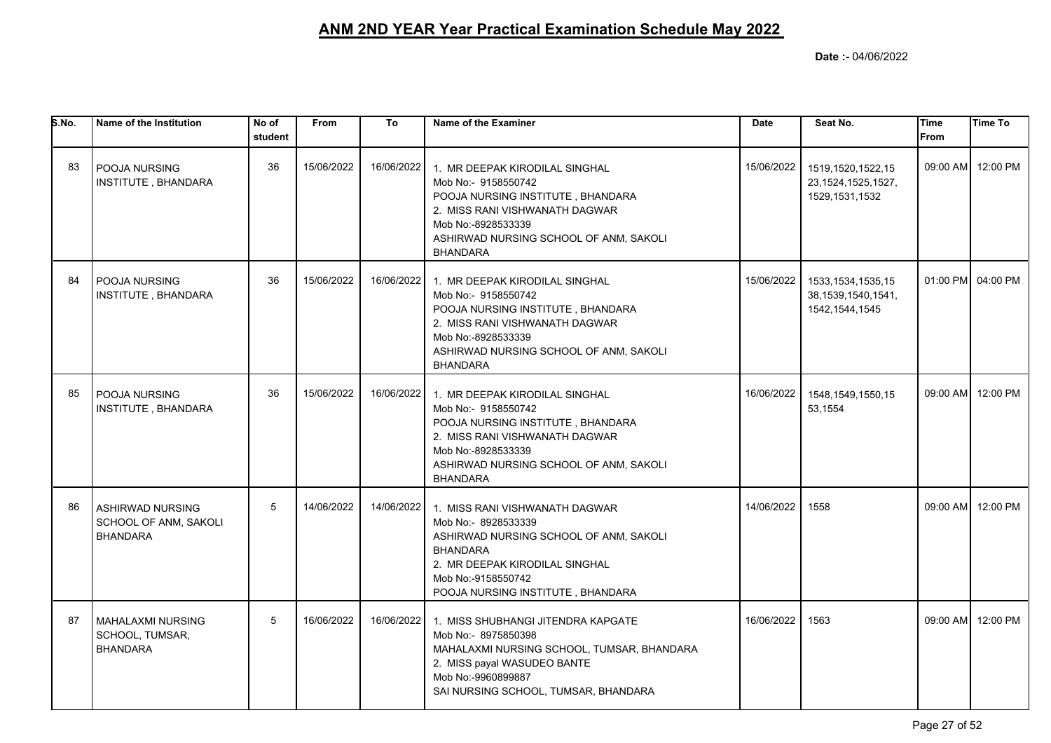# ANM 2ND YEAR Year Practical Examination Schedule May 2022

**Date :-** 04/06/2022

| S.No. | Name of the Institution | No of student | From | To | Name of the Examiner | Date | Seat No. | Time From | Time To |
|---|---|---|---|---|---|---|---|---|---|
| 83 | POOJA NURSING INSTITUTE , BHANDARA | 36 | 15/06/2022 | 16/06/2022 | 1. MR DEEPAK KIRODILAL SINGHAL Mob No:- 9158550742 POOJA NURSING INSTITUTE , BHANDARA 2. MISS RANI VISHWANATH DAGWAR Mob No:-8928533339 ASHIRWAD NURSING SCHOOL OF ANM, SAKOLI BHANDARA | 15/06/2022 | 1519,1520,1522,1523,1524,1525,1527,1529,1531,1532 | 09:00 AM | 12:00 PM |
| 84 | POOJA NURSING INSTITUTE , BHANDARA | 36 | 15/06/2022 | 16/06/2022 | 1. MR DEEPAK KIRODILAL SINGHAL Mob No:- 9158550742 POOJA NURSING INSTITUTE , BHANDARA 2. MISS RANI VISHWANATH DAGWAR Mob No:-8928533339 ASHIRWAD NURSING SCHOOL OF ANM, SAKOLI BHANDARA | 15/06/2022 | 1533,1534,1535,1538,1539,1540,1541,1542,1544,1545 | 01:00 PM | 04:00 PM |
| 85 | POOJA NURSING INSTITUTE , BHANDARA | 36 | 15/06/2022 | 16/06/2022 | 1. MR DEEPAK KIRODILAL SINGHAL Mob No:- 9158550742 POOJA NURSING INSTITUTE , BHANDARA 2. MISS RANI VISHWANATH DAGWAR Mob No:-8928533339 ASHIRWAD NURSING SCHOOL OF ANM, SAKOLI BHANDARA | 16/06/2022 | 1548,1549,1550,1553,1554 | 09:00 AM | 12:00 PM |
| 86 | ASHIRWAD NURSING SCHOOL OF ANM, SAKOLI BHANDARA | 5 | 14/06/2022 | 14/06/2022 | 1. MISS RANI VISHWANATH DAGWAR Mob No:- 8928533339 ASHIRWAD NURSING SCHOOL OF ANM, SAKOLI BHANDARA 2. MR DEEPAK KIRODILAL SINGHAL Mob No:-9158550742 POOJA NURSING INSTITUTE , BHANDARA | 14/06/2022 | 1558 | 09:00 AM | 12:00 PM |
| 87 | MAHALAXMI NURSING SCHOOL, TUMSAR, BHANDARA | 5 | 16/06/2022 | 16/06/2022 | 1. MISS SHUBHANGI JITENDRA KAPGATE Mob No:- 8975850398 MAHALAXMI NURSING SCHOOL, TUMSAR, BHANDARA 2. MISS payal WASUDEO BANTE Mob No:-9960899887 SAI NURSING SCHOOL, TUMSAR, BHANDARA | 16/06/2022 | 1563 | 09:00 AM | 12:00 PM |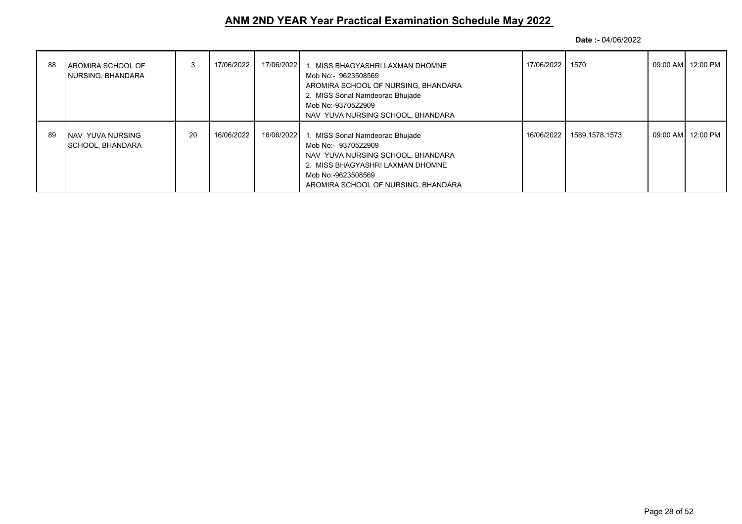# ANM 2ND YEAR Year Practical Examination Schedule May 2022

**Date :-** 04/06/2022

| | | | | | | | | | |
|---|---|---|---|---|---|---|---|---|---|
| 88 | AROMIRA SCHOOL OF NURSING, BHANDARA | 3 | 17/06/2022 | 17/06/2022 | 1. MISS BHAGYASHRI LAXMAN DHOMNE<br>Mob No:- 9623508569<br>AROMIRA SCHOOL OF NURSING, BHANDARA<br>2. MISS Sonal Namdeorao Bhujade<br>Mob No:-9370522909<br>NAV YUVA NURSING SCHOOL, BHANDARA | 17/06/2022 | 1570 | 09:00 AM | 12:00 PM |
| 89 | NAV YUVA NURSING SCHOOL, BHANDARA | 20 | 16/06/2022 | 16/06/2022 | 1. MISS Sonal Namdeorao Bhujade<br>Mob No:- 9370522909<br>NAV YUVA NURSING SCHOOL, BHANDARA<br>2. MISS BHAGYASHRI LAXMAN DHOMNE<br>Mob No:-9623508569<br>AROMIRA SCHOOL OF NURSING, BHANDARA | 16/06/2022 | 1589,1578,1573 | 09:00 AM | 12:00 PM |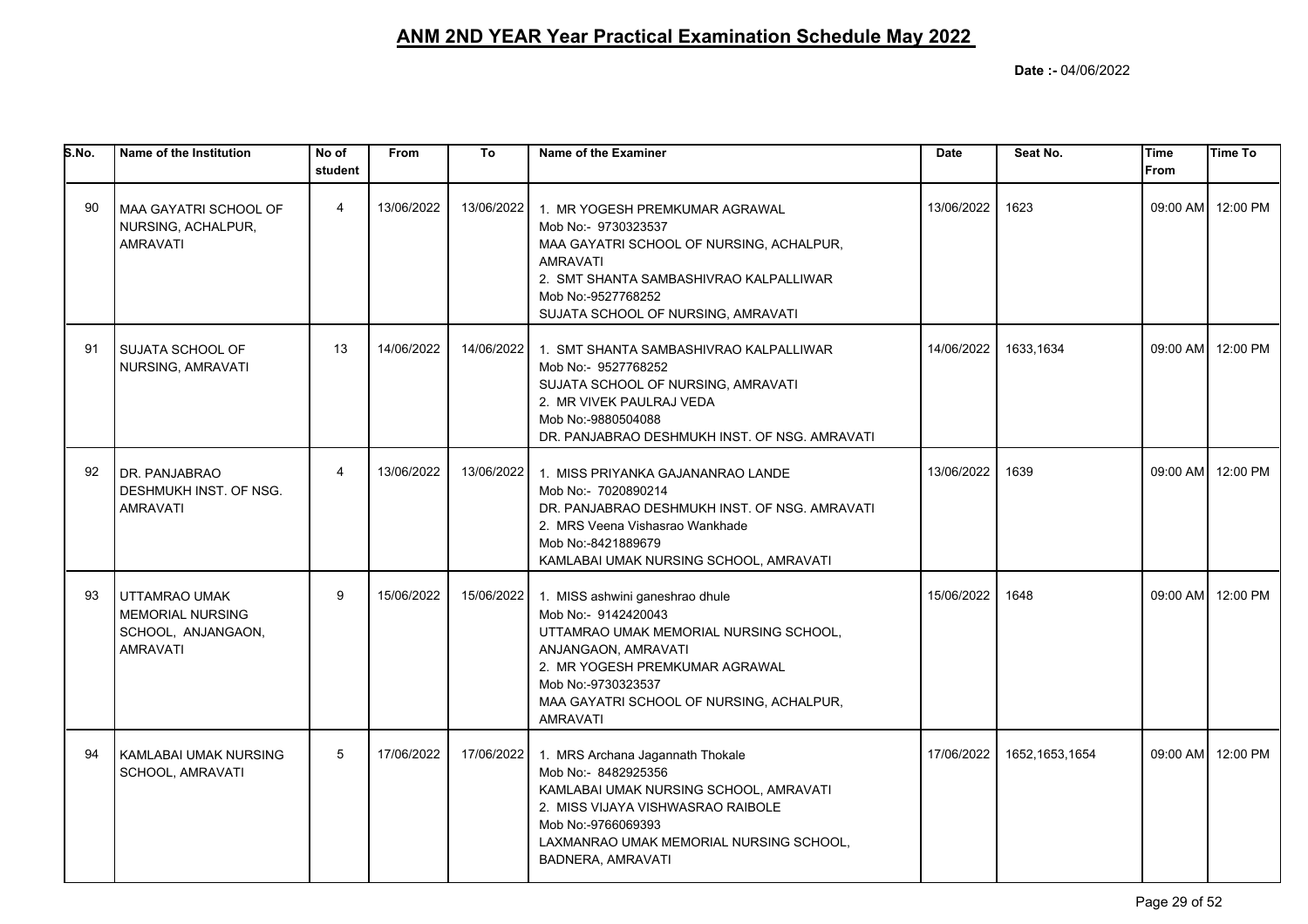# ANM 2ND YEAR Year Practical Examination Schedule May 2022

**Date :-** 04/06/2022

| S.No. | Name of the Institution | No of student | From | To | Name of the Examiner | Date | Seat No. | Time From | Time To |
|---|---|---|---|---|---|---|---|---|---|
| 90 | MAA GAYATRI SCHOOL OF NURSING, ACHALPUR, AMRAVATI | 4 | 13/06/2022 | 13/06/2022 | 1. MR YOGESH PREMKUMAR AGRAWAL<br>Mob No:- 9730323537<br>MAA GAYATRI SCHOOL OF NURSING, ACHALPUR, AMRAVATI<br>2. SMT SHANTA SAMBASHIVRAO KALPALLIWAR<br>Mob No:-9527768252<br>SUJATA SCHOOL OF NURSING, AMRAVATI | 13/06/2022 | 1623 | 09:00 AM | 12:00 PM |
| 91 | SUJATA SCHOOL OF NURSING, AMRAVATI | 13 | 14/06/2022 | 14/06/2022 | 1. SMT SHANTA SAMBASHIVRAO KALPALLIWAR<br>Mob No:- 9527768252<br>SUJATA SCHOOL OF NURSING, AMRAVATI<br>2. MR VIVEK PAULRAJ VEDA<br>Mob No:-9880504088<br>DR. PANJABRAO DESHMUKH INST. OF NSG. AMRAVATI | 14/06/2022 | 1633,1634 | 09:00 AM | 12:00 PM |
| 92 | DR. PANJABRAO DESHMUKH INST. OF NSG. AMRAVATI | 4 | 13/06/2022 | 13/06/2022 | 1. MISS PRIYANKA GAJANANRAO LANDE<br>Mob No:- 7020890214<br>DR. PANJABRAO DESHMUKH INST. OF NSG. AMRAVATI<br>2. MRS Veena Vishasrao Wankhade<br>Mob No:-8421889679<br>KAMLABAI UMAK NURSING SCHOOL, AMRAVATI | 13/06/2022 | 1639 | 09:00 AM | 12:00 PM |
| 93 | UTTAMRAO UMAK MEMORIAL NURSING SCHOOL, ANJANGAON, AMRAVATI | 9 | 15/06/2022 | 15/06/2022 | 1. MISS ashwini ganeshrao dhule<br>Mob No:- 9142420043<br>UTTAMRAO UMAK MEMORIAL NURSING SCHOOL, ANJANGAON, AMRAVATI<br>2. MR YOGESH PREMKUMAR AGRAWAL<br>Mob No:-9730323537<br>MAA GAYATRI SCHOOL OF NURSING, ACHALPUR, AMRAVATI | 15/06/2022 | 1648 | 09:00 AM | 12:00 PM |
| 94 | KAMLABAI UMAK NURSING SCHOOL, AMRAVATI | 5 | 17/06/2022 | 17/06/2022 | 1. MRS Archana Jagannath Thokale<br>Mob No:- 8482925356<br>KAMLABAI UMAK NURSING SCHOOL, AMRAVATI<br>2. MISS VIJAYA VISHWASRAO RAIBOLE<br>Mob No:-9766069393<br>LAXMANRAO UMAK MEMORIAL NURSING SCHOOL, BADNERA, AMRAVATI | 17/06/2022 | 1652,1653,1654 | 09:00 AM | 12:00 PM |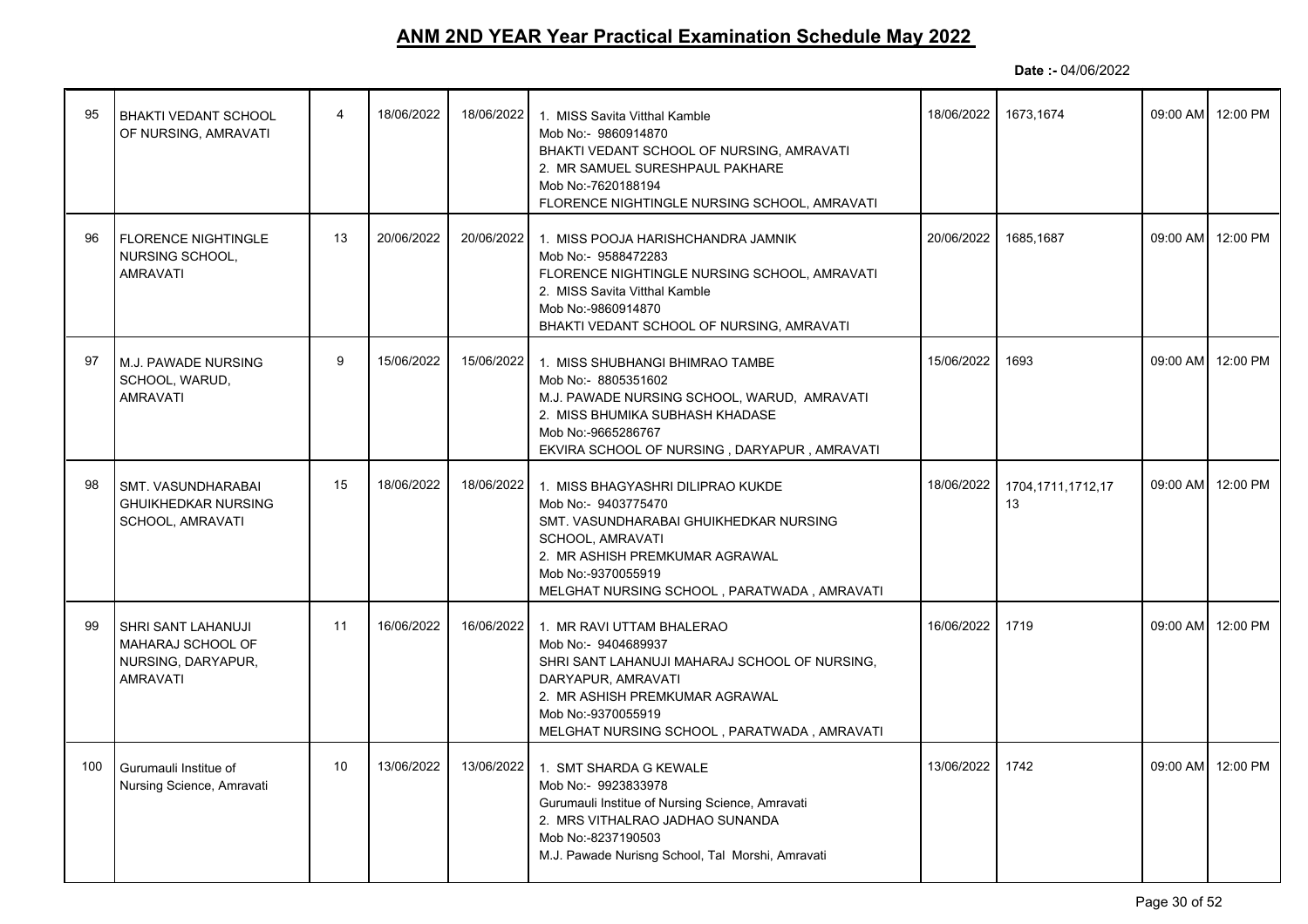## ANM 2ND YEAR Year Practical Examination Schedule May 2022

**Date :-** 04/06/2022

| | | | | | | | | | |
|---|---|---|---|---|---|---|---|---|---|
| 95 | BHAKTI VEDANT SCHOOL OF NURSING, AMRAVATI | 4 | 18/06/2022 | 18/06/2022 | 1. MISS Savita Vitthal Kamble<br>Mob No:- 9860914870<br>BHAKTI VEDANT SCHOOL OF NURSING, AMRAVATI<br>2. MR SAMUEL SURESHPAUL PAKHARE<br>Mob No:-7620188194<br>FLORENCE NIGHTINGLE NURSING SCHOOL, AMRAVATI | 18/06/2022 | 1673,1674 | 09:00 AM | 12:00 PM |
| 96 | FLORENCE NIGHTINGLE NURSING SCHOOL, AMRAVATI | 13 | 20/06/2022 | 20/06/2022 | 1. MISS POOJA HARISHCHANDRA JAMNIK<br>Mob No:- 9588472283<br>FLORENCE NIGHTINGLE NURSING SCHOOL, AMRAVATI<br>2. MISS Savita Vitthal Kamble<br>Mob No:-9860914870<br>BHAKTI VEDANT SCHOOL OF NURSING, AMRAVATI | 20/06/2022 | 1685,1687 | 09:00 AM | 12:00 PM |
| 97 | M.J. PAWADE NURSING SCHOOL, WARUD, AMRAVATI | 9 | 15/06/2022 | 15/06/2022 | 1. MISS SHUBHANGI BHIMRAO TAMBE<br>Mob No:- 8805351602<br>M.J. PAWADE NURSING SCHOOL, WARUD, AMRAVATI<br>2. MISS BHUMIKA SUBHASH KHADASE<br>Mob No:-9665286767<br>EKVIRA SCHOOL OF NURSING , DARYAPUR , AMRAVATI | 15/06/2022 | 1693 | 09:00 AM | 12:00 PM |
| 98 | SMT. VASUNDHARABAI GHUIKHEDKAR NURSING SCHOOL, AMRAVATI | 15 | 18/06/2022 | 18/06/2022 | 1. MISS BHAGYASHRI DILIPRAO KUKDE<br>Mob No:- 9403775470<br>SMT. VASUNDHARABAI GHUIKHEDKAR NURSING SCHOOL, AMRAVATI<br>2. MR ASHISH PREMKUMAR AGRAWAL<br>Mob No:-9370055919<br>MELGHAT NURSING SCHOOL , PARATWADA , AMRAVATI | 18/06/2022 | 1704,1711,1712,1713 | 09:00 AM | 12:00 PM |
| 99 | SHRI SANT LAHANUJI MAHARAJ SCHOOL OF NURSING, DARYAPUR, AMRAVATI | 11 | 16/06/2022 | 16/06/2022 | 1. MR RAVI UTTAM BHALERAO<br>Mob No:- 9404689937<br>SHRI SANT LAHANUJI MAHARAJ SCHOOL OF NURSING, DARYAPUR, AMRAVATI<br>2. MR ASHISH PREMKUMAR AGRAWAL<br>Mob No:-9370055919<br>MELGHAT NURSING SCHOOL , PARATWADA , AMRAVATI | 16/06/2022 | 1719 | 09:00 AM | 12:00 PM |
| 100 | Gurumauli Institue of Nursing Science, Amravati | 10 | 13/06/2022 | 13/06/2022 | 1. SMT SHARDA G KEWALE<br>Mob No:- 9923833978<br>Gurumauli Institue of Nursing Science, Amravati<br>2. MRS VITHALRAO JADHAO SUNANDA<br>Mob No:-8237190503<br>M.J. Pawade Nurisng School, Tal Morshi, Amravati | 13/06/2022 | 1742 | 09:00 AM | 12:00 PM |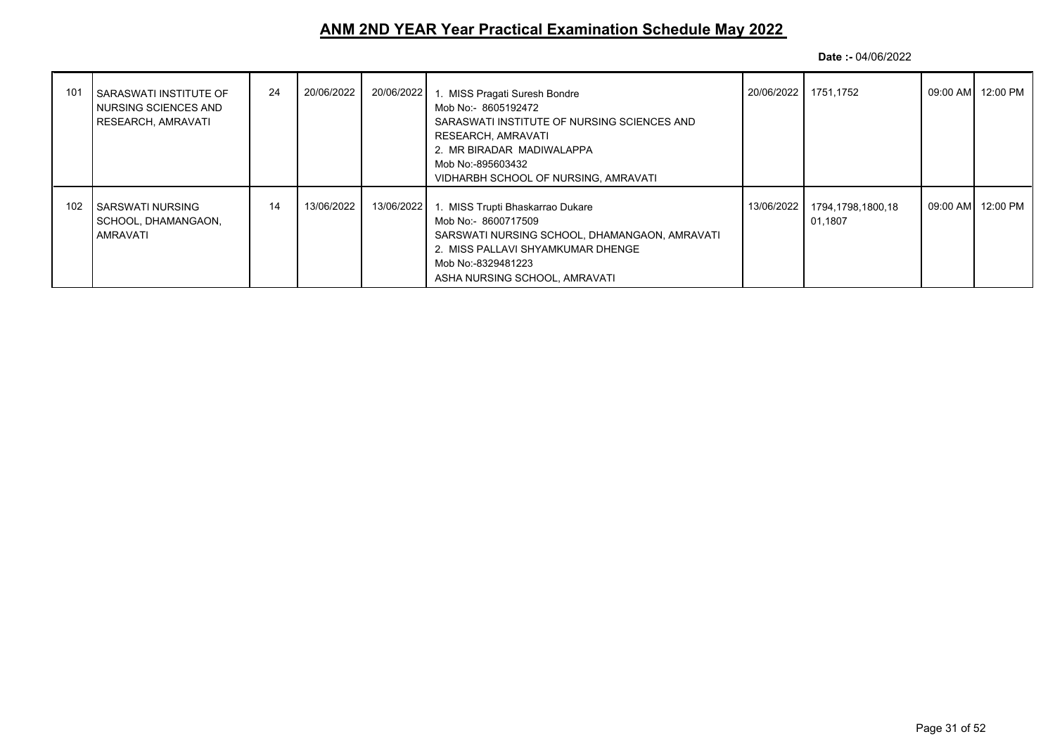## ANM 2ND YEAR Year Practical Examination Schedule May 2022

**Date :-** 04/06/2022

| | | | | | | | | | |
|---|---|---|---|---|---|---|---|---|---|
| 101 | SARASWATI INSTITUTE OF NURSING SCIENCES AND RESEARCH, AMRAVATI | 24 | 20/06/2022 | 20/06/2022 | 1. MISS Pragati Suresh Bondre<br>Mob No:- 8605192472<br>SARASWATI INSTITUTE OF NURSING SCIENCES AND RESEARCH, AMRAVATI<br>2. MR BIRADAR MADIWALAPPA<br>Mob No:-895603432<br>VIDHARBH SCHOOL OF NURSING, AMRAVATI | 20/06/2022 | 1751,1752 | 09:00 AM | 12:00 PM |
| 102 | SARSWATI NURSING SCHOOL, DHAMANGAON, AMRAVATI | 14 | 13/06/2022 | 13/06/2022 | 1. MISS Trupti Bhaskarrao Dukare<br>Mob No:- 8600717509<br>SARSWATI NURSING SCHOOL, DHAMANGAON, AMRAVATI<br>2. MISS PALLAVI SHYAMKUMAR DHENGE<br>Mob No:-8329481223<br>ASHA NURSING SCHOOL, AMRAVATI | 13/06/2022 | 1794,1798,1800,1801,1807 | 09:00 AM | 12:00 PM |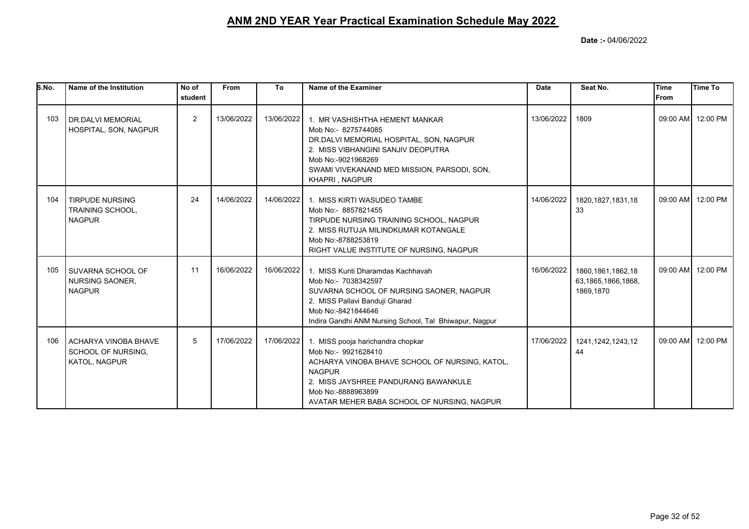# ANM 2ND YEAR Year Practical Examination Schedule May 2022

**Date :-** 04/06/2022

| S.No. | Name of the Institution | No of student | From | To | Name of the Examiner | Date | Seat No. | Time From | Time To |
|---|---|---|---|---|---|---|---|---|---|
| 103 | DR.DALVI MEMORIAL HOSPITAL, SON, NAGPUR | 2 | 13/06/2022 | 13/06/2022 | 1. MR VASHISHTHA HEMENT MANKAR<br>Mob No:- 8275744085<br>DR.DALVI MEMORIAL HOSPITAL, SON, NAGPUR<br>2. MISS VIBHANGINI SANJIV DEOPUTRA<br>Mob No:-9021968269<br>SWAMI VIVEKANAND MED MISSION, PARSODI, SON, KHAPRI , NAGPUR | 13/06/2022 | 1809 | 09:00 AM | 12:00 PM |
| 104 | TIRPUDE NURSING TRAINING SCHOOL, NAGPUR | 24 | 14/06/2022 | 14/06/2022 | 1. MISS KIRTI WASUDEO TAMBE<br>Mob No:- 8857821455<br>TIRPUDE NURSING TRAINING SCHOOL, NAGPUR<br>2. MISS RUTUJA MILINDKUMAR KOTANGALE<br>Mob No:-8788253819<br>RIGHT VALUE INSTITUTE OF NURSING, NAGPUR | 14/06/2022 | 1820,1827,1831,1833 | 09:00 AM | 12:00 PM |
| 105 | SUVARNA SCHOOL OF NURSING SAONER, NAGPUR | 11 | 16/06/2022 | 16/06/2022 | 1. MISS Kunti Dharamdas Kachhavah<br>Mob No:- 7038342597<br>SUVARNA SCHOOL OF NURSING SAONER, NAGPUR<br>2. MISS Pallavi Banduji Gharad<br>Mob No:-8421844646<br>Indira Gandhi ANM Nursing School, Tal Bhiwapur, Nagpur | 16/06/2022 | 1860,1861,1862,1863,1865,1866,1868,1869,1870 | 09:00 AM | 12:00 PM |
| 106 | ACHARYA VINOBA BHAVE SCHOOL OF NURSING, KATOL, NAGPUR | 5 | 17/06/2022 | 17/06/2022 | 1. MISS pooja harichandra chopkar<br>Mob No:- 9921628410<br>ACHARYA VINOBA BHAVE SCHOOL OF NURSING, KATOL, NAGPUR<br>2. MISS JAYSHREE PANDURANG BAWANKULE<br>Mob No:-8888963899<br>AVATAR MEHER BABA SCHOOL OF NURSING, NAGPUR | 17/06/2022 | 1241,1242,1243,1244 | 09:00 AM | 12:00 PM |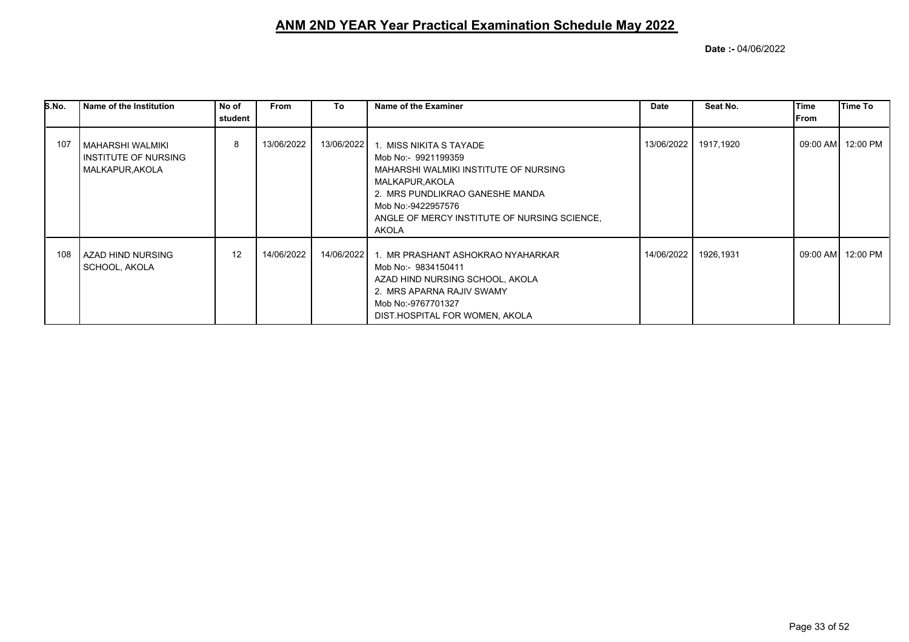## ANM 2ND YEAR Year Practical Examination Schedule May 2022

**Date :-** 04/06/2022

| S.No. | Name of the Institution | No of student | From | To | Name of the Examiner | Date | Seat No. | Time From | Time To |
|---|---|---|---|---|---|---|---|---|---|
| 107 | MAHARSHI WALMIKI INSTITUTE OF NURSING MALKAPUR,AKOLA | 8 | 13/06/2022 | 13/06/2022 | 1. MISS NIKITA S TAYADE<br>Mob No:- 9921199359<br>MAHARSHI WALMIKI INSTITUTE OF NURSING MALKAPUR,AKOLA<br>2. MRS PUNDLIKRAO GANESHE MANDA<br>Mob No:-9422957576<br>ANGLE OF MERCY INSTITUTE OF NURSING SCIENCE, AKOLA | 13/06/2022 | 1917,1920 | 09:00 AM | 12:00 PM |
| 108 | AZAD HIND NURSING SCHOOL, AKOLA | 12 | 14/06/2022 | 14/06/2022 | 1. MR PRASHANT ASHOKRAO NYAHARKAR<br>Mob No:- 9834150411<br>AZAD HIND NURSING SCHOOL, AKOLA<br>2. MRS APARNA RAJIV SWAMY<br>Mob No:-9767701327<br>DIST.HOSPITAL FOR WOMEN, AKOLA | 14/06/2022 | 1926,1931 | 09:00 AM | 12:00 PM |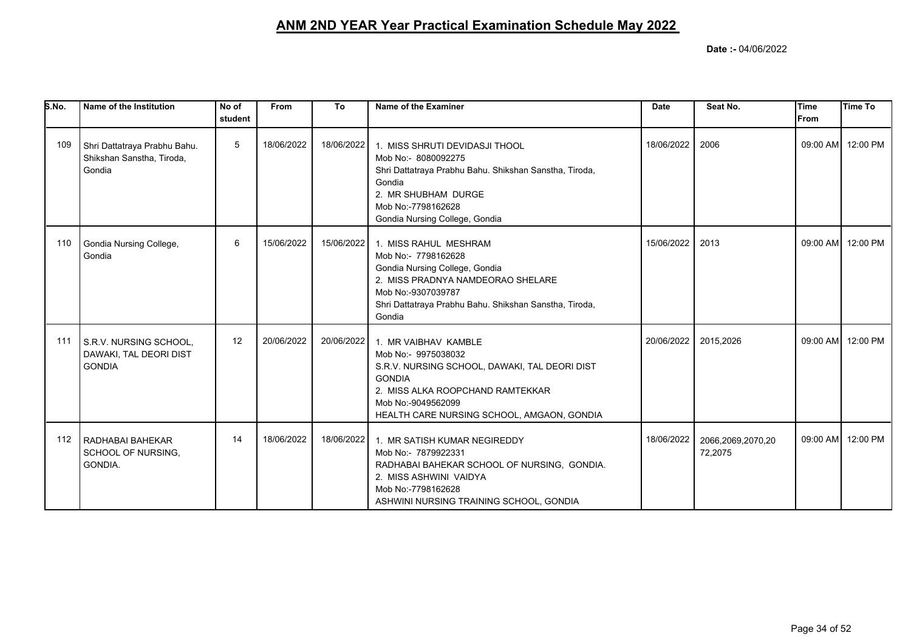# ANM 2ND YEAR Year Practical Examination Schedule May 2022

**Date :-** 04/06/2022

| S.No. | Name of the Institution | No of student | From | To | Name of the Examiner | Date | Seat No. | Time From | Time To |
|---|---|---|---|---|---|---|---|---|---|
| 109 | Shri Dattatraya Prabhu Bahu. Shikshan Sanstha, Tiroda, Gondia | 5 | 18/06/2022 | 18/06/2022 | 1. MISS SHRUTI DEVIDASJI THOOL<br>Mob No:- 8080092275<br>Shri Dattatraya Prabhu Bahu. Shikshan Sanstha, Tiroda, Gondia<br>2. MR SHUBHAM DURGE<br>Mob No:-7798162628<br>Gondia Nursing College, Gondia | 18/06/2022 | 2006 | 09:00 AM | 12:00 PM |
| 110 | Gondia Nursing College, Gondia | 6 | 15/06/2022 | 15/06/2022 | 1. MISS RAHUL MESHRAM<br>Mob No:- 7798162628<br>Gondia Nursing College, Gondia<br>2. MISS PRADNYA NAMDEORAO SHELARE<br>Mob No:-9307039787<br>Shri Dattatraya Prabhu Bahu. Shikshan Sanstha, Tiroda, Gondia | 15/06/2022 | 2013 | 09:00 AM | 12:00 PM |
| 111 | S.R.V. NURSING SCHOOL, DAWAKI, TAL DEORI DIST GONDIA | 12 | 20/06/2022 | 20/06/2022 | 1. MR VAIBHAV KAMBLE<br>Mob No:- 9975038032<br>S.R.V. NURSING SCHOOL, DAWAKI, TAL DEORI DIST GONDIA<br>2. MISS ALKA ROOPCHAND RAMTEKKAR<br>Mob No:-9049562099<br>HEALTH CARE NURSING SCHOOL, AMGAON, GONDIA | 20/06/2022 | 2015,2026 | 09:00 AM | 12:00 PM |
| 112 | RADHABAI BAHEKAR SCHOOL OF NURSING, GONDIA. | 14 | 18/06/2022 | 18/06/2022 | 1. MR SATISH KUMAR NEGIREDDY<br>Mob No:- 7879922331<br>RADHABAI BAHEKAR SCHOOL OF NURSING, GONDIA.<br>2. MISS ASHWINI VAIDYA<br>Mob No:-7798162628<br>ASHWINI NURSING TRAINING SCHOOL, GONDIA | 18/06/2022 | 2066,2069,2070,20 72,2075 | 09:00 AM | 12:00 PM |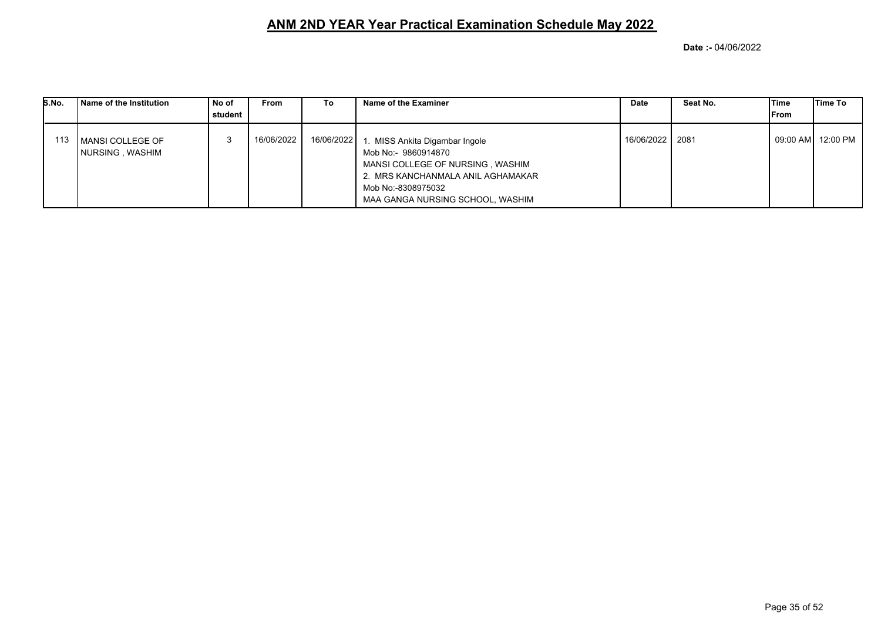# ANM 2ND YEAR Year Practical Examination Schedule May 2022

**Date :-** 04/06/2022

| S.No. | Name of the Institution | No of student | From | To | Name of the Examiner | Date | Seat No. | Time From | Time To |
|---|---|---|---|---|---|---|---|---|---|
| 113 | MANSI COLLEGE OF NURSING , WASHIM | 3 | 16/06/2022 | 16/06/2022 | 1. MISS Ankita Digambar Ingole<br>Mob No:- 9860914870<br>MANSI COLLEGE OF NURSING , WASHIM<br>2. MRS KANCHANMALA ANIL AGHAMAKAR<br>Mob No:-8308975032<br>MAA GANGA NURSING SCHOOL, WASHIM | 16/06/2022 | 2081 | 09:00 AM | 12:00 PM |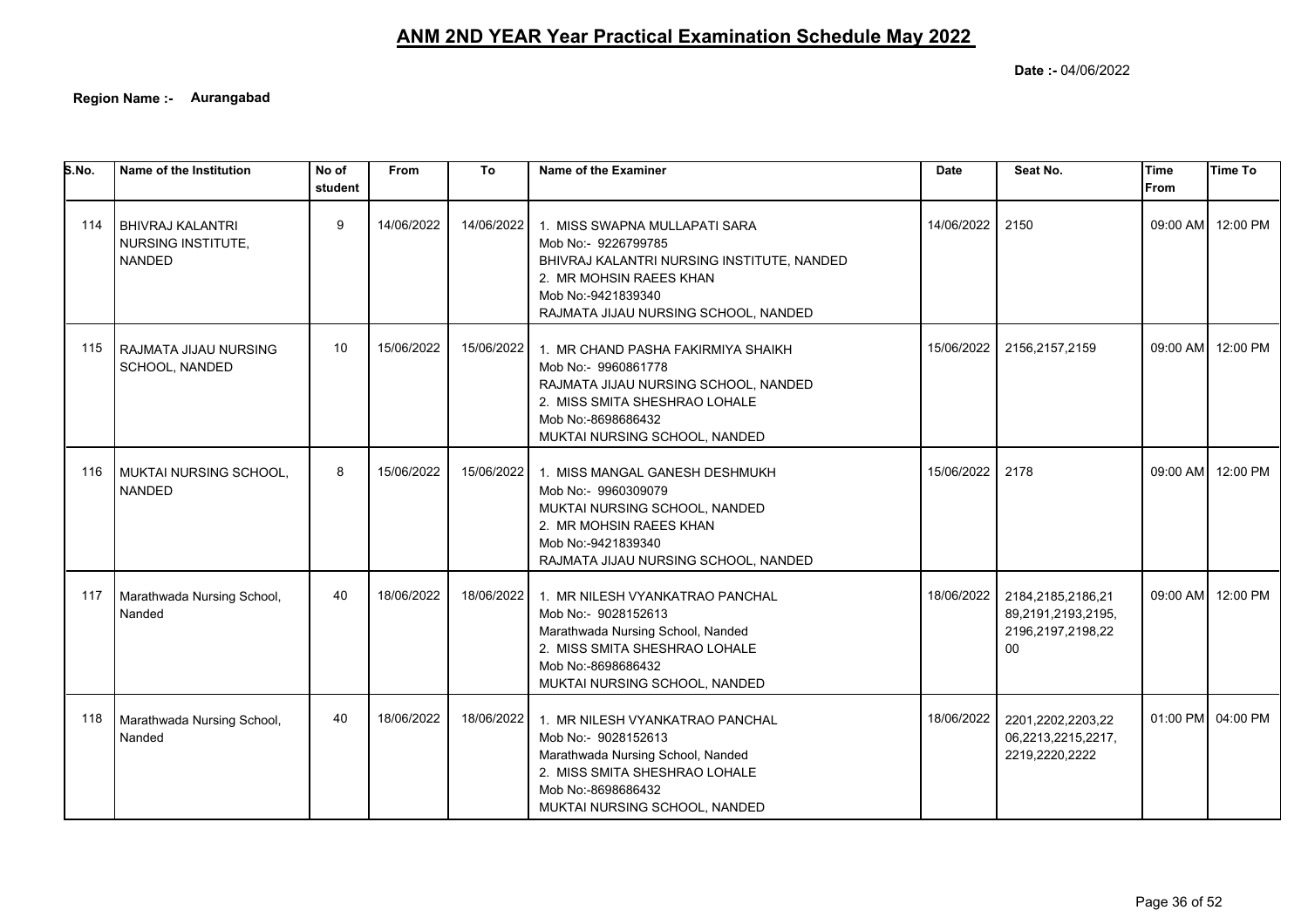# ANM 2ND YEAR Year Practical Examination Schedule May 2022

**Date :-** 04/06/2022

**Region Name :- Aurangabad**

| S.No. | Name of the Institution | No of student | From | To | Name of the Examiner | Date | Seat No. | Time From | Time To |
|---|---|---|---|---|---|---|---|---|---|
| 114 | BHIVRAJ KALANTRI NURSING INSTITUTE, NANDED | 9 | 14/06/2022 | 14/06/2022 | 1. MISS SWAPNA MULLAPATI SARA<br>Mob No:- 9226799785<br>BHIVRAJ KALANTRI NURSING INSTITUTE, NANDED<br>2. MR MOHSIN RAEES KHAN<br>Mob No:-9421839340<br>RAJMATA JIJAU NURSING SCHOOL, NANDED | 14/06/2022 | 2150 | 09:00 AM | 12:00 PM |
| 115 | RAJMATA JIJAU NURSING SCHOOL, NANDED | 10 | 15/06/2022 | 15/06/2022 | 1. MR CHAND PASHA FAKIRMIYA SHAIKH<br>Mob No:- 9960861778<br>RAJMATA JIJAU NURSING SCHOOL, NANDED<br>2. MISS SMITA SHESHRAO LOHALE<br>Mob No:-8698686432<br>MUKTAI NURSING SCHOOL, NANDED | 15/06/2022 | 2156,2157,2159 | 09:00 AM | 12:00 PM |
| 116 | MUKTAI NURSING SCHOOL, NANDED | 8 | 15/06/2022 | 15/06/2022 | 1. MISS MANGAL GANESH DESHMUKH<br>Mob No:- 9960309079<br>MUKTAI NURSING SCHOOL, NANDED<br>2. MR MOHSIN RAEES KHAN<br>Mob No:-9421839340<br>RAJMATA JIJAU NURSING SCHOOL, NANDED | 15/06/2022 | 2178 | 09:00 AM | 12:00 PM |
| 117 | Marathwada Nursing School, Nanded | 40 | 18/06/2022 | 18/06/2022 | 1. MR NILESH VYANKATRAO PANCHAL<br>Mob No:- 9028152613<br>Marathwada Nursing School, Nanded<br>2. MISS SMITA SHESHRAO LOHALE<br>Mob No:-8698686432<br>MUKTAI NURSING SCHOOL, NANDED | 18/06/2022 | 2184,2185,2186,2189,2191,2193,2195,2196,2197,2198,2200 | 09:00 AM | 12:00 PM |
| 118 | Marathwada Nursing School, Nanded | 40 | 18/06/2022 | 18/06/2022 | 1. MR NILESH VYANKATRAO PANCHAL<br>Mob No:- 9028152613<br>Marathwada Nursing School, Nanded<br>2. MISS SMITA SHESHRAO LOHALE<br>Mob No:-8698686432<br>MUKTAI NURSING SCHOOL, NANDED | 18/06/2022 | 2201,2202,2203,2206,2213,2215,2217,2219,2220,2222 | 01:00 PM | 04:00 PM |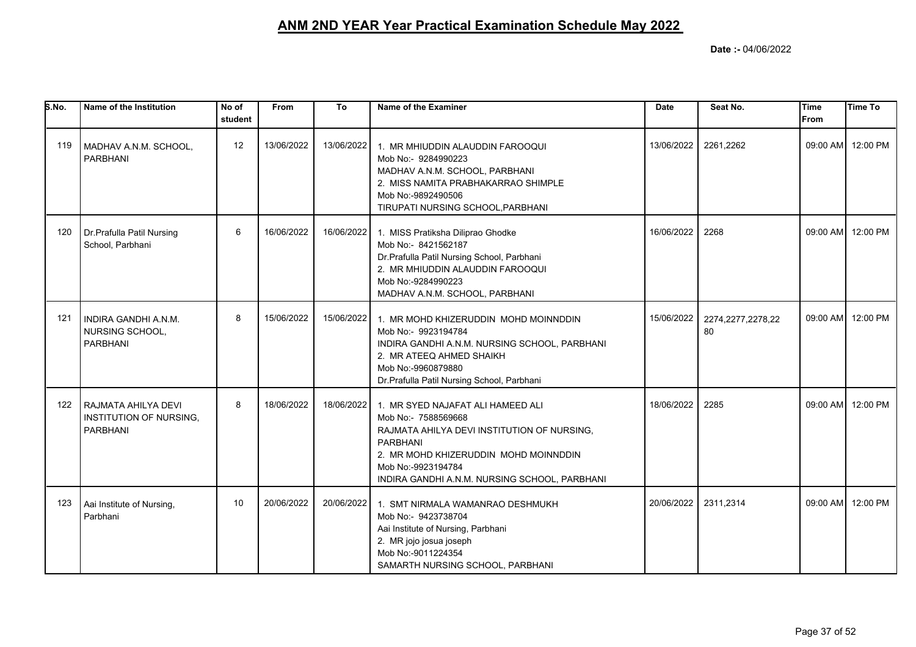# ANM 2ND YEAR Year Practical Examination Schedule May 2022

**Date :-** 04/06/2022

| S.No. | Name of the Institution | No of student | From | To | Name of the Examiner | Date | Seat No. | Time From | Time To |
|---|---|---|---|---|---|---|---|---|---|
| 119 | MADHAV A.N.M. SCHOOL, PARBHANI | 12 | 13/06/2022 | 13/06/2022 | 1. MR MHIUDDIN ALAUDDIN FAROOQUI<br>Mob No:- 9284990223<br>MADHAV A.N.M. SCHOOL, PARBHANI<br>2. MISS NAMITA PRABHAKARRAO SHIMPLE<br>Mob No:-9892490506<br>TIRUPATI NURSING SCHOOL,PARBHANI | 13/06/2022 | 2261,2262 | 09:00 AM | 12:00 PM |
| 120 | Dr.Prafulla Patil Nursing School, Parbhani | 6 | 16/06/2022 | 16/06/2022 | 1. MISS Pratiksha Diliprao Ghodke<br>Mob No:- 8421562187<br>Dr.Prafulla Patil Nursing School, Parbhani<br>2. MR MHIUDDIN ALAUDDIN FAROOQUI<br>Mob No:-9284990223<br>MADHAV A.N.M. SCHOOL, PARBHANI | 16/06/2022 | 2268 | 09:00 AM | 12:00 PM |
| 121 | INDIRA GANDHI A.N.M. NURSING SCHOOL, PARBHANI | 8 | 15/06/2022 | 15/06/2022 | 1. MR MOHD KHIZERUDDIN MOHD MOINNDDIN<br>Mob No:- 9923194784<br>INDIRA GANDHI A.N.M. NURSING SCHOOL, PARBHANI<br>2. MR ATEEQ AHMED SHAIKH<br>Mob No:-9960879880<br>Dr.Prafulla Patil Nursing School, Parbhani | 15/06/2022 | 2274,2277,2278,2280 | 09:00 AM | 12:00 PM |
| 122 | RAJMATA AHILYA DEVI INSTITUTION OF NURSING, PARBHANI | 8 | 18/06/2022 | 18/06/2022 | 1. MR SYED NAJAFAT ALI HAMEED ALI<br>Mob No:- 7588569668<br>RAJMATA AHILYA DEVI INSTITUTION OF NURSING, PARBHANI<br>2. MR MOHD KHIZERUDDIN MOHD MOINNDDIN<br>Mob No:-9923194784<br>INDIRA GANDHI A.N.M. NURSING SCHOOL, PARBHANI | 18/06/2022 | 2285 | 09:00 AM | 12:00 PM |
| 123 | Aai Institute of Nursing, Parbhani | 10 | 20/06/2022 | 20/06/2022 | 1. SMT NIRMALA WAMANRAO DESHMUKH<br>Mob No:- 9423738704<br>Aai Institute of Nursing, Parbhani<br>2. MR jojo josua joseph<br>Mob No:-9011224354<br>SAMARTH NURSING SCHOOL, PARBHANI | 20/06/2022 | 2311,2314 | 09:00 AM | 12:00 PM |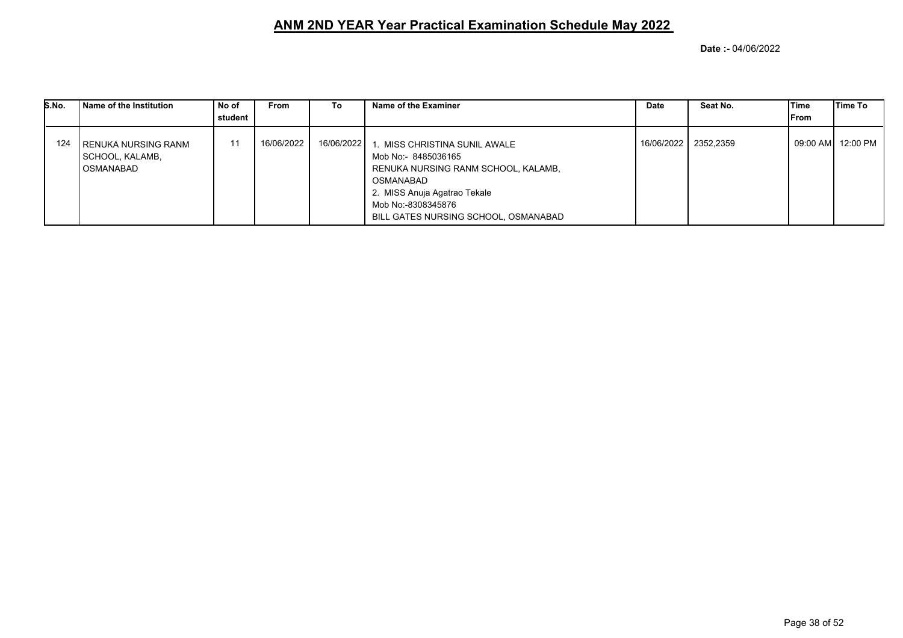# ANM 2ND YEAR Year Practical Examination Schedule May 2022

**Date :-** 04/06/2022

| S.No. | Name of the Institution | No of student | From | To | Name of the Examiner | Date | Seat No. | Time From | Time To |
|---|---|---|---|---|---|---|---|---|---|
| 124 | RENUKA NURSING RANM SCHOOL, KALAMB, OSMANABAD | 11 | 16/06/2022 | 16/06/2022 | 1. MISS CHRISTINA SUNIL AWALE<br>Mob No:- 8485036165<br>RENUKA NURSING RANM SCHOOL, KALAMB, OSMANABAD<br>2. MISS Anuja Agatrao Tekale<br>Mob No:-8308345876<br>BILL GATES NURSING SCHOOL, OSMANABAD | 16/06/2022 | 2352,2359 | 09:00 AM | 12:00 PM |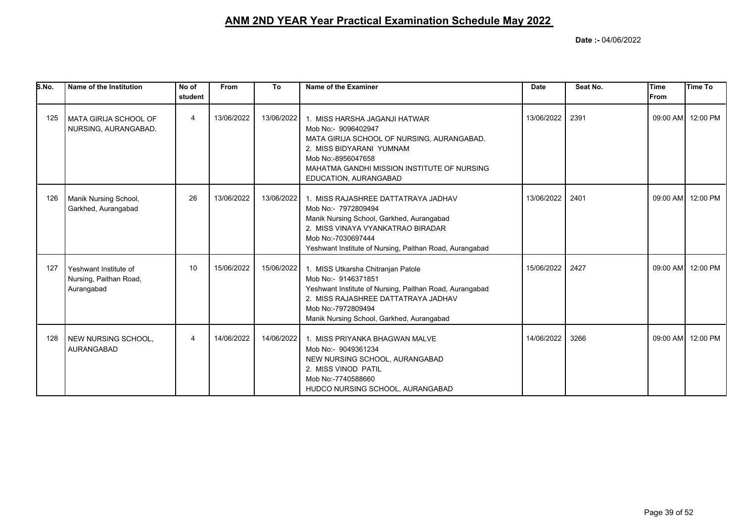## ANM 2ND YEAR Year Practical Examination Schedule May 2022

**Date :-** 04/06/2022

| S.No. | Name of the Institution | No of student | From | To | Name of the Examiner | Date | Seat No. | Time From | Time To |
|---|---|---|---|---|---|---|---|---|---|
| 125 | MATA GIRIJA SCHOOL OF NURSING, AURANGABAD. | 4 | 13/06/2022 | 13/06/2022 | 1. MISS HARSHA JAGANJI HATWAR<br>Mob No:- 9096402947<br>MATA GIRIJA SCHOOL OF NURSING, AURANGABAD.<br>2. MISS BIDYARANI YUMNAM<br>Mob No:-8956047658<br>MAHATMA GANDHI MISSION INSTITUTE OF NURSING EDUCATION, AURANGABAD | 13/06/2022 | 2391 | 09:00 AM | 12:00 PM |
| 126 | Manik Nursing School, Garkhed, Aurangabad | 26 | 13/06/2022 | 13/06/2022 | 1. MISS RAJASHREE DATTATRAYA JADHAV<br>Mob No:- 7972809494<br>Manik Nursing School, Garkhed, Aurangabad<br>2. MISS VINAYA VYANKATRAO BIRADAR<br>Mob No:-7030697444<br>Yeshwant Institute of Nursing, Paithan Road, Aurangabad | 13/06/2022 | 2401 | 09:00 AM | 12:00 PM |
| 127 | Yeshwant Institute of Nursing, Paithan Road, Aurangabad | 10 | 15/06/2022 | 15/06/2022 | 1. MISS Utkarsha Chitranjan Patole<br>Mob No:- 9146371851<br>Yeshwant Institute of Nursing, Paithan Road, Aurangabad<br>2. MISS RAJASHREE DATTATRAYA JADHAV<br>Mob No:-7972809494<br>Manik Nursing School, Garkhed, Aurangabad | 15/06/2022 | 2427 | 09:00 AM | 12:00 PM |
| 128 | NEW NURSING SCHOOL, AURANGABAD | 4 | 14/06/2022 | 14/06/2022 | 1. MISS PRIYANKA BHAGWAN MALVE<br>Mob No:- 9049361234<br>NEW NURSING SCHOOL, AURANGABAD<br>2. MISS VINOD PATIL<br>Mob No:-7740588660<br>HUDCO NURSING SCHOOL, AURANGABAD | 14/06/2022 | 3266 | 09:00 AM | 12:00 PM |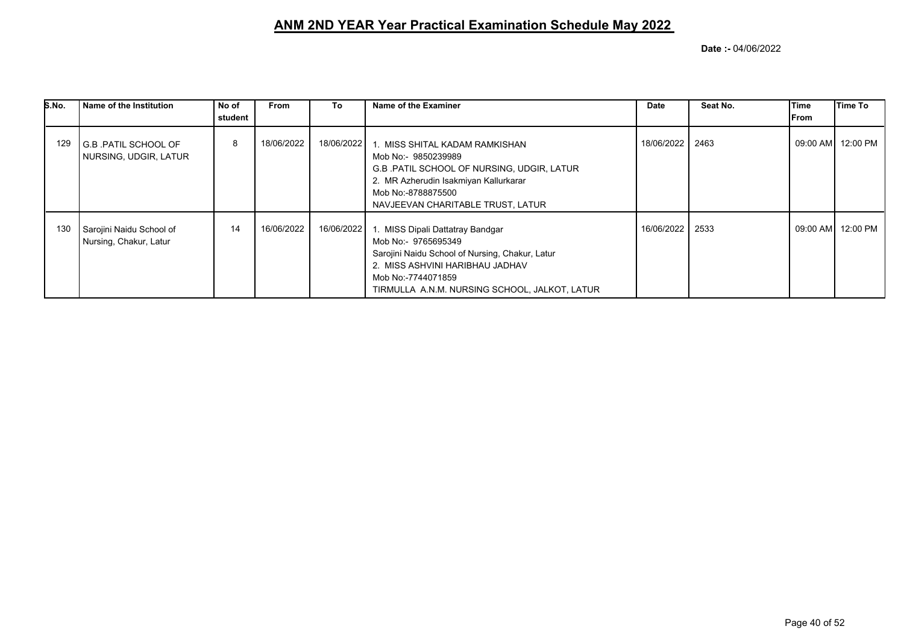# ANM 2ND YEAR Year Practical Examination Schedule May 2022

**Date :-** 04/06/2022

| S.No. | Name of the Institution | No of student | From | To | Name of the Examiner | Date | Seat No. | Time From | Time To |
|---|---|---|---|---|---|---|---|---|---|
| 129 | G.B .PATIL SCHOOL OF NURSING, UDGIR, LATUR | 8 | 18/06/2022 | 18/06/2022 | 1. MISS SHITAL KADAM RAMKISHAN<br>Mob No:- 9850239989<br>G.B .PATIL SCHOOL OF NURSING, UDGIR, LATUR<br>2. MR Azherudin Isakmiyan Kallurkarar<br>Mob No:-8788875500<br>NAVJEEVAN CHARITABLE TRUST, LATUR | 18/06/2022 | 2463 | 09:00 AM | 12:00 PM |
| 130 | Sarojini Naidu School of Nursing, Chakur, Latur | 14 | 16/06/2022 | 16/06/2022 | 1. MISS Dipali Dattatray Bandgar<br>Mob No:- 9765695349<br>Sarojini Naidu School of Nursing, Chakur, Latur<br>2. MISS ASHVINI HARIBHAU JADHAV<br>Mob No:-7744071859<br>TIRMULLA A.N.M. NURSING SCHOOL, JALKOT, LATUR | 16/06/2022 | 2533 | 09:00 AM | 12:00 PM |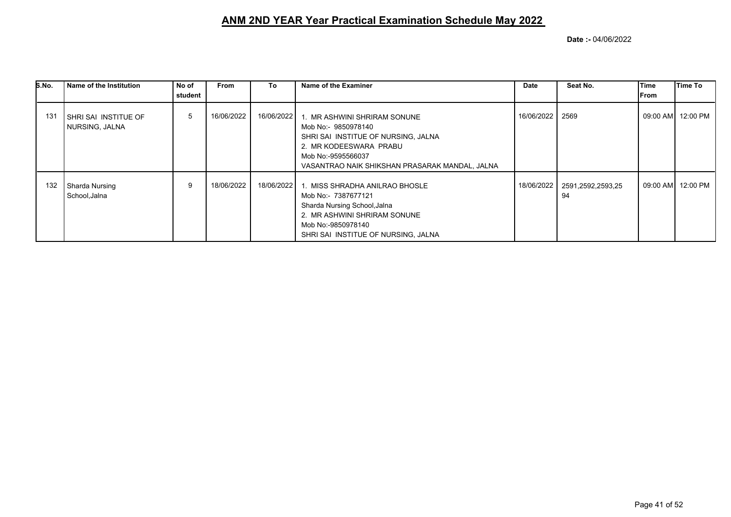# ANM 2ND YEAR Year Practical Examination Schedule May 2022

**Date :-** 04/06/2022

| S.No. | Name of the Institution | No of student | From | To | Name of the Examiner | Date | Seat No. | Time From | Time To |
|---|---|---|---|---|---|---|---|---|---|
| 131 | SHRI SAI INSTITUE OF NURSING, JALNA | 5 | 16/06/2022 | 16/06/2022 | 1. MR ASHWINI SHRIRAM SONUNE<br>Mob No:- 9850978140<br>SHRI SAI INSTITUE OF NURSING, JALNA<br>2. MR KODEESWARA PRABU<br>Mob No:-9595566037<br>VASANTRAO NAIK SHIKSHAN PRASARAK MANDAL, JALNA | 16/06/2022 | 2569 | 09:00 AM | 12:00 PM |
| 132 | Sharda Nursing School,Jalna | 9 | 18/06/2022 | 18/06/2022 | 1. MISS SHRADHA ANILRAO BHOSLE<br>Mob No:- 7387677121<br>Sharda Nursing School,Jalna<br>2. MR ASHWINI SHRIRAM SONUNE<br>Mob No:-9850978140<br>SHRI SAI INSTITUE OF NURSING, JALNA | 18/06/2022 | 2591,2592,2593,2594 | 09:00 AM | 12:00 PM |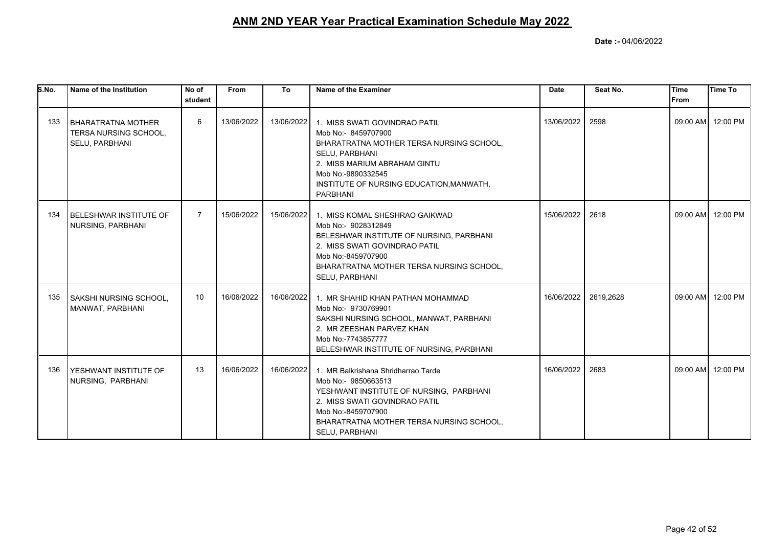# ANM 2ND YEAR Year Practical Examination Schedule May 2022

**Date :-** 04/06/2022

| S.No. | Name of the Institution | No of student | From | To | Name of the Examiner | Date | Seat No. | Time From | Time To |
|---|---|---|---|---|---|---|---|---|---|
| 133 | BHARATRATNA MOTHER TERSA NURSING SCHOOL, SELU, PARBHANI | 6 | 13/06/2022 | 13/06/2022 | 1. MISS SWATI GOVINDRAO PATIL<br>Mob No:- 8459707900<br>BHARATRATNA MOTHER TERSA NURSING SCHOOL, SELU, PARBHANI<br>2. MISS MARIUM ABRAHAM GINTU<br>Mob No:-9890332545<br>INSTITUTE OF NURSING EDUCATION,MANWATH, PARBHANI | 13/06/2022 | 2598 | 09:00 AM | 12:00 PM |
| 134 | BELESHWAR INSTITUTE OF NURSING, PARBHANI | 7 | 15/06/2022 | 15/06/2022 | 1. MISS KOMAL SHESHRAO GAIKWAD<br>Mob No:- 9028312849<br>BELESHWAR INSTITUTE OF NURSING, PARBHANI<br>2. MISS SWATI GOVINDRAO PATIL<br>Mob No:-8459707900<br>BHARATRATNA MOTHER TERSA NURSING SCHOOL, SELU, PARBHANI | 15/06/2022 | 2618 | 09:00 AM | 12:00 PM |
| 135 | SAKSHI NURSING SCHOOL, MANWAT, PARBHANI | 10 | 16/06/2022 | 16/06/2022 | 1. MR SHAHID KHAN PATHAN MOHAMMAD<br>Mob No:- 9730769901<br>SAKSHI NURSING SCHOOL, MANWAT, PARBHANI<br>2. MR ZEESHAN PARVEZ KHAN<br>Mob No:-7743857777<br>BELESHWAR INSTITUTE OF NURSING, PARBHANI | 16/06/2022 | 2619,2628 | 09:00 AM | 12:00 PM |
| 136 | YESHWANT INSTITUTE OF NURSING, PARBHANI | 13 | 16/06/2022 | 16/06/2022 | 1. MR Balkrishana Shridharrao Tarde<br>Mob No:- 9850663513<br>YESHWANT INSTITUTE OF NURSING, PARBHANI<br>2. MISS SWATI GOVINDRAO PATIL<br>Mob No:-8459707900<br>BHARATRATNA MOTHER TERSA NURSING SCHOOL, SELU, PARBHANI | 16/06/2022 | 2683 | 09:00 AM | 12:00 PM |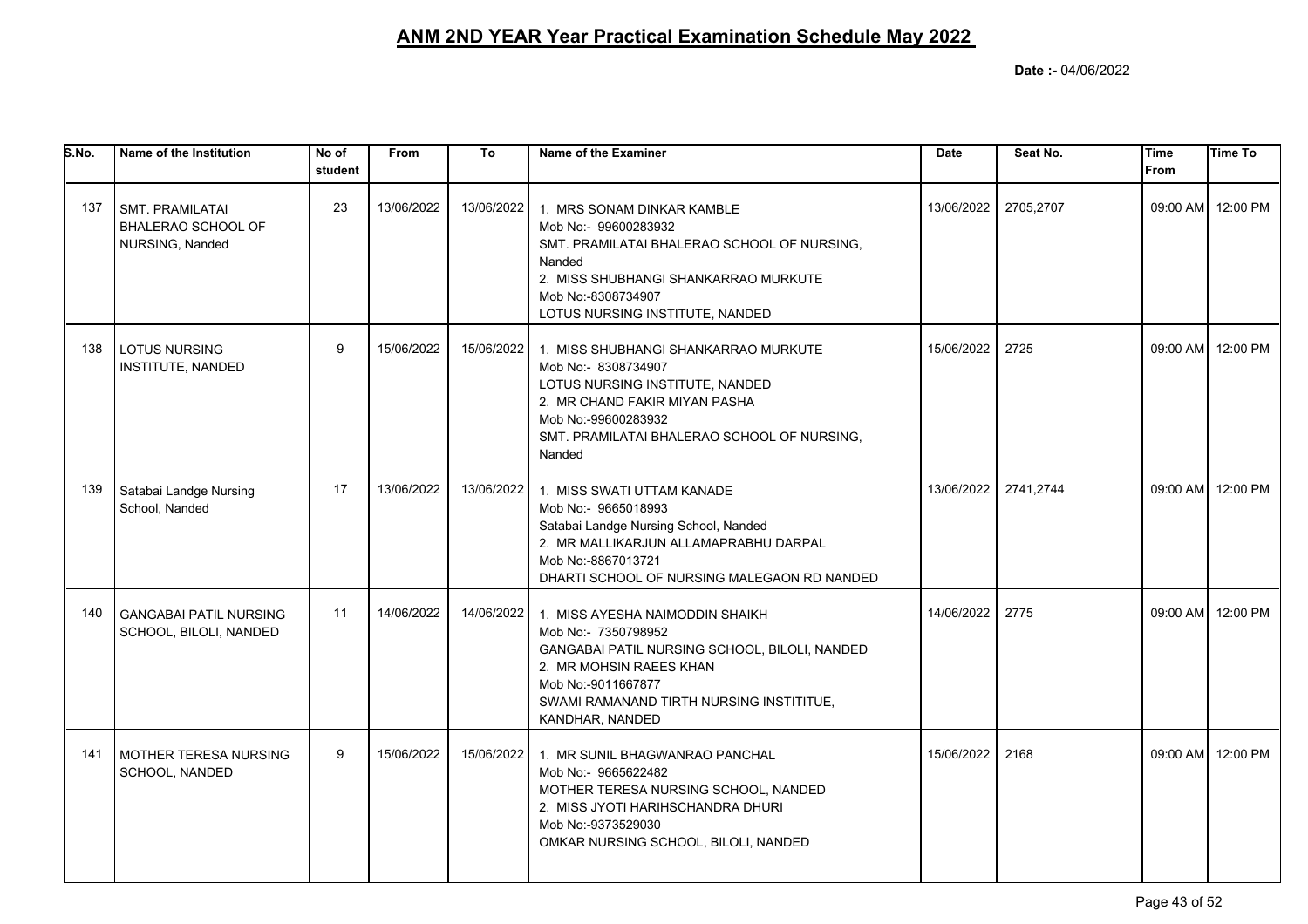# ANM 2ND YEAR Year Practical Examination Schedule May 2022

**Date :-** 04/06/2022

| S.No. | Name of the Institution | No of student | From | To | Name of the Examiner | Date | Seat No. | Time From | Time To |
|---|---|---|---|---|---|---|---|---|---|
| 137 | SMT. PRAMILATAI BHALERAO SCHOOL OF NURSING, Nanded | 23 | 13/06/2022 | 13/06/2022 | 1. MRS SONAM DINKAR KAMBLE<br>Mob No:- 99600283932<br>SMT. PRAMILATAI BHALERAO SCHOOL OF NURSING, Nanded<br>2. MISS SHUBHANGI SHANKARRAO MURKUTE<br>Mob No:-8308734907<br>LOTUS NURSING INSTITUTE, NANDED | 13/06/2022 | 2705,2707 | 09:00 AM | 12:00 PM |
| 138 | LOTUS NURSING INSTITUTE, NANDED | 9 | 15/06/2022 | 15/06/2022 | 1. MISS SHUBHANGI SHANKARRAO MURKUTE<br>Mob No:- 8308734907<br>LOTUS NURSING INSTITUTE, NANDED<br>2. MR CHAND FAKIR MIYAN PASHA<br>Mob No:-99600283932<br>SMT. PRAMILATAI BHALERAO SCHOOL OF NURSING, Nanded | 15/06/2022 | 2725 | 09:00 AM | 12:00 PM |
| 139 | Satabai Landge Nursing School, Nanded | 17 | 13/06/2022 | 13/06/2022 | 1. MISS SWATI UTTAM KANADE<br>Mob No:- 9665018993<br>Satabai Landge Nursing School, Nanded<br>2. MR MALLIKARJUN ALLAMAPRABHU DARPAL<br>Mob No:-8867013721<br>DHARTI SCHOOL OF NURSING MALEGAON RD NANDED | 13/06/2022 | 2741,2744 | 09:00 AM | 12:00 PM |
| 140 | GANGABAI PATIL NURSING SCHOOL, BILOLI, NANDED | 11 | 14/06/2022 | 14/06/2022 | 1. MISS AYESHA NAIMODDIN SHAIKH<br>Mob No:- 7350798952<br>GANGABAI PATIL NURSING SCHOOL, BILOLI, NANDED<br>2. MR MOHSIN RAEES KHAN<br>Mob No:-9011667877<br>SWAMI RAMANAND TIRTH NURSING INSTITITUE, KANDHAR, NANDED | 14/06/2022 | 2775 | 09:00 AM | 12:00 PM |
| 141 | MOTHER TERESA NURSING SCHOOL, NANDED | 9 | 15/06/2022 | 15/06/2022 | 1. MR SUNIL BHAGWANRAO PANCHAL<br>Mob No:- 9665622482<br>MOTHER TERESA NURSING SCHOOL, NANDED<br>2. MISS JYOTI HARIHSCHANDRA DHURI<br>Mob No:-9373529030<br>OMKAR NURSING SCHOOL, BILOLI, NANDED | 15/06/2022 | 2168 | 09:00 AM | 12:00 PM |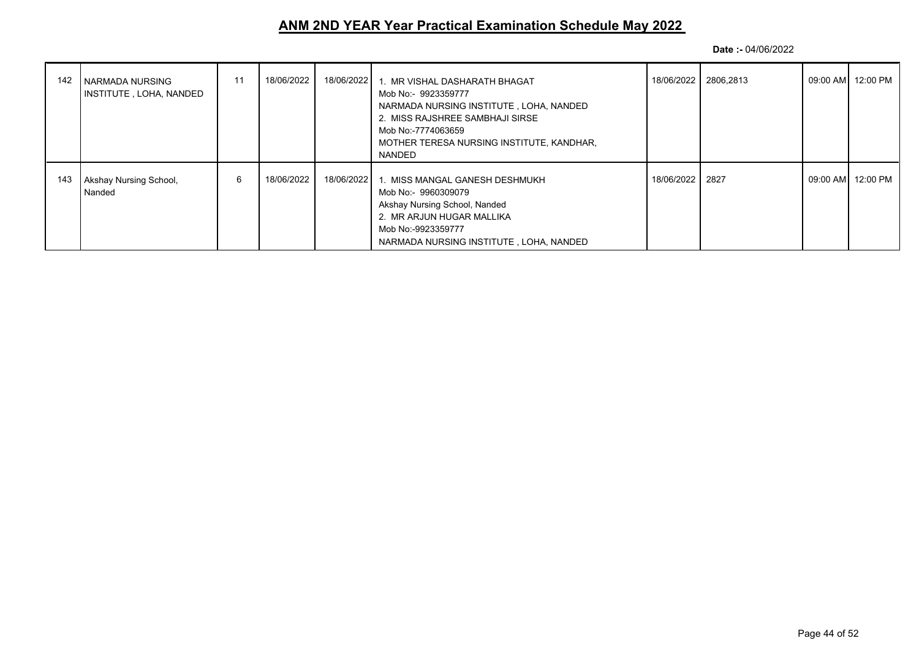# ANM 2ND YEAR Year Practical Examination Schedule May 2022

**Date :-** 04/06/2022

| | | | | | | | | | |
|---|---|---|---|---|---|---|---|---|---|
| 142 | NARMADA NURSING INSTITUTE , LOHA, NANDED | 11 | 18/06/2022 | 18/06/2022 | 1. MR VISHAL DASHARATH BHAGAT<br>Mob No:- 9923359777<br>NARMADA NURSING INSTITUTE , LOHA, NANDED<br>2. MISS RAJSHREE SAMBHAJI SIRSE<br>Mob No:-7774063659<br>MOTHER TERESA NURSING INSTITUTE, KANDHAR, NANDED | 18/06/2022 | 2806,2813 | 09:00 AM | 12:00 PM |
| 143 | Akshay Nursing School, Nanded | 6 | 18/06/2022 | 18/06/2022 | 1. MISS MANGAL GANESH DESHMUKH<br>Mob No:- 9960309079<br>Akshay Nursing School, Nanded<br>2. MR ARJUN HUGAR MALLIKA<br>Mob No:-9923359777<br>NARMADA NURSING INSTITUTE , LOHA, NANDED | 18/06/2022 | 2827 | 09:00 AM | 12:00 PM |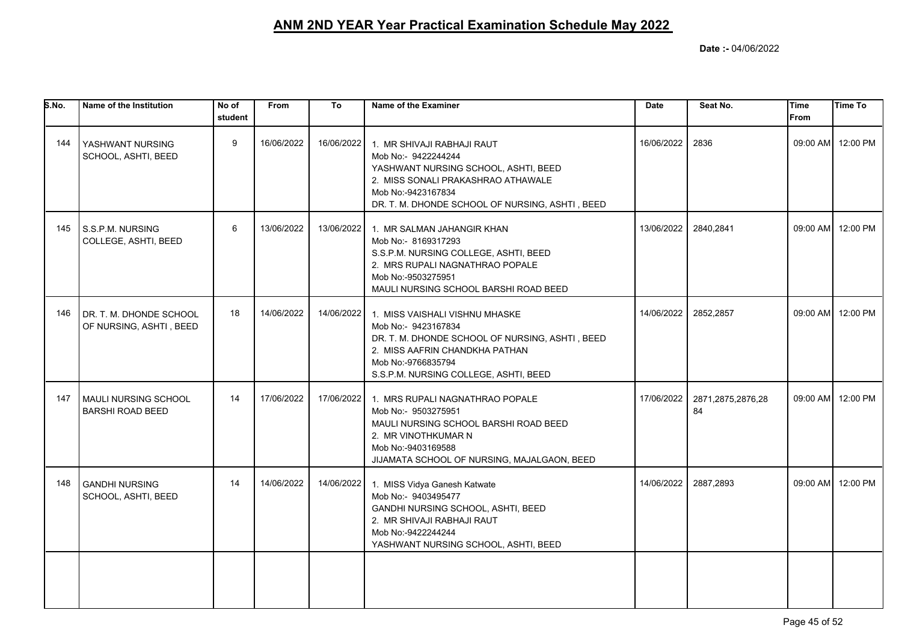# ANM 2ND YEAR Year Practical Examination Schedule May 2022

**Date :-** 04/06/2022

| S.No. | Name of the Institution | No of student | From | To | Name of the Examiner | Date | Seat No. | Time From | Time To |
|---|---|---|---|---|---|---|---|---|---|
| 144 | YASHWANT NURSING SCHOOL, ASHTI, BEED | 9 | 16/06/2022 | 16/06/2022 | 1. MR SHIVAJI RABHAJI RAUT<br>Mob No:- 9422244244<br>YASHWANT NURSING SCHOOL, ASHTI, BEED<br>2. MISS SONALI PRAKASHRAO ATHAWALE<br>Mob No:-9423167834<br>DR. T. M. DHONDE SCHOOL OF NURSING, ASHTI , BEED | 16/06/2022 | 2836 | 09:00 AM | 12:00 PM |
| 145 | S.S.P.M. NURSING COLLEGE, ASHTI, BEED | 6 | 13/06/2022 | 13/06/2022 | 1. MR SALMAN JAHANGIR KHAN<br>Mob No:- 8169317293<br>S.S.P.M. NURSING COLLEGE, ASHTI, BEED<br>2. MRS RUPALI NAGNATHRAO POPALE<br>Mob No:-9503275951<br>MAULI NURSING SCHOOL BARSHI ROAD BEED | 13/06/2022 | 2840,2841 | 09:00 AM | 12:00 PM |
| 146 | DR. T. M. DHONDE SCHOOL OF NURSING, ASHTI , BEED | 18 | 14/06/2022 | 14/06/2022 | 1. MISS VAISHALI VISHNU MHASKE<br>Mob No:- 9423167834<br>DR. T. M. DHONDE SCHOOL OF NURSING, ASHTI , BEED<br>2. MISS AAFRIN CHANDKHA PATHAN<br>Mob No:-9766835794<br>S.S.P.M. NURSING COLLEGE, ASHTI, BEED | 14/06/2022 | 2852,2857 | 09:00 AM | 12:00 PM |
| 147 | MAULI NURSING SCHOOL BARSHI ROAD BEED | 14 | 17/06/2022 | 17/06/2022 | 1. MRS RUPALI NAGNATHRAO POPALE<br>Mob No:- 9503275951<br>MAULI NURSING SCHOOL BARSHI ROAD BEED<br>2. MR VINOTHKUMAR N<br>Mob No:-9403169588<br>JIJAMATA SCHOOL OF NURSING, MAJALGAON, BEED | 17/06/2022 | 2871,2875,2876,2884 | 09:00 AM | 12:00 PM |
| 148 | GANDHI NURSING SCHOOL, ASHTI, BEED | 14 | 14/06/2022 | 14/06/2022 | 1. MISS Vidya Ganesh Katwate<br>Mob No:- 9403495477<br>GANDHI NURSING SCHOOL, ASHTI, BEED<br>2. MR SHIVAJI RABHAJI RAUT<br>Mob No:-9422244244<br>YASHWANT NURSING SCHOOL, ASHTI, BEED | 14/06/2022 | 2887,2893 | 09:00 AM | 12:00 PM |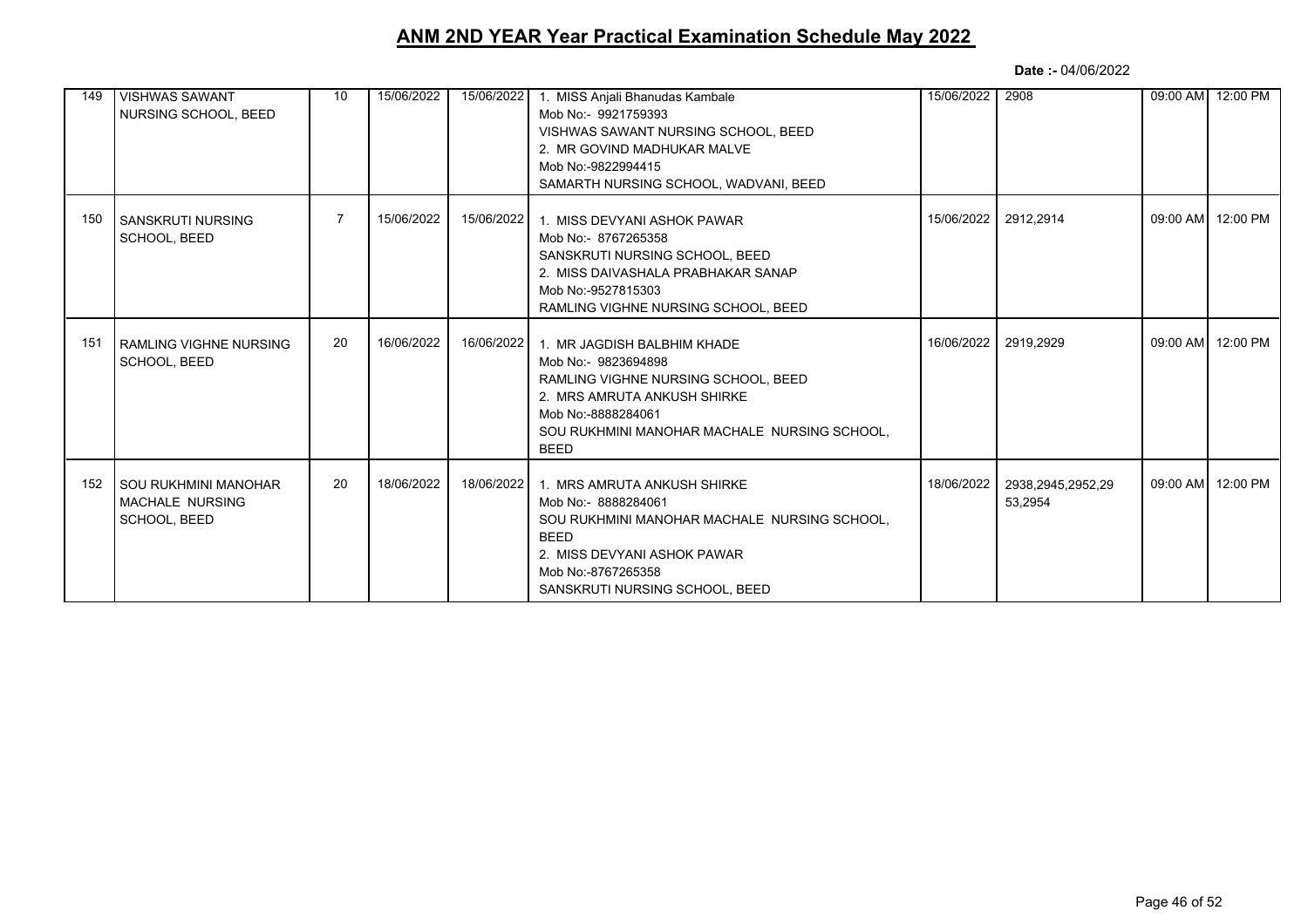# ANM 2ND YEAR Year Practical Examination Schedule May 2022

**Date :-** 04/06/2022

| | | | | | | | | | |
|---|---|---|---|---|---|---|---|---|---|
| 149 | VISHWAS SAWANT NURSING SCHOOL, BEED | 10 | 15/06/2022 | 15/06/2022 | 1. MISS Anjali Bhanudas Kambale<br>Mob No:- 9921759393<br>VISHWAS SAWANT NURSING SCHOOL, BEED<br>2. MR GOVIND MADHUKAR MALVE<br>Mob No:-9822994415<br>SAMARTH NURSING SCHOOL, WADVANI, BEED | 15/06/2022 | 2908 | 09:00 AM | 12:00 PM |
| 150 | SANSKRUTI NURSING SCHOOL, BEED | 7 | 15/06/2022 | 15/06/2022 | 1. MISS DEVYANI ASHOK PAWAR<br>Mob No:- 8767265358<br>SANSKRUTI NURSING SCHOOL, BEED<br>2. MISS DAIVASHALA PRABHAKAR SANAP<br>Mob No:-9527815303<br>RAMLING VIGHNE NURSING SCHOOL, BEED | 15/06/2022 | 2912,2914 | 09:00 AM | 12:00 PM |
| 151 | RAMLING VIGHNE NURSING SCHOOL, BEED | 20 | 16/06/2022 | 16/06/2022 | 1. MR JAGDISH BALBHIM KHADE<br>Mob No:- 9823694898<br>RAMLING VIGHNE NURSING SCHOOL, BEED<br>2. MRS AMRUTA ANKUSH SHIRKE<br>Mob No:-8888284061<br>SOU RUKHMINI MANOHAR MACHALE NURSING SCHOOL, BEED | 16/06/2022 | 2919,2929 | 09:00 AM | 12:00 PM |
| 152 | SOU RUKHMINI MANOHAR MACHALE NURSING SCHOOL, BEED | 20 | 18/06/2022 | 18/06/2022 | 1. MRS AMRUTA ANKUSH SHIRKE<br>Mob No:- 8888284061<br>SOU RUKHMINI MANOHAR MACHALE NURSING SCHOOL, BEED<br>2. MISS DEVYANI ASHOK PAWAR<br>Mob No:-8767265358<br>SANSKRUTI NURSING SCHOOL, BEED | 18/06/2022 | 2938,2945,2952,2953,2954 | 09:00 AM | 12:00 PM |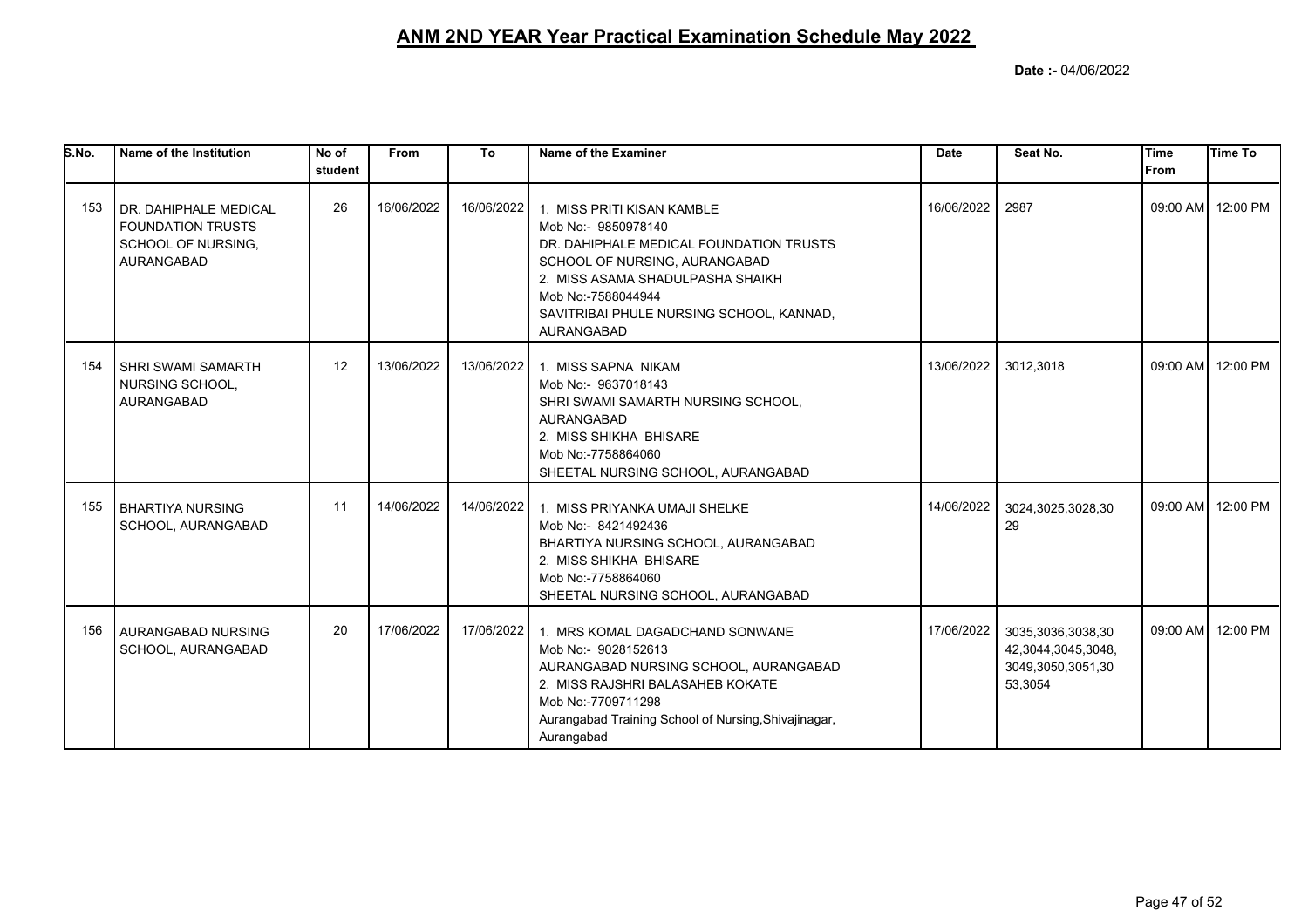# ANM 2ND YEAR Year Practical Examination Schedule May 2022

**Date :-** 04/06/2022

| S.No. | Name of the Institution | No of student | From | To | Name of the Examiner | Date | Seat No. | Time From | Time To |
|---|---|---|---|---|---|---|---|---|---|
| 153 | DR. DAHIPHALE MEDICAL FOUNDATION TRUSTS SCHOOL OF NURSING, AURANGABAD | 26 | 16/06/2022 | 16/06/2022 | 1. MISS PRITI KISAN KAMBLE<br>Mob No:- 9850978140<br>DR. DAHIPHALE MEDICAL FOUNDATION TRUSTS SCHOOL OF NURSING, AURANGABAD<br>2. MISS ASAMA SHADULPASHA SHAIKH<br>Mob No:-7588044944<br>SAVITRIBAI PHULE NURSING SCHOOL, KANNAD, AURANGABAD | 16/06/2022 | 2987 | 09:00 AM | 12:00 PM |
| 154 | SHRI SWAMI SAMARTH NURSING SCHOOL, AURANGABAD | 12 | 13/06/2022 | 13/06/2022 | 1. MISS SAPNA NIKAM<br>Mob No:- 9637018143<br>SHRI SWAMI SAMARTH NURSING SCHOOL, AURANGABAD<br>2. MISS SHIKHA BHISARE<br>Mob No:-7758864060<br>SHEETAL NURSING SCHOOL, AURANGABAD | 13/06/2022 | 3012,3018 | 09:00 AM | 12:00 PM |
| 155 | BHARTIYA NURSING SCHOOL, AURANGABAD | 11 | 14/06/2022 | 14/06/2022 | 1. MISS PRIYANKA UMAJI SHELKE<br>Mob No:- 8421492436<br>BHARTIYA NURSING SCHOOL, AURANGABAD<br>2. MISS SHIKHA BHISARE<br>Mob No:-7758864060<br>SHEETAL NURSING SCHOOL, AURANGABAD | 14/06/2022 | 3024,3025,3028,3029 | 09:00 AM | 12:00 PM |
| 156 | AURANGABAD NURSING SCHOOL, AURANGABAD | 20 | 17/06/2022 | 17/06/2022 | 1. MRS KOMAL DAGADCHAND SONWANE<br>Mob No:- 9028152613<br>AURANGABAD NURSING SCHOOL, AURANGABAD<br>2. MISS RAJSHRI BALASAHEB KOKATE<br>Mob No:-7709711298<br>Aurangabad Training School of Nursing,Shivajinagar, Aurangabad | 17/06/2022 | 3035,3036,3038,3042,3044,3045,3048,3049,3050,3051,3053,3054 | 09:00 AM | 12:00 PM |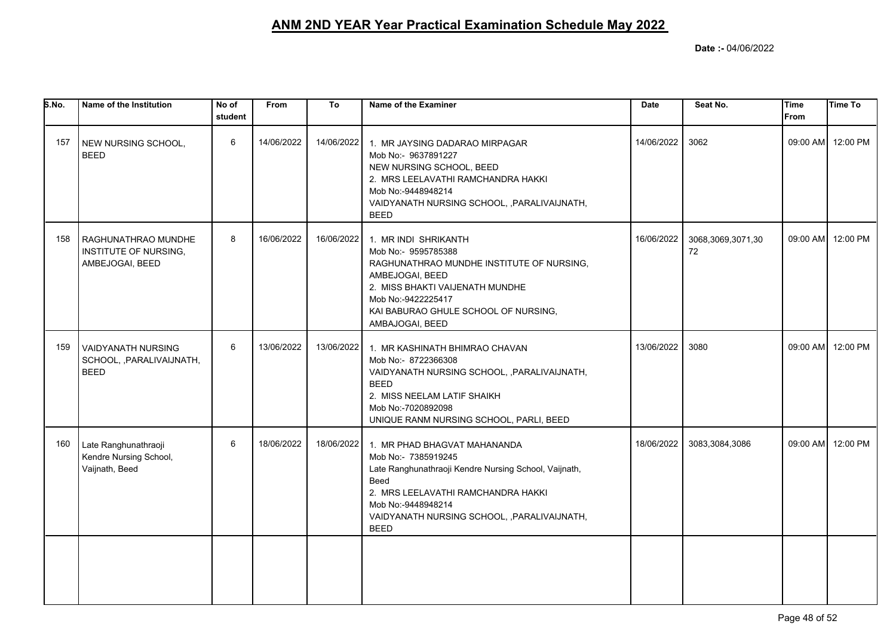# ANM 2ND YEAR Year Practical Examination Schedule May 2022

**Date :-** 04/06/2022

| S.No. | Name of the Institution | No of student | From | To | Name of the Examiner | Date | Seat No. | Time From | Time To |
|---|---|---|---|---|---|---|---|---|---|
| 157 | NEW NURSING SCHOOL, BEED | 6 | 14/06/2022 | 14/06/2022 | 1. MR JAYSING DADARAO MIRPAGAR<br>Mob No:- 9637891227<br>NEW NURSING SCHOOL, BEED<br>2. MRS LEELAVATHI RAMCHANDRA HAKKI<br>Mob No:-9448948214<br>VAIDYANATH NURSING SCHOOL, ,PARALIVAIJNATH, BEED | 14/06/2022 | 3062 | 09:00 AM | 12:00 PM |
| 158 | RAGHUNATHRAO MUNDHE INSTITUTE OF NURSING, AMBEJOGAI, BEED | 8 | 16/06/2022 | 16/06/2022 | 1. MR INDI SHRIKANTH<br>Mob No:- 9595785388<br>RAGHUNATHRAO MUNDHE INSTITUTE OF NURSING, AMBEJOGAI, BEED<br>2. MISS BHAKTI VAIJENATH MUNDHE<br>Mob No:-9422225417<br>KAI BABURAO GHULE SCHOOL OF NURSING, AMBAJOGAI, BEED | 16/06/2022 | 3068,3069,3071,3072 | 09:00 AM | 12:00 PM |
| 159 | VAIDYANATH NURSING SCHOOL, ,PARALIVAIJNATH, BEED | 6 | 13/06/2022 | 13/06/2022 | 1. MR KASHINATH BHIMRAO CHAVAN<br>Mob No:- 8722366308<br>VAIDYANATH NURSING SCHOOL, ,PARALIVAIJNATH, BEED<br>2. MISS NEELAM LATIF SHAIKH<br>Mob No:-7020892098<br>UNIQUE RANM NURSING SCHOOL, PARLI, BEED | 13/06/2022 | 3080 | 09:00 AM | 12:00 PM |
| 160 | Late Ranghunathraoji Kendre Nursing School, Vaijnath, Beed | 6 | 18/06/2022 | 18/06/2022 | 1. MR PHAD BHAGVAT MAHANANDA<br>Mob No:- 7385919245<br>Late Ranghunathraoji Kendre Nursing School, Vaijnath, Beed<br>2. MRS LEELAVATHI RAMCHANDRA HAKKI<br>Mob No:-9448948214<br>VAIDYANATH NURSING SCHOOL, ,PARALIVAIJNATH, BEED | 18/06/2022 | 3083,3084,3086 | 09:00 AM | 12:00 PM |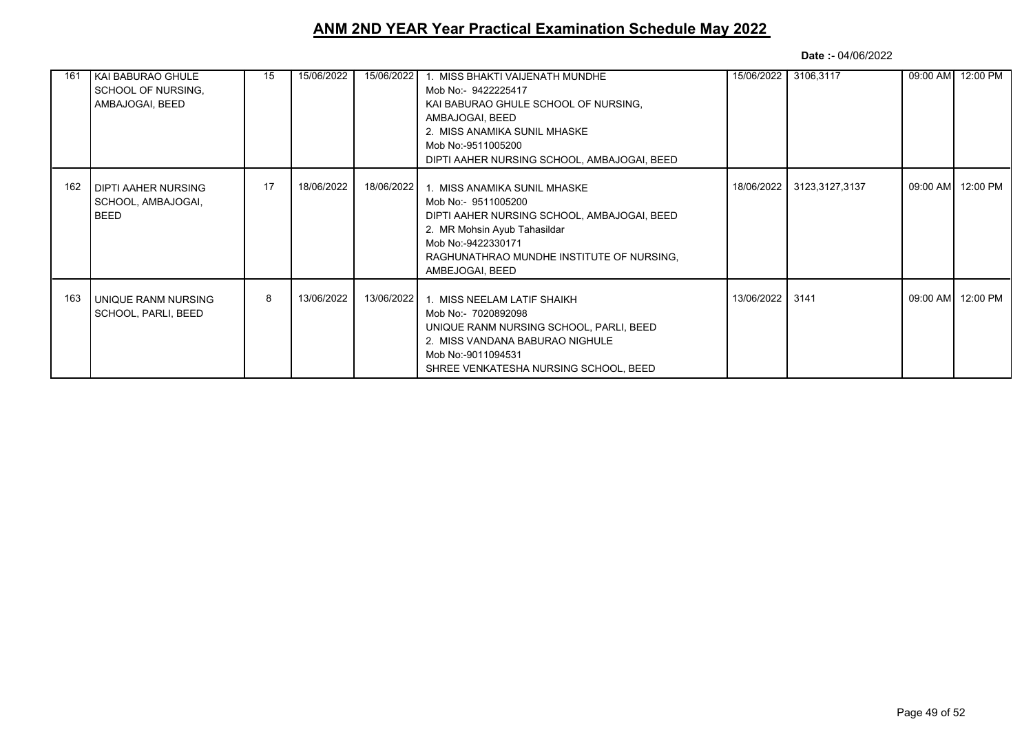# ANM 2ND YEAR Year Practical Examination Schedule May 2022

**Date :-** 04/06/2022

| | | | | | | | | | |
|---|---|---|---|---|---|---|---|---|---|
| 161 | KAI BABURAO GHULE SCHOOL OF NURSING, AMBAJOGAI, BEED | 15 | 15/06/2022 | 15/06/2022 | 1. MISS BHAKTI VAIJENATH MUNDHE<br>Mob No:- 9422225417<br>KAI BABURAO GHULE SCHOOL OF NURSING, AMBAJOGAI, BEED<br>2. MISS ANAMIKA SUNIL MHASKE<br>Mob No:-9511005200<br>DIPTI AAHER NURSING SCHOOL, AMBAJOGAI, BEED | 15/06/2022 | 3106,3117 | 09:00 AM | 12:00 PM |
| 162 | DIPTI AAHER NURSING SCHOOL, AMBAJOGAI, BEED | 17 | 18/06/2022 | 18/06/2022 | 1. MISS ANAMIKA SUNIL MHASKE<br>Mob No:- 9511005200<br>DIPTI AAHER NURSING SCHOOL, AMBAJOGAI, BEED<br>2. MR Mohsin Ayub Tahasildar<br>Mob No:-9422330171<br>RAGHUNATHRAO MUNDHE INSTITUTE OF NURSING, AMBEJOGAI, BEED | 18/06/2022 | 3123,3127,3137 | 09:00 AM | 12:00 PM |
| 163 | UNIQUE RANM NURSING SCHOOL, PARLI, BEED | 8 | 13/06/2022 | 13/06/2022 | 1. MISS NEELAM LATIF SHAIKH<br>Mob No:- 7020892098<br>UNIQUE RANM NURSING SCHOOL, PARLI, BEED<br>2. MISS VANDANA BABURAO NIGHULE<br>Mob No:-9011094531<br>SHREE VENKATESHA NURSING SCHOOL, BEED | 13/06/2022 | 3141 | 09:00 AM | 12:00 PM |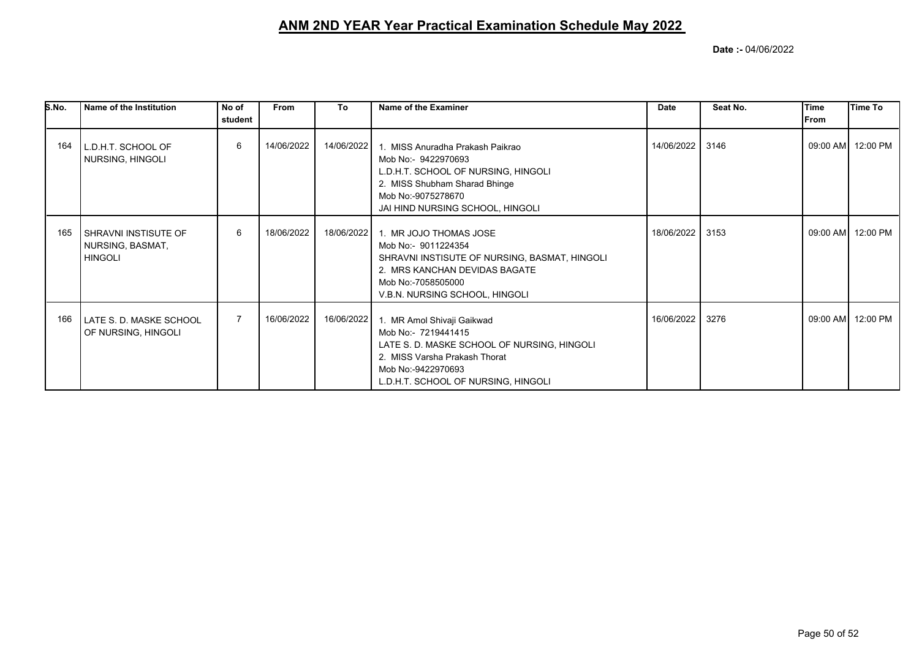# ANM 2ND YEAR Year Practical Examination Schedule May 2022

**Date :-** 04/06/2022

| S.No. | Name of the Institution | No of student | From | To | Name of the Examiner | Date | Seat No. | Time From | Time To |
|---|---|---|---|---|---|---|---|---|---|
| 164 | L.D.H.T. SCHOOL OF NURSING, HINGOLI | 6 | 14/06/2022 | 14/06/2022 | 1. MISS Anuradha Prakash Paikrao<br>Mob No:- 9422970693<br>L.D.H.T. SCHOOL OF NURSING, HINGOLI<br>2. MISS Shubham Sharad Bhinge<br>Mob No:-9075278670<br>JAI HIND NURSING SCHOOL, HINGOLI | 14/06/2022 | 3146 | 09:00 AM | 12:00 PM |
| 165 | SHRAVNI INSTISUTE OF NURSING, BASMAT, HINGOLI | 6 | 18/06/2022 | 18/06/2022 | 1. MR JOJO THOMAS JOSE<br>Mob No:- 9011224354<br>SHRAVNI INSTISUTE OF NURSING, BASMAT, HINGOLI<br>2. MRS KANCHAN DEVIDAS BAGATE<br>Mob No:-7058505000<br>V.B.N. NURSING SCHOOL, HINGOLI | 18/06/2022 | 3153 | 09:00 AM | 12:00 PM |
| 166 | LATE S. D. MASKE SCHOOL OF NURSING, HINGOLI | 7 | 16/06/2022 | 16/06/2022 | 1. MR Amol Shivaji Gaikwad<br>Mob No:- 7219441415<br>LATE S. D. MASKE SCHOOL OF NURSING, HINGOLI<br>2. MISS Varsha Prakash Thorat<br>Mob No:-9422970693<br>L.D.H.T. SCHOOL OF NURSING, HINGOLI | 16/06/2022 | 3276 | 09:00 AM | 12:00 PM |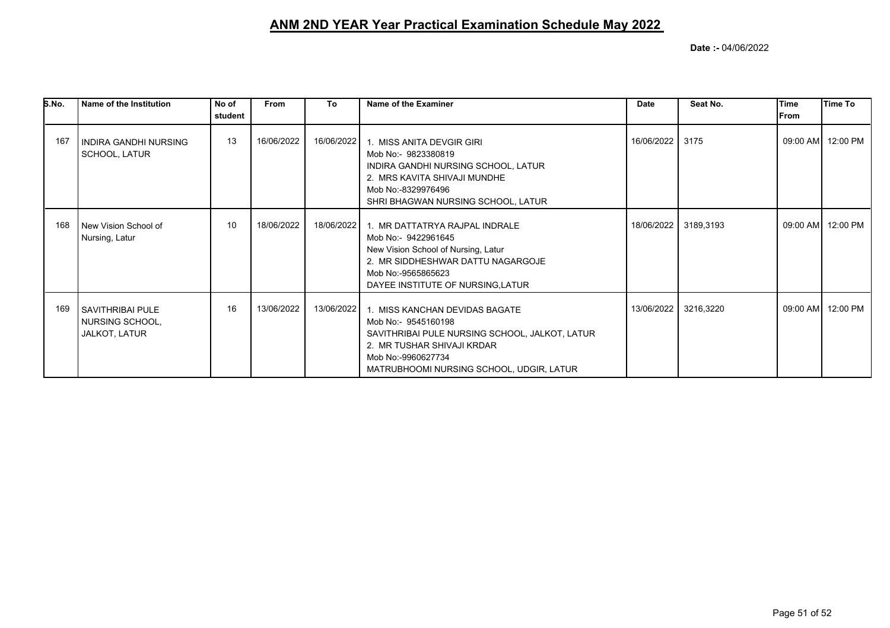## ANM 2ND YEAR Year Practical Examination Schedule May 2022

**Date :-** 04/06/2022

| S.No. | Name of the Institution | No of student | From | To | Name of the Examiner | Date | Seat No. | Time From | Time To |
|---|---|---|---|---|---|---|---|---|---|
| 167 | INDIRA GANDHI NURSING SCHOOL, LATUR | 13 | 16/06/2022 | 16/06/2022 | 1. MISS ANITA DEVGIR GIRI<br>Mob No:- 9823380819<br>INDIRA GANDHI NURSING SCHOOL, LATUR<br>2. MRS KAVITA SHIVAJI MUNDHE<br>Mob No:-8329976496<br>SHRI BHAGWAN NURSING SCHOOL, LATUR | 16/06/2022 | 3175 | 09:00 AM | 12:00 PM |
| 168 | New Vision School of Nursing, Latur | 10 | 18/06/2022 | 18/06/2022 | 1. MR DATTATRYA RAJPAL INDRALE<br>Mob No:- 9422961645<br>New Vision School of Nursing, Latur<br>2. MR SIDDHESHWAR DATTU NAGARGOJE<br>Mob No:-9565865623<br>DAYEE INSTITUTE OF NURSING,LATUR | 18/06/2022 | 3189,3193 | 09:00 AM | 12:00 PM |
| 169 | SAVITHRIBAI PULE NURSING SCHOOL, JALKOT, LATUR | 16 | 13/06/2022 | 13/06/2022 | 1. MISS KANCHAN DEVIDAS BAGATE<br>Mob No:- 9545160198<br>SAVITHRIBAI PULE NURSING SCHOOL, JALKOT, LATUR<br>2. MR TUSHAR SHIVAJI KRDAR<br>Mob No:-9960627734<br>MATRUBHOOMI NURSING SCHOOL, UDGIR, LATUR | 13/06/2022 | 3216,3220 | 09:00 AM | 12:00 PM |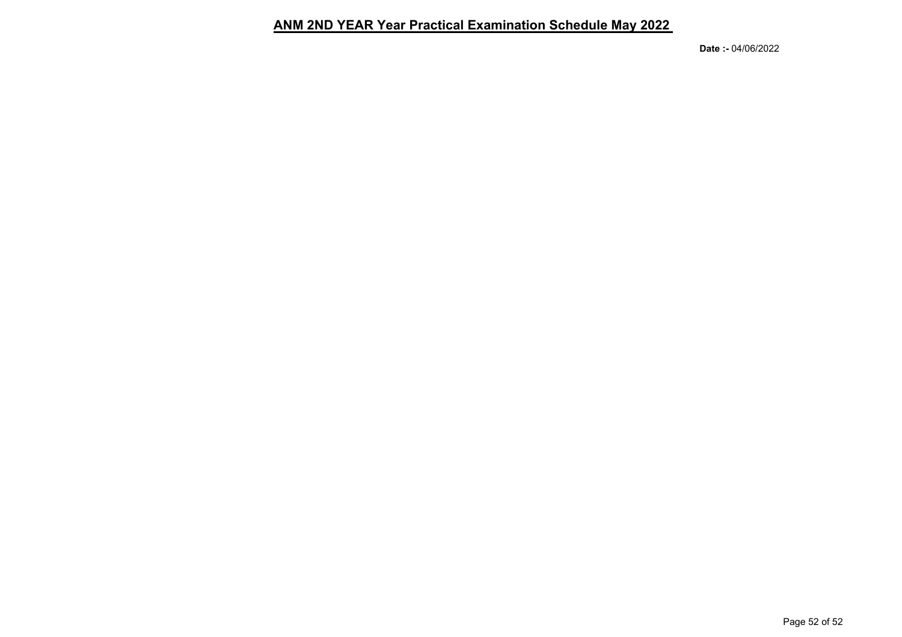## ANM 2ND YEAR Year Practical Examination Schedule May 2022

**Date :-** 04/06/2022